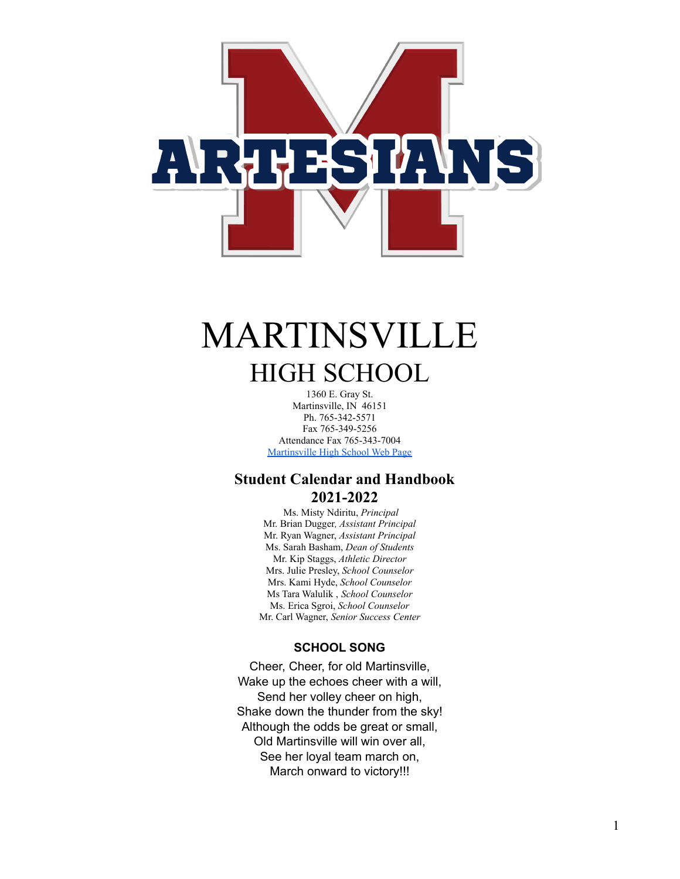# MARTINSVILLE

## HIGH SCHOOL

1360 E. Gray St.
Martinsville, IN 46151
Ph. 765-342-5571
Fax 765-349-5256
Attendance Fax 765-343-7004
[Martinsville High School Web Page]

## Student Calendar and Handbook 2021-2022

Ms. Misty Ndiritu, *Principal*
Mr. Brian Dugger, *Assistant Principal*
Mr. Ryan Wagner, *Assistant Principal*
Ms. Sarah Basham, *Dean of Students*
Mr. Kip Staggs, *Athletic Director*
Mrs. Julie Presley, *School Counselor*
Mrs. Kami Hyde, *School Counselor*
Ms Tara Walulik , *School Counselor*
Ms. Erica Sgroi, *School Counselor*
Mr. Carl Wagner, *Senior Success Center*

### SCHOOL SONG

Cheer, Cheer, for old Martinsville,
Wake up the echoes cheer with a will,
Send her volley cheer on high,
Shake down the thunder from the sky!
Although the odds be great or small,
Old Martinsville will win over all,
See her loyal team march on,
March onward to victory!!!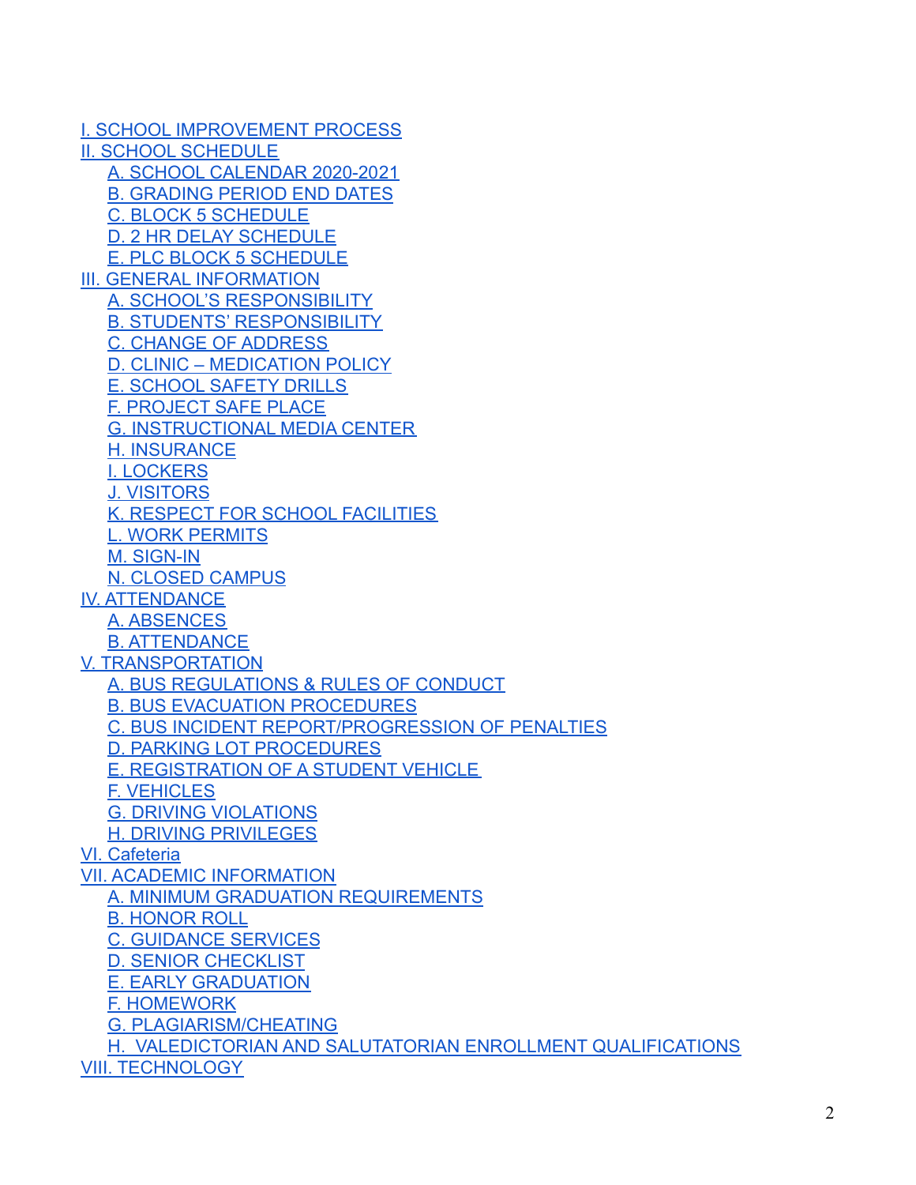- I. SCHOOL IMPROVEMENT PROCESS
- II. SCHOOL SCHEDULE
  - A. SCHOOL CALENDAR 2020-2021
  - B. GRADING PERIOD END DATES
  - C. BLOCK 5 SCHEDULE
  - D. 2 HR DELAY SCHEDULE
  - E. PLC BLOCK 5 SCHEDULE
- III. GENERAL INFORMATION
  - A. SCHOOL'S RESPONSIBILITY
  - B. STUDENTS' RESPONSIBILITY
  - C. CHANGE OF ADDRESS
  - D. CLINIC – MEDICATION POLICY
  - E. SCHOOL SAFETY DRILLS
  - F. PROJECT SAFE PLACE
  - G. INSTRUCTIONAL MEDIA CENTER
  - H. INSURANCE
  - I. LOCKERS
  - J. VISITORS
  - K. RESPECT FOR SCHOOL FACILITIES
  - L. WORK PERMITS
  - M. SIGN-IN
  - N. CLOSED CAMPUS
- IV. ATTENDANCE
  - A. ABSENCES
  - B. ATTENDANCE
- V. TRANSPORTATION
  - A. BUS REGULATIONS & RULES OF CONDUCT
  - B. BUS EVACUATION PROCEDURES
  - C. BUS INCIDENT REPORT/PROGRESSION OF PENALTIES
  - D. PARKING LOT PROCEDURES
  - E. REGISTRATION OF A STUDENT VEHICLE
  - F. VEHICLES
  - G. DRIVING VIOLATIONS
  - H. DRIVING PRIVILEGES
- VI. Cafeteria
- VII. ACADEMIC INFORMATION
  - A. MINIMUM GRADUATION REQUIREMENTS
  - B. HONOR ROLL
  - C. GUIDANCE SERVICES
  - D. SENIOR CHECKLIST
  - E. EARLY GRADUATION
  - F. HOMEWORK
  - G. PLAGIARISM/CHEATING
  - H. VALEDICTORIAN AND SALUTATORIAN ENROLLMENT QUALIFICATIONS
- VIII. TECHNOLOGY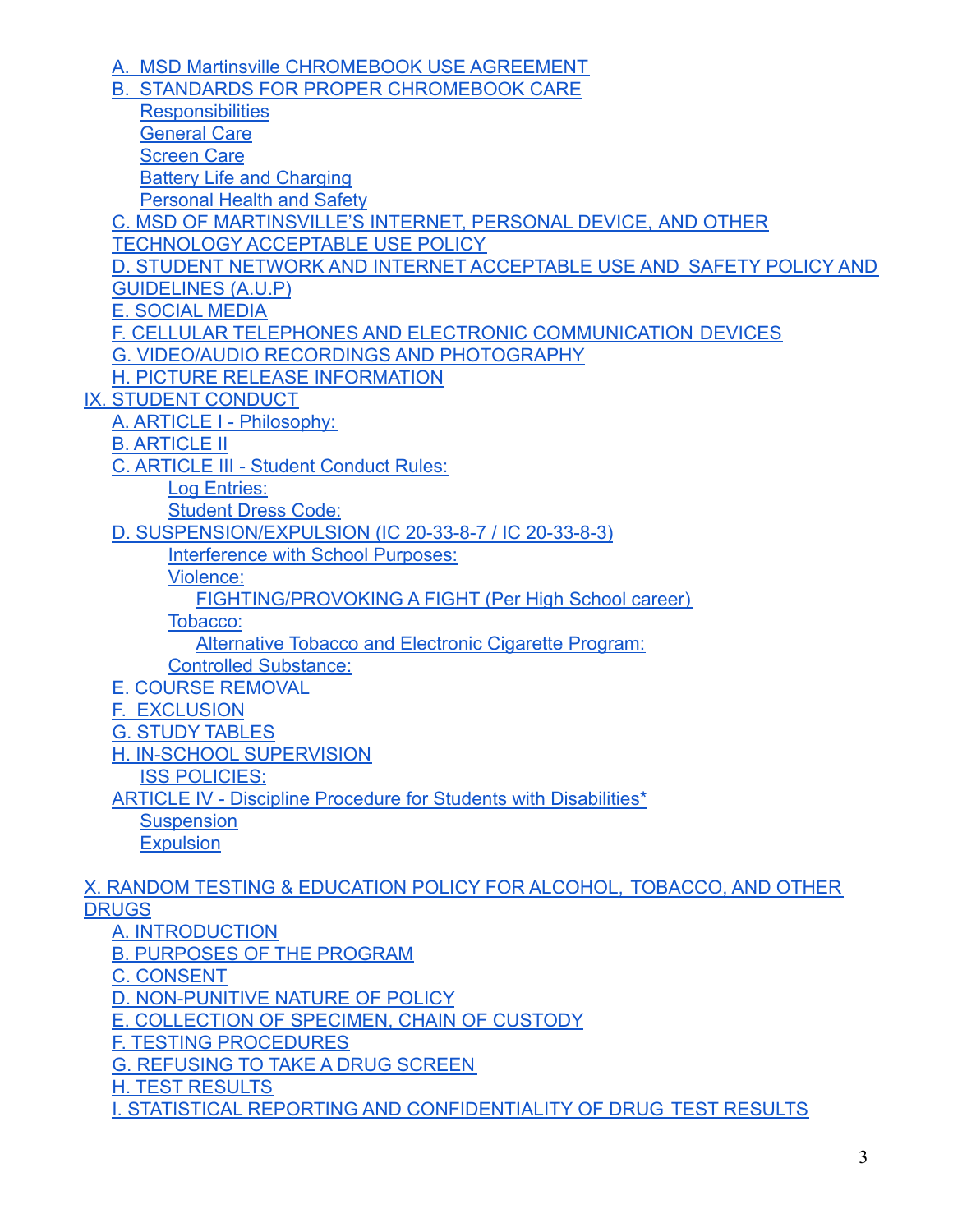- A. MSD Martinsville CHROMEBOOK USE AGREEMENT
- B. STANDARDS FOR PROPER CHROMEBOOK CARE
  - Responsibilities
  - General Care
  - Screen Care
  - Battery Life and Charging
  - Personal Health and Safety
- C. MSD OF MARTINSVILLE'S INTERNET, PERSONAL DEVICE, AND OTHER TECHNOLOGY ACCEPTABLE USE POLICY
- D. STUDENT NETWORK AND INTERNET ACCEPTABLE USE AND SAFETY POLICY AND GUIDELINES (A.U.P)
- E. SOCIAL MEDIA
- F. CELLULAR TELEPHONES AND ELECTRONIC COMMUNICATION DEVICES
- G. VIDEO/AUDIO RECORDINGS AND PHOTOGRAPHY
- H. PICTURE RELEASE INFORMATION

IX. STUDENT CONDUCT
- A. ARTICLE I - Philosophy:
- B. ARTICLE II
- C. ARTICLE III - Student Conduct Rules:
  - Log Entries:
  - Student Dress Code:
- D. SUSPENSION/EXPULSION (IC 20-33-8-7 / IC 20-33-8-3)
  - Interference with School Purposes:
  - Violence:
    - FIGHTING/PROVOKING A FIGHT (Per High School career)
  - Tobacco:
    - Alternative Tobacco and Electronic Cigarette Program:
  - Controlled Substance:
- E. COURSE REMOVAL
- F. EXCLUSION
- G. STUDY TABLES
- H. IN-SCHOOL SUPERVISION
  - ISS POLICIES:
- ARTICLE IV - Discipline Procedure for Students with Disabilities*
  - Suspension
  - Expulsion

X. RANDOM TESTING & EDUCATION POLICY FOR ALCOHOL, TOBACCO, AND OTHER DRUGS
- A. INTRODUCTION
- B. PURPOSES OF THE PROGRAM
- C. CONSENT
- D. NON-PUNITIVE NATURE OF POLICY
- E. COLLECTION OF SPECIMEN, CHAIN OF CUSTODY
- F. TESTING PROCEDURES
- G. REFUSING TO TAKE A DRUG SCREEN
- H. TEST RESULTS
- I. STATISTICAL REPORTING AND CONFIDENTIALITY OF DRUG TEST RESULTS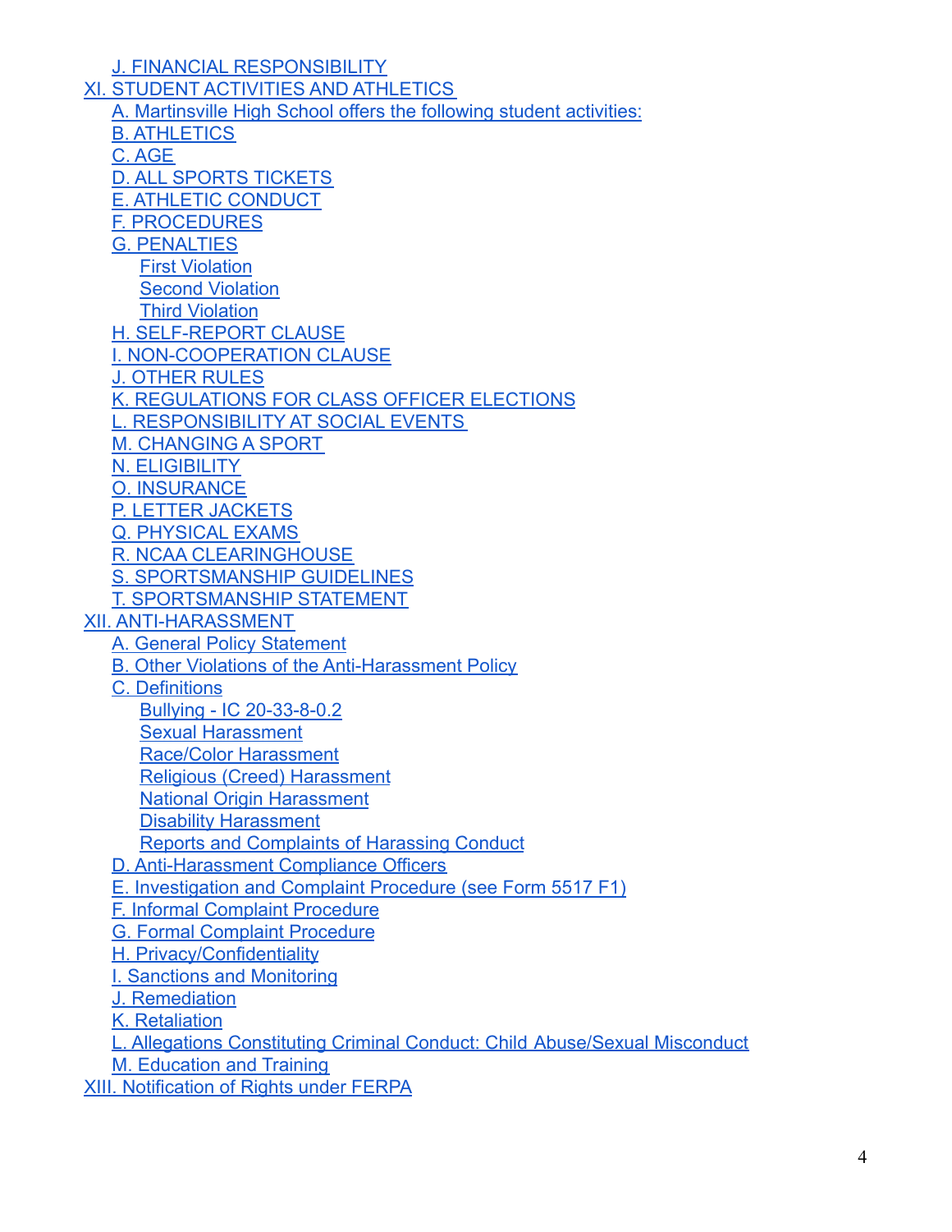- J. FINANCIAL RESPONSIBILITY

- XI. STUDENT ACTIVITIES AND ATHLETICS
  - A. Martinsville High School offers the following student activities:
  - B. ATHLETICS
  - C. AGE
  - D. ALL SPORTS TICKETS
  - E. ATHLETIC CONDUCT
  - F. PROCEDURES
  - G. PENALTIES
    - First Violation
    - Second Violation
    - Third Violation
  - H. SELF-REPORT CLAUSE
  - I. NON-COOPERATION CLAUSE
  - J. OTHER RULES
  - K. REGULATIONS FOR CLASS OFFICER ELECTIONS
  - L. RESPONSIBILITY AT SOCIAL EVENTS
  - M. CHANGING A SPORT
  - N. ELIGIBILITY
  - O. INSURANCE
  - P. LETTER JACKETS
  - Q. PHYSICAL EXAMS
  - R. NCAA CLEARINGHOUSE
  - S. SPORTSMANSHIP GUIDELINES
  - T. SPORTSMANSHIP STATEMENT
- XII. ANTI-HARASSMENT
  - A. General Policy Statement
  - B. Other Violations of the Anti-Harassment Policy
  - C. Definitions
    - Bullying - IC 20-33-8-0.2
    - Sexual Harassment
    - Race/Color Harassment
    - Religious (Creed) Harassment
    - National Origin Harassment
    - Disability Harassment
    - Reports and Complaints of Harassing Conduct
  - D. Anti-Harassment Compliance Officers
  - E. Investigation and Complaint Procedure (see Form 5517 F1)
  - F. Informal Complaint Procedure
  - G. Formal Complaint Procedure
  - H. Privacy/Confidentiality
  - I. Sanctions and Monitoring
  - J. Remediation
  - K. Retaliation
  - L. Allegations Constituting Criminal Conduct: Child Abuse/Sexual Misconduct
  - M. Education and Training
- XIII. Notification of Rights under FERPA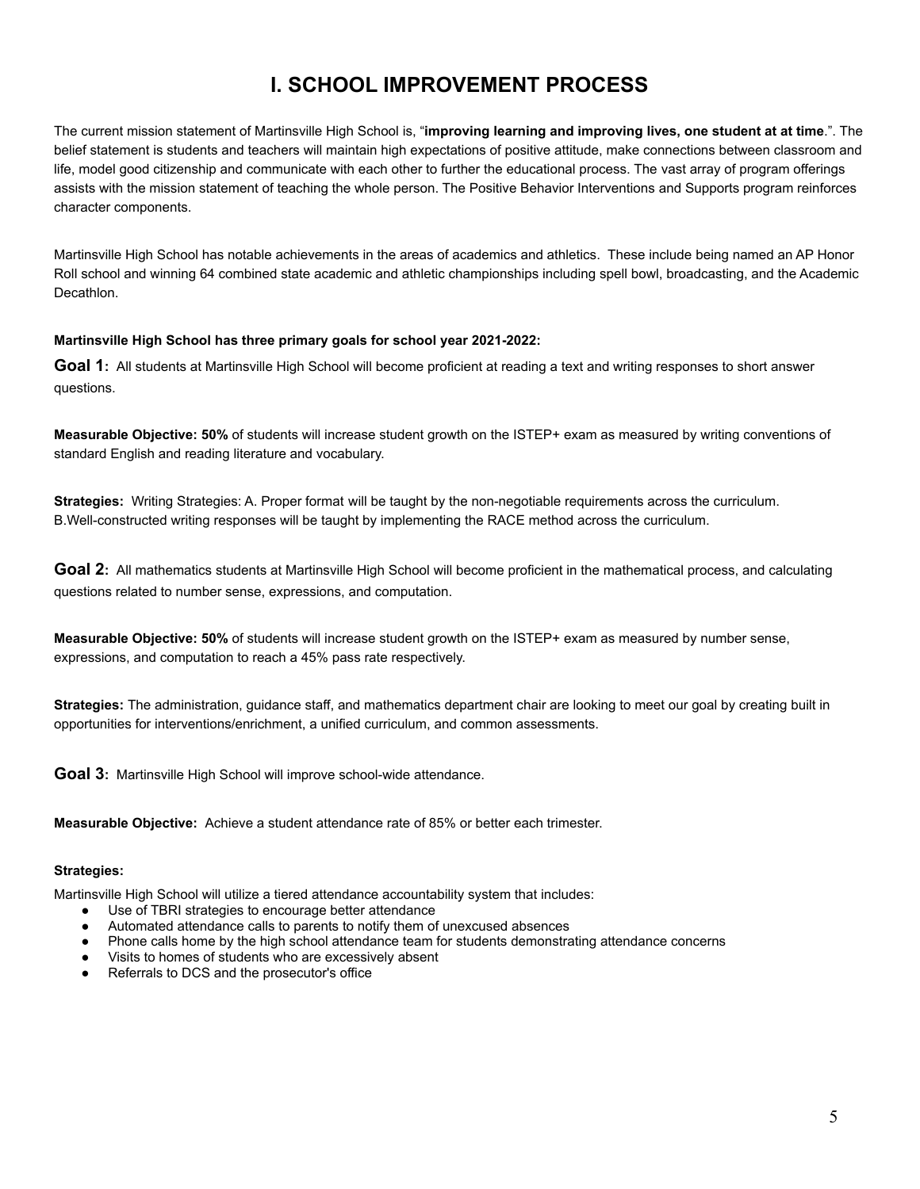# I. SCHOOL IMPROVEMENT PROCESS

The current mission statement of Martinsville High School is, "**improving learning and improving lives, one student at at time**.". The belief statement is students and teachers will maintain high expectations of positive attitude, make connections between classroom and life, model good citizenship and communicate with each other to further the educational process. The vast array of program offerings assists with the mission statement of teaching the whole person. The Positive Behavior Interventions and Supports program reinforces character components.

Martinsville High School has notable achievements in the areas of academics and athletics. These include being named an AP Honor Roll school and winning 64 combined state academic and athletic championships including spell bowl, broadcasting, and the Academic Decathlon.

**Martinsville High School has three primary goals for school year 2021-2022:**

**Goal 1:** All students at Martinsville High School will become proficient at reading a text and writing responses to short answer questions.

**Measurable Objective: 50%** of students will increase student growth on the ISTEP+ exam as measured by writing conventions of standard English and reading literature and vocabulary.

**Strategies:** Writing Strategies: A. Proper format will be taught by the non-negotiable requirements across the curriculum. B.Well-constructed writing responses will be taught by implementing the RACE method across the curriculum.

**Goal 2:** All mathematics students at Martinsville High School will become proficient in the mathematical process, and calculating questions related to number sense, expressions, and computation.

**Measurable Objective: 50%** of students will increase student growth on the ISTEP+ exam as measured by number sense, expressions, and computation to reach a 45% pass rate respectively.

**Strategies:** The administration, guidance staff, and mathematics department chair are looking to meet our goal by creating built in opportunities for interventions/enrichment, a unified curriculum, and common assessments.

**Goal 3:** Martinsville High School will improve school-wide attendance.

**Measurable Objective:** Achieve a student attendance rate of 85% or better each trimester.

**Strategies:**

Martinsville High School will utilize a tiered attendance accountability system that includes:

- Use of TBRI strategies to encourage better attendance
- Automated attendance calls to parents to notify them of unexcused absences
- Phone calls home by the high school attendance team for students demonstrating attendance concerns
- Visits to homes of students who are excessively absent
- Referrals to DCS and the prosecutor's office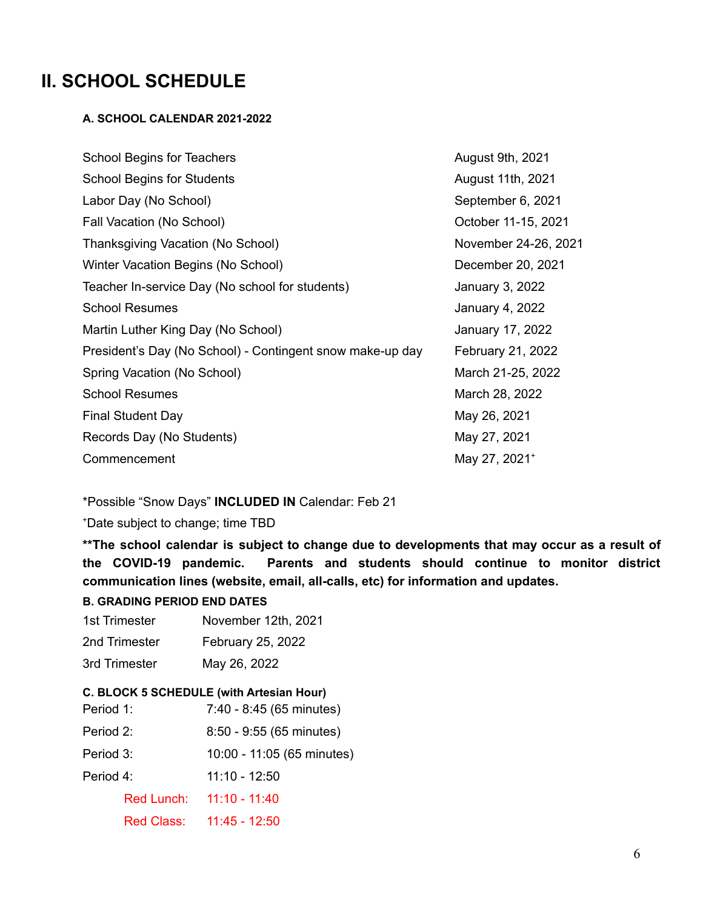# II. SCHOOL SCHEDULE

### A. SCHOOL CALENDAR 2021-2022

| | |
|---|---|
| School Begins for Teachers | August 9th, 2021 |
| School Begins for Students | August 11th, 2021 |
| Labor Day (No School) | September 6, 2021 |
| Fall Vacation (No School) | October 11-15, 2021 |
| Thanksgiving Vacation (No School) | November 24-26, 2021 |
| Winter Vacation Begins (No School) | December 20, 2021 |
| Teacher In-service Day (No school for students) | January 3, 2022 |
| School Resumes | January 4, 2022 |
| Martin Luther King Day (No School) | January 17, 2022 |
| President's Day (No School) - Contingent snow make-up day | February 21, 2022 |
| Spring Vacation (No School) | March 21-25, 2022 |
| School Resumes | March 28, 2022 |
| Final Student Day | May 26, 2021 |
| Records Day (No Students) | May 27, 2021 |
| Commencement | May 27, 2021[+] |

*Possible "Snow Days" **INCLUDED IN** Calendar: Feb 21

[+]Date subject to change; time TBD

****The school calendar is subject to change due to developments that may occur as a result of the COVID-19 pandemic. Parents and students should continue to monitor district communication lines (website, email, all-calls, etc) for information and updates.**

### B. GRADING PERIOD END DATES

| | |
|---|---|
| 1st Trimester | November 12th, 2021 |
| 2nd Trimester | February 25, 2022 |
| 3rd Trimester | May 26, 2022 |

### C. BLOCK 5 SCHEDULE (with Artesian Hour)

| | |
|---|---|
| Period 1: | 7:40 - 8:45 (65 minutes) |
| Period 2: | 8:50 - 9:55 (65 minutes) |
| Period 3: | 10:00 - 11:05 (65 minutes) |
| Period 4: | 11:10 - 12:50 |
| Red Lunch: | 11:10 - 11:40 |
| Red Class: | 11:45 - 12:50 |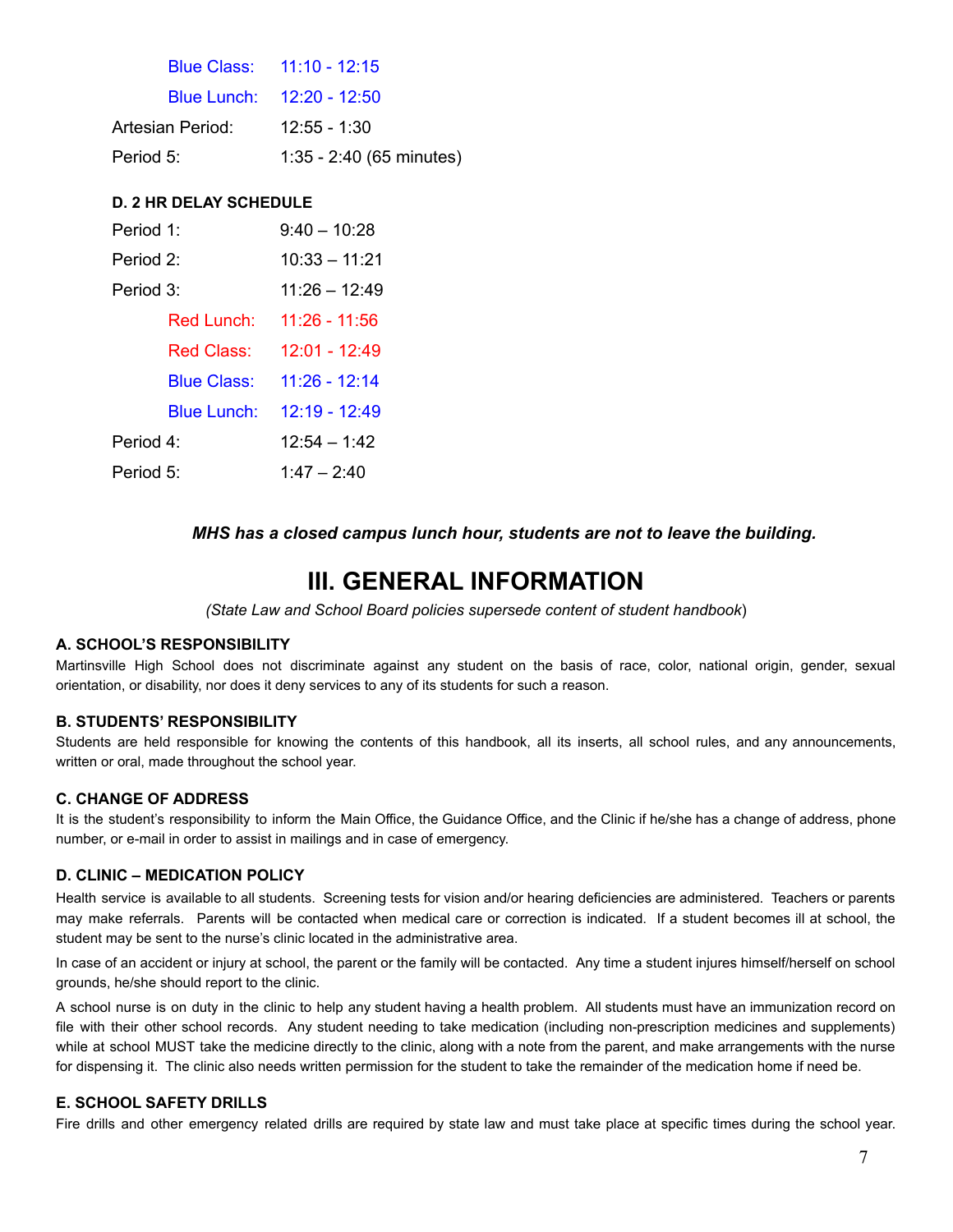| | |
|---|---|
| Blue Class: | 11:10 - 12:15 |
| Blue Lunch: | 12:20 - 12:50 |
| Artesian Period: | 12:55 - 1:30 |
| Period 5: | 1:35 - 2:40 (65 minutes) |

**D. 2 HR DELAY SCHEDULE**

| | |
|---|---|
| Period 1: | 9:40 – 10:28 |
| Period 2: | 10:33 – 11:21 |
| Period 3: | 11:26 – 12:49 |
| Red Lunch: | 11:26 - 11:56 |
| Red Class: | 12:01 - 12:49 |
| Blue Class: | 11:26 - 12:14 |
| Blue Lunch: | 12:19 - 12:49 |
| Period 4: | 12:54 – 1:42 |
| Period 5: | 1:47 – 2:40 |

***MHS has a closed campus lunch hour, students are not to leave the building.***

# III. GENERAL INFORMATION

*(State Law and School Board policies supersede content of student handbook)*

### A. SCHOOL'S RESPONSIBILITY

Martinsville High School does not discriminate against any student on the basis of race, color, national origin, gender, sexual orientation, or disability, nor does it deny services to any of its students for such a reason.

### B. STUDENTS' RESPONSIBILITY

Students are held responsible for knowing the contents of this handbook, all its inserts, all school rules, and any announcements, written or oral, made throughout the school year.

### C. CHANGE OF ADDRESS

It is the student's responsibility to inform the Main Office, the Guidance Office, and the Clinic if he/she has a change of address, phone number, or e-mail in order to assist in mailings and in case of emergency.

### D. CLINIC – MEDICATION POLICY

Health service is available to all students. Screening tests for vision and/or hearing deficiencies are administered. Teachers or parents may make referrals. Parents will be contacted when medical care or correction is indicated. If a student becomes ill at school, the student may be sent to the nurse's clinic located in the administrative area.

In case of an accident or injury at school, the parent or the family will be contacted. Any time a student injures himself/herself on school grounds, he/she should report to the clinic.

A school nurse is on duty in the clinic to help any student having a health problem. All students must have an immunization record on file with their other school records. Any student needing to take medication (including non-prescription medicines and supplements) while at school MUST take the medicine directly to the clinic, along with a note from the parent, and make arrangements with the nurse for dispensing it. The clinic also needs written permission for the student to take the remainder of the medication home if need be.

### E. SCHOOL SAFETY DRILLS

Fire drills and other emergency related drills are required by state law and must take place at specific times during the school year.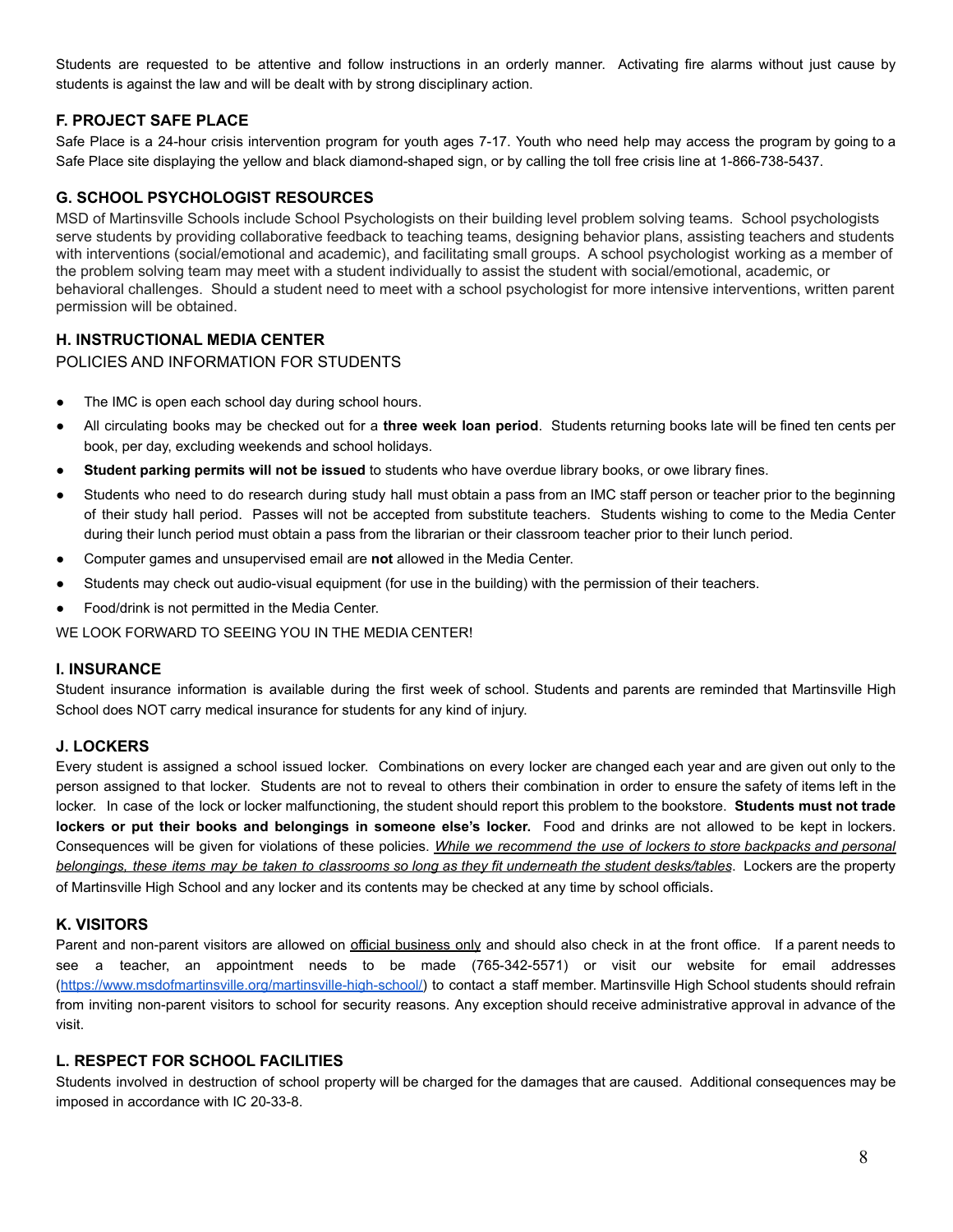Students are requested to be attentive and follow instructions in an orderly manner. Activating fire alarms without just cause by students is against the law and will be dealt with by strong disciplinary action.

### F. PROJECT SAFE PLACE

Safe Place is a 24-hour crisis intervention program for youth ages 7-17. Youth who need help may access the program by going to a Safe Place site displaying the yellow and black diamond-shaped sign, or by calling the toll free crisis line at 1-866-738-5437.

### G. SCHOOL PSYCHOLOGIST RESOURCES

MSD of Martinsville Schools include School Psychologists on their building level problem solving teams. School psychologists serve students by providing collaborative feedback to teaching teams, designing behavior plans, assisting teachers and students with interventions (social/emotional and academic), and facilitating small groups. A school psychologist working as a member of the problem solving team may meet with a student individually to assist the student with social/emotional, academic, or behavioral challenges. Should a student need to meet with a school psychologist for more intensive interventions, written parent permission will be obtained.

### H. INSTRUCTIONAL MEDIA CENTER

POLICIES AND INFORMATION FOR STUDENTS

- The IMC is open each school day during school hours.
- All circulating books may be checked out for a **three week loan period**. Students returning books late will be fined ten cents per book, per day, excluding weekends and school holidays.
- **Student parking permits will not be issued** to students who have overdue library books, or owe library fines.
- Students who need to do research during study hall must obtain a pass from an IMC staff person or teacher prior to the beginning of their study hall period. Passes will not be accepted from substitute teachers. Students wishing to come to the Media Center during their lunch period must obtain a pass from the librarian or their classroom teacher prior to their lunch period.
- Computer games and unsupervised email are **not** allowed in the Media Center.
- Students may check out audio-visual equipment (for use in the building) with the permission of their teachers.
- Food/drink is not permitted in the Media Center.

WE LOOK FORWARD TO SEEING YOU IN THE MEDIA CENTER!

### I. INSURANCE

Student insurance information is available during the first week of school. Students and parents are reminded that Martinsville High School does NOT carry medical insurance for students for any kind of injury.

### J. LOCKERS

Every student is assigned a school issued locker. Combinations on every locker are changed each year and are given out only to the person assigned to that locker. Students are not to reveal to others their combination in order to ensure the safety of items left in the locker. In case of the lock or locker malfunctioning, the student should report this problem to the bookstore. **Students must not trade lockers or put their books and belongings in someone else's locker.** Food and drinks are not allowed to be kept in lockers. Consequences will be given for violations of these policies. *While we recommend the use of lockers to store backpacks and personal belongings, these items may be taken to classrooms so long as they fit underneath the student desks/tables*. Lockers are the property of Martinsville High School and any locker and its contents may be checked at any time by school officials.

### K. VISITORS

Parent and non-parent visitors are allowed on official business only and should also check in at the front office. If a parent needs to see a teacher, an appointment needs to be made (765-342-5571) or visit our website for email addresses (https://www.msdofmartinsville.org/martinsville-high-school/) to contact a staff member. Martinsville High School students should refrain from inviting non-parent visitors to school for security reasons. Any exception should receive administrative approval in advance of the visit.

### L. RESPECT FOR SCHOOL FACILITIES

Students involved in destruction of school property will be charged for the damages that are caused. Additional consequences may be imposed in accordance with IC 20-33-8.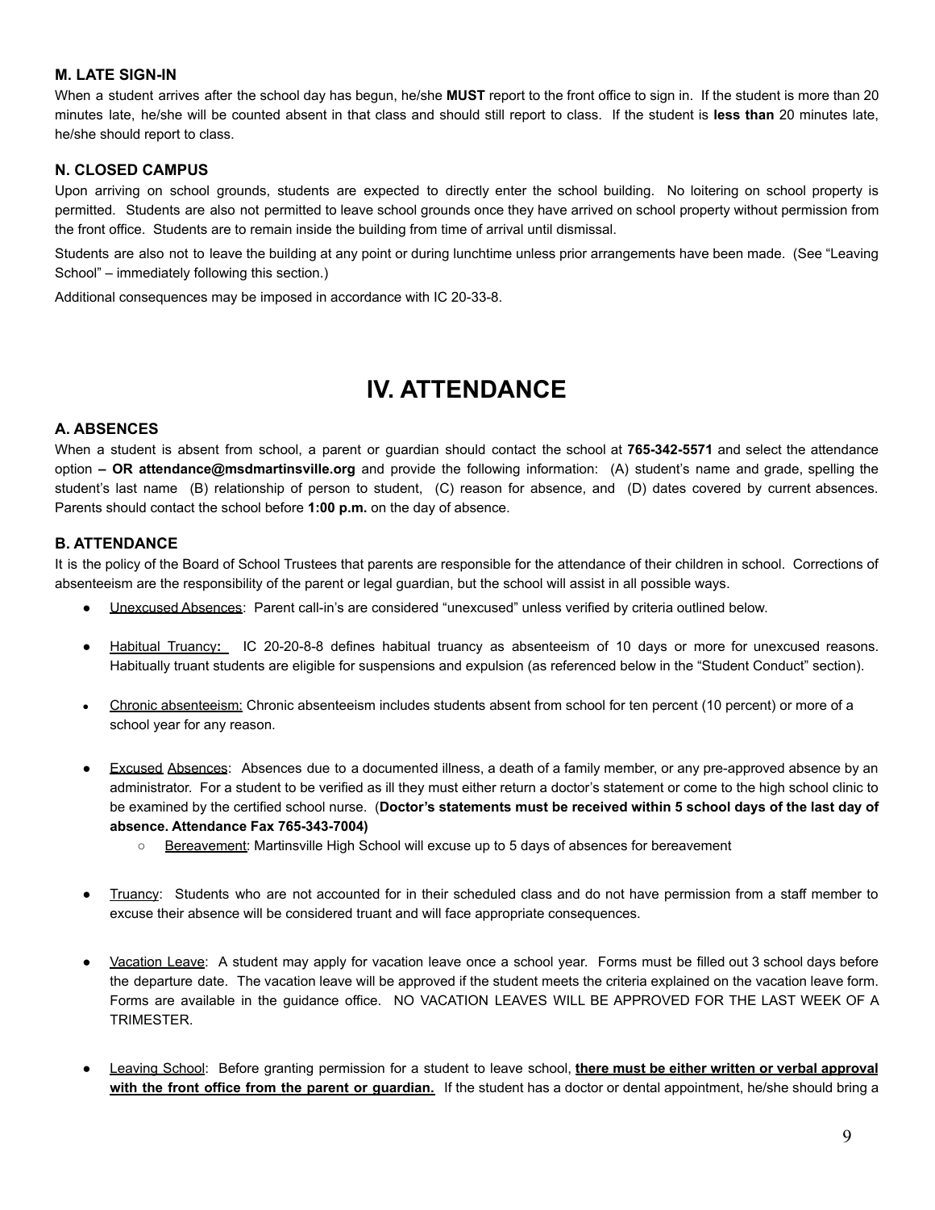### M. LATE SIGN-IN

When a student arrives after the school day has begun, he/she **MUST** report to the front office to sign in. If the student is more than 20 minutes late, he/she will be counted absent in that class and should still report to class. If the student is **less than** 20 minutes late, he/she should report to class.

### N. CLOSED CAMPUS

Upon arriving on school grounds, students are expected to directly enter the school building. No loitering on school property is permitted. Students are also not permitted to leave school grounds once they have arrived on school property without permission from the front office. Students are to remain inside the building from time of arrival until dismissal.

Students are also not to leave the building at any point or during lunchtime unless prior arrangements have been made. (See "Leaving School" – immediately following this section.)

Additional consequences may be imposed in accordance with IC 20-33-8.

# IV. ATTENDANCE

### A. ABSENCES

When a student is absent from school, a parent or guardian should contact the school at **765-342-5571** and select the attendance option **– OR attendance@msdmartinsville.org** and provide the following information: (A) student's name and grade, spelling the student's last name (B) relationship of person to student, (C) reason for absence, and (D) dates covered by current absences. Parents should contact the school before **1:00 p.m.** on the day of absence.

### B. ATTENDANCE

It is the policy of the Board of School Trustees that parents are responsible for the attendance of their children in school. Corrections of absenteeism are the responsibility of the parent or legal guardian, but the school will assist in all possible ways.

- Unexcused Absences: Parent call-in's are considered "unexcused" unless verified by criteria outlined below.
- Habitual Truancy**:** IC 20-20-8-8 defines habitual truancy as absenteeism of 10 days or more for unexcused reasons. Habitually truant students are eligible for suspensions and expulsion (as referenced below in the "Student Conduct" section).
- Chronic absenteeism: Chronic absenteeism includes students absent from school for ten percent (10 percent) or more of a school year for any reason.
- Excused Absences: Absences due to a documented illness, a death of a family member, or any pre-approved absence by an administrator. For a student to be verified as ill they must either return a doctor's statement or come to the high school clinic to be examined by the certified school nurse. (**Doctor's statements must be received within 5 school days of the last day of absence. Attendance Fax 765-343-7004)**
  - Bereavement: Martinsville High School will excuse up to 5 days of absences for bereavement
- Truancy: Students who are not accounted for in their scheduled class and do not have permission from a staff member to excuse their absence will be considered truant and will face appropriate consequences.
- Vacation Leave: A student may apply for vacation leave once a school year. Forms must be filled out 3 school days before the departure date. The vacation leave will be approved if the student meets the criteria explained on the vacation leave form. Forms are available in the guidance office. NO VACATION LEAVES WILL BE APPROVED FOR THE LAST WEEK OF A TRIMESTER.
- Leaving School: Before granting permission for a student to leave school, **there must be either written or verbal approval with the front office from the parent or guardian.** If the student has a doctor or dental appointment, he/she should bring a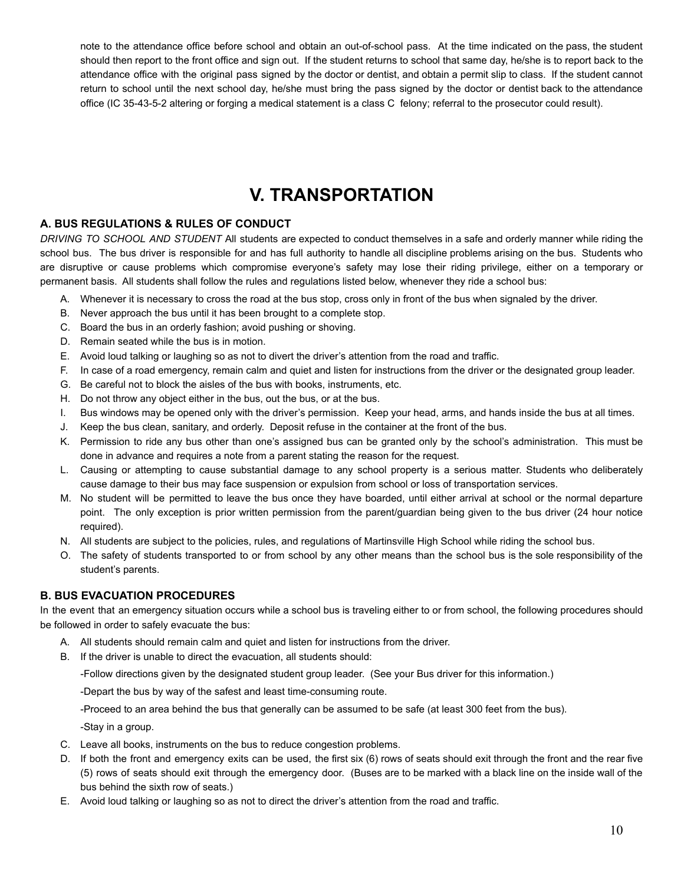note to the attendance office before school and obtain an out-of-school pass. At the time indicated on the pass, the student should then report to the front office and sign out. If the student returns to school that same day, he/she is to report back to the attendance office with the original pass signed by the doctor or dentist, and obtain a permit slip to class. If the student cannot return to school until the next school day, he/she must bring the pass signed by the doctor or dentist back to the attendance office (IC 35-43-5-2 altering or forging a medical statement is a class C felony; referral to the prosecutor could result).

# V. TRANSPORTATION

### A. BUS REGULATIONS & RULES OF CONDUCT

*DRIVING TO SCHOOL AND STUDENT* All students are expected to conduct themselves in a safe and orderly manner while riding the school bus. The bus driver is responsible for and has full authority to handle all discipline problems arising on the bus. Students who are disruptive or cause problems which compromise everyone's safety may lose their riding privilege, either on a temporary or permanent basis. All students shall follow the rules and regulations listed below, whenever they ride a school bus:

A. Whenever it is necessary to cross the road at the bus stop, cross only in front of the bus when signaled by the driver.
B. Never approach the bus until it has been brought to a complete stop.
C. Board the bus in an orderly fashion; avoid pushing or shoving.
D. Remain seated while the bus is in motion.
E. Avoid loud talking or laughing so as not to divert the driver's attention from the road and traffic.
F. In case of a road emergency, remain calm and quiet and listen for instructions from the driver or the designated group leader.
G. Be careful not to block the aisles of the bus with books, instruments, etc.
H. Do not throw any object either in the bus, out the bus, or at the bus.
I. Bus windows may be opened only with the driver's permission. Keep your head, arms, and hands inside the bus at all times.
J. Keep the bus clean, sanitary, and orderly. Deposit refuse in the container at the front of the bus.
K. Permission to ride any bus other than one's assigned bus can be granted only by the school's administration. This must be done in advance and requires a note from a parent stating the reason for the request.
L. Causing or attempting to cause substantial damage to any school property is a serious matter. Students who deliberately cause damage to their bus may face suspension or expulsion from school or loss of transportation services.
M. No student will be permitted to leave the bus once they have boarded, until either arrival at school or the normal departure point. The only exception is prior written permission from the parent/guardian being given to the bus driver (24 hour notice required).
N. All students are subject to the policies, rules, and regulations of Martinsville High School while riding the school bus.
O. The safety of students transported to or from school by any other means than the school bus is the sole responsibility of the student's parents.

### B. BUS EVACUATION PROCEDURES

In the event that an emergency situation occurs while a school bus is traveling either to or from school, the following procedures should be followed in order to safely evacuate the bus:

A. All students should remain calm and quiet and listen for instructions from the driver.
B. If the driver is unable to direct the evacuation, all students should:

   -Follow directions given by the designated student group leader. (See your Bus driver for this information.)

   -Depart the bus by way of the safest and least time-consuming route.

   -Proceed to an area behind the bus that generally can be assumed to be safe (at least 300 feet from the bus).

   -Stay in a group.

C. Leave all books, instruments on the bus to reduce congestion problems.
D. If both the front and emergency exits can be used, the first six (6) rows of seats should exit through the front and the rear five (5) rows of seats should exit through the emergency door. (Buses are to be marked with a black line on the inside wall of the bus behind the sixth row of seats.)
E. Avoid loud talking or laughing so as not to direct the driver's attention from the road and traffic.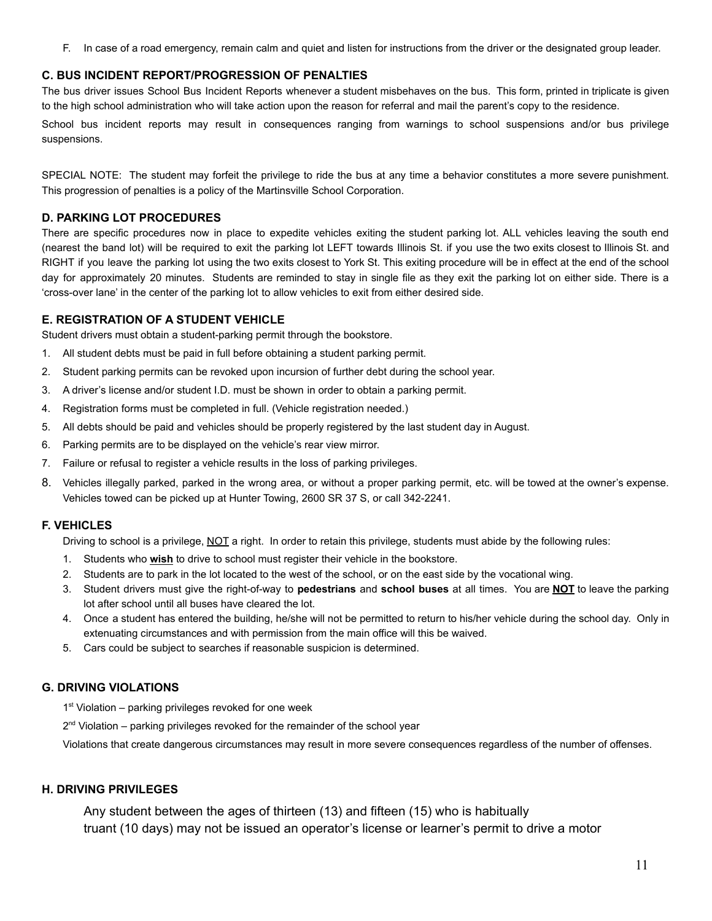F. In case of a road emergency, remain calm and quiet and listen for instructions from the driver or the designated group leader.

### C. BUS INCIDENT REPORT/PROGRESSION OF PENALTIES

The bus driver issues School Bus Incident Reports whenever a student misbehaves on the bus. This form, printed in triplicate is given to the high school administration who will take action upon the reason for referral and mail the parent's copy to the residence.

School bus incident reports may result in consequences ranging from warnings to school suspensions and/or bus privilege suspensions.

SPECIAL NOTE: The student may forfeit the privilege to ride the bus at any time a behavior constitutes a more severe punishment. This progression of penalties is a policy of the Martinsville School Corporation.

### D. PARKING LOT PROCEDURES

There are specific procedures now in place to expedite vehicles exiting the student parking lot. ALL vehicles leaving the south end (nearest the band lot) will be required to exit the parking lot LEFT towards Illinois St. if you use the two exits closest to Illinois St. and RIGHT if you leave the parking lot using the two exits closest to York St. This exiting procedure will be in effect at the end of the school day for approximately 20 minutes. Students are reminded to stay in single file as they exit the parking lot on either side. There is a 'cross-over lane' in the center of the parking lot to allow vehicles to exit from either desired side.

### E. REGISTRATION OF A STUDENT VEHICLE

Student drivers must obtain a student-parking permit through the bookstore.

1. All student debts must be paid in full before obtaining a student parking permit.
2. Student parking permits can be revoked upon incursion of further debt during the school year.
3. A driver's license and/or student I.D. must be shown in order to obtain a parking permit.
4. Registration forms must be completed in full. (Vehicle registration needed.)
5. All debts should be paid and vehicles should be properly registered by the last student day in August.
6. Parking permits are to be displayed on the vehicle's rear view mirror.
7. Failure or refusal to register a vehicle results in the loss of parking privileges.
8. Vehicles illegally parked, parked in the wrong area, or without a proper parking permit, etc. will be towed at the owner's expense. Vehicles towed can be picked up at Hunter Towing, 2600 SR 37 S, or call 342-2241.

### F. VEHICLES

Driving to school is a privilege, NOT a right. In order to retain this privilege, students must abide by the following rules:

1. Students who **wish** to drive to school must register their vehicle in the bookstore.
2. Students are to park in the lot located to the west of the school, or on the east side by the vocational wing.
3. Student drivers must give the right-of-way to **pedestrians** and **school buses** at all times. You are **NOT** to leave the parking lot after school until all buses have cleared the lot.
4. Once a student has entered the building, he/she will not be permitted to return to his/her vehicle during the school day. Only in extenuating circumstances and with permission from the main office will this be waived.
5. Cars could be subject to searches if reasonable suspicion is determined.

### G. DRIVING VIOLATIONS

1st Violation – parking privileges revoked for one week

2nd Violation – parking privileges revoked for the remainder of the school year

Violations that create dangerous circumstances may result in more severe consequences regardless of the number of offenses.

### H. DRIVING PRIVILEGES

Any student between the ages of thirteen (13) and fifteen (15) who is habitually truant (10 days) may not be issued an operator's license or learner's permit to drive a motor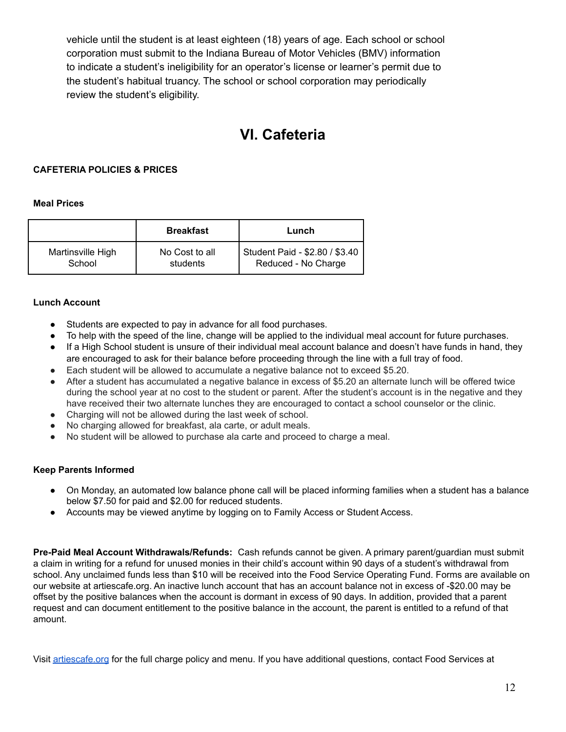vehicle until the student is at least eighteen (18) years of age. Each school or school corporation must submit to the Indiana Bureau of Motor Vehicles (BMV) information to indicate a student's ineligibility for an operator's license or learner's permit due to the student's habitual truancy. The school or school corporation may periodically review the student's eligibility.

# VI. Cafeteria

**CAFETERIA POLICIES & PRICES**

**Meal Prices**

| | Breakfast | Lunch |
|---|---|---|
| Martinsville High School | No Cost to all students | Student Paid - $2.80 / $3.40 Reduced - No Charge |

**Lunch Account**

- Students are expected to pay in advance for all food purchases.
- To help with the speed of the line, change will be applied to the individual meal account for future purchases.
- If a High School student is unsure of their individual meal account balance and doesn't have funds in hand, they are encouraged to ask for their balance before proceeding through the line with a full tray of food.
- Each student will be allowed to accumulate a negative balance not to exceed $5.20.
- After a student has accumulated a negative balance in excess of $5.20 an alternate lunch will be offered twice during the school year at no cost to the student or parent. After the student's account is in the negative and they have received their two alternate lunches they are encouraged to contact a school counselor or the clinic.
- Charging will not be allowed during the last week of school.
- No charging allowed for breakfast, ala carte, or adult meals.
- No student will be allowed to purchase ala carte and proceed to charge a meal.

**Keep Parents Informed**

- On Monday, an automated low balance phone call will be placed informing families when a student has a balance below $7.50 for paid and $2.00 for reduced students.
- Accounts may be viewed anytime by logging on to Family Access or Student Access.

**Pre-Paid Meal Account Withdrawals/Refunds:** Cash refunds cannot be given. A primary parent/guardian must submit a claim in writing for a refund for unused monies in their child's account within 90 days of a student's withdrawal from school. Any unclaimed funds less than $10 will be received into the Food Service Operating Fund. Forms are available on our website at artiescafe.org. An inactive lunch account that has an account balance not in excess of -$20.00 may be offset by the positive balances when the account is dormant in excess of 90 days. In addition, provided that a parent request and can document entitlement to the positive balance in the account, the parent is entitled to a refund of that amount.

Visit [artiescafe.org](artiescafe.org) for the full charge policy and menu. If you have additional questions, contact Food Services at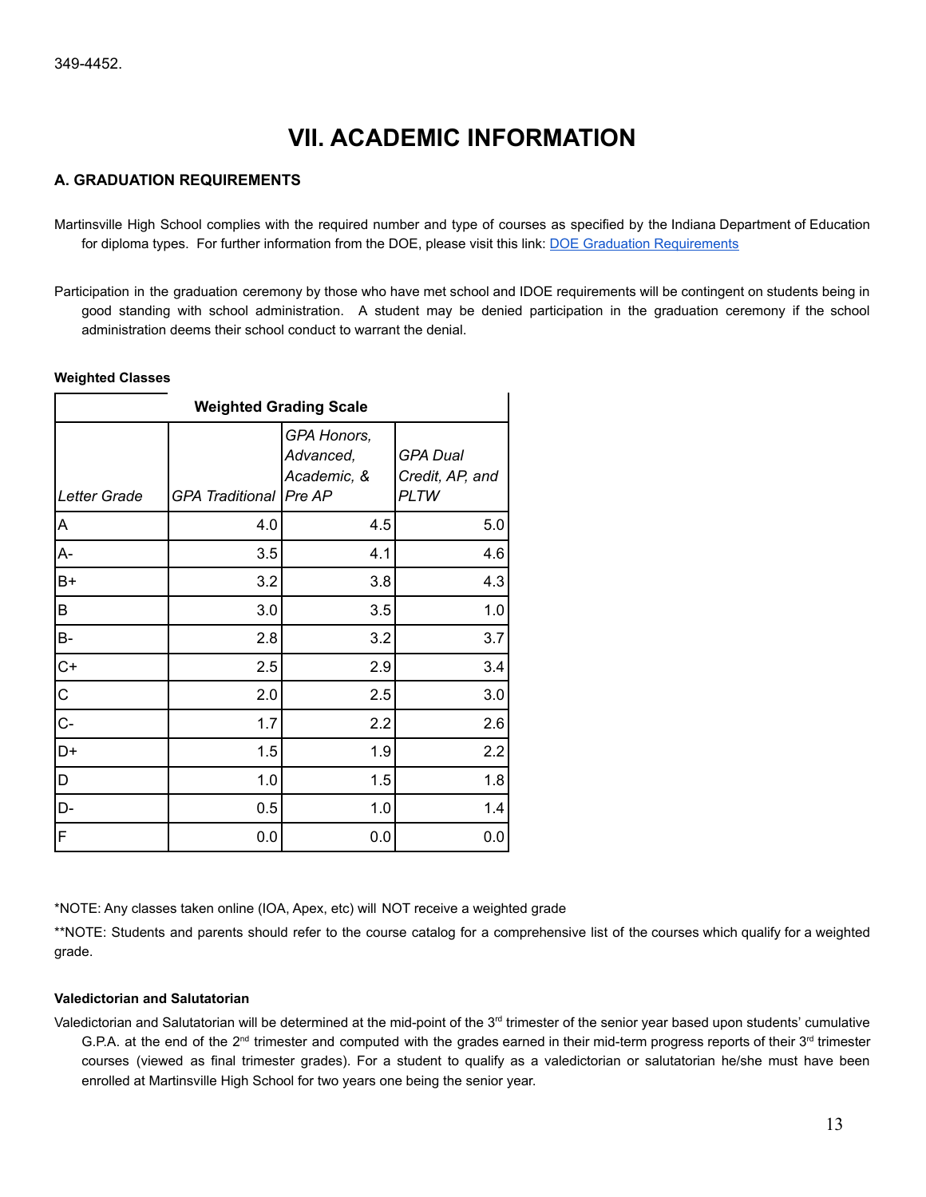349-4452.

# VII. ACADEMIC INFORMATION

## A. GRADUATION REQUIREMENTS

Martinsville High School complies with the required number and type of courses as specified by the Indiana Department of Education for diploma types. For further information from the DOE, please visit this link: [DOE Graduation Requirements]()

Participation in the graduation ceremony by those who have met school and IDOE requirements will be contingent on students being in good standing with school administration. A student may be denied participation in the graduation ceremony if the school administration deems their school conduct to warrant the denial.

**Weighted Classes**

| Weighted Grading Scale | | | |
|---|---|---|---|
| *Letter Grade* | *GPA Traditional* | *GPA Honors, Advanced, Academic, & Pre AP* | *GPA Dual Credit, AP, and PLTW* |
| A | 4.0 | 4.5 | 5.0 |
| A- | 3.5 | 4.1 | 4.6 |
| B+ | 3.2 | 3.8 | 4.3 |
| B | 3.0 | 3.5 | 1.0 |
| B- | 2.8 | 3.2 | 3.7 |
| C+ | 2.5 | 2.9 | 3.4 |
| C | 2.0 | 2.5 | 3.0 |
| C- | 1.7 | 2.2 | 2.6 |
| D+ | 1.5 | 1.9 | 2.2 |
| D | 1.0 | 1.5 | 1.8 |
| D- | 0.5 | 1.0 | 1.4 |
| F | 0.0 | 0.0 | 0.0 |

*NOTE: Any classes taken online (IOA, Apex, etc) will NOT receive a weighted grade

**NOTE: Students and parents should refer to the course catalog for a comprehensive list of the courses which qualify for a weighted grade.

**Valedictorian and Salutatorian**

Valedictorian and Salutatorian will be determined at the mid-point of the 3rd trimester of the senior year based upon students' cumulative G.P.A. at the end of the 2nd trimester and computed with the grades earned in their mid-term progress reports of their 3rd trimester courses (viewed as final trimester grades). For a student to qualify as a valedictorian or salutatorian he/she must have been enrolled at Martinsville High School for two years one being the senior year.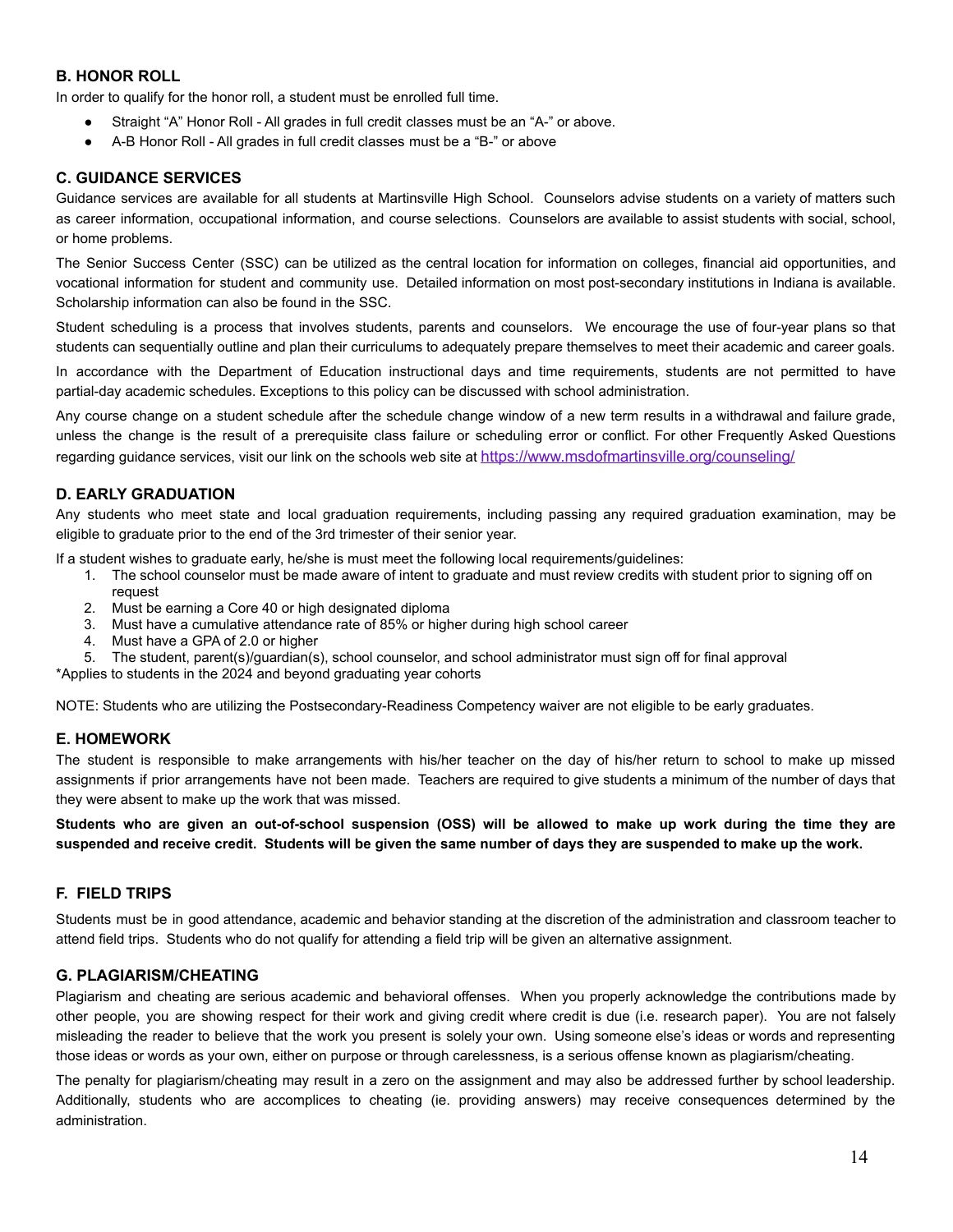### B. HONOR ROLL

In order to qualify for the honor roll, a student must be enrolled full time.

- Straight "A" Honor Roll - All grades in full credit classes must be an "A-" or above.
- A-B Honor Roll - All grades in full credit classes must be a "B-" or above

### C. GUIDANCE SERVICES

Guidance services are available for all students at Martinsville High School. Counselors advise students on a variety of matters such as career information, occupational information, and course selections. Counselors are available to assist students with social, school, or home problems.

The Senior Success Center (SSC) can be utilized as the central location for information on colleges, financial aid opportunities, and vocational information for student and community use. Detailed information on most post-secondary institutions in Indiana is available. Scholarship information can also be found in the SSC.

Student scheduling is a process that involves students, parents and counselors. We encourage the use of four-year plans so that students can sequentially outline and plan their curriculums to adequately prepare themselves to meet their academic and career goals.

In accordance with the Department of Education instructional days and time requirements, students are not permitted to have partial-day academic schedules. Exceptions to this policy can be discussed with school administration.

Any course change on a student schedule after the schedule change window of a new term results in a withdrawal and failure grade, unless the change is the result of a prerequisite class failure or scheduling error or conflict. For other Frequently Asked Questions regarding guidance services, visit our link on the schools web site at https://www.msdofmartinsville.org/counseling/

### D. EARLY GRADUATION

Any students who meet state and local graduation requirements, including passing any required graduation examination, may be eligible to graduate prior to the end of the 3rd trimester of their senior year.

If a student wishes to graduate early, he/she is must meet the following local requirements/guidelines:

1. The school counselor must be made aware of intent to graduate and must review credits with student prior to signing off on request
2. Must be earning a Core 40 or high designated diploma
3. Must have a cumulative attendance rate of 85% or higher during high school career
4. Must have a GPA of 2.0 or higher
5. The student, parent(s)/guardian(s), school counselor, and school administrator must sign off for final approval

*Applies to students in the 2024 and beyond graduating year cohorts

NOTE: Students who are utilizing the Postsecondary-Readiness Competency waiver are not eligible to be early graduates.

### E. HOMEWORK

The student is responsible to make arrangements with his/her teacher on the day of his/her return to school to make up missed assignments if prior arrangements have not been made. Teachers are required to give students a minimum of the number of days that they were absent to make up the work that was missed.

**Students who are given an out-of-school suspension (OSS) will be allowed to make up work during the time they are suspended and receive credit. Students will be given the same number of days they are suspended to make up the work.**

### F. FIELD TRIPS

Students must be in good attendance, academic and behavior standing at the discretion of the administration and classroom teacher to attend field trips. Students who do not qualify for attending a field trip will be given an alternative assignment.

### G. PLAGIARISM/CHEATING

Plagiarism and cheating are serious academic and behavioral offenses. When you properly acknowledge the contributions made by other people, you are showing respect for their work and giving credit where credit is due (i.e. research paper). You are not falsely misleading the reader to believe that the work you present is solely your own. Using someone else's ideas or words and representing those ideas or words as your own, either on purpose or through carelessness, is a serious offense known as plagiarism/cheating.

The penalty for plagiarism/cheating may result in a zero on the assignment and may also be addressed further by school leadership. Additionally, students who are accomplices to cheating (ie. providing answers) may receive consequences determined by the administration.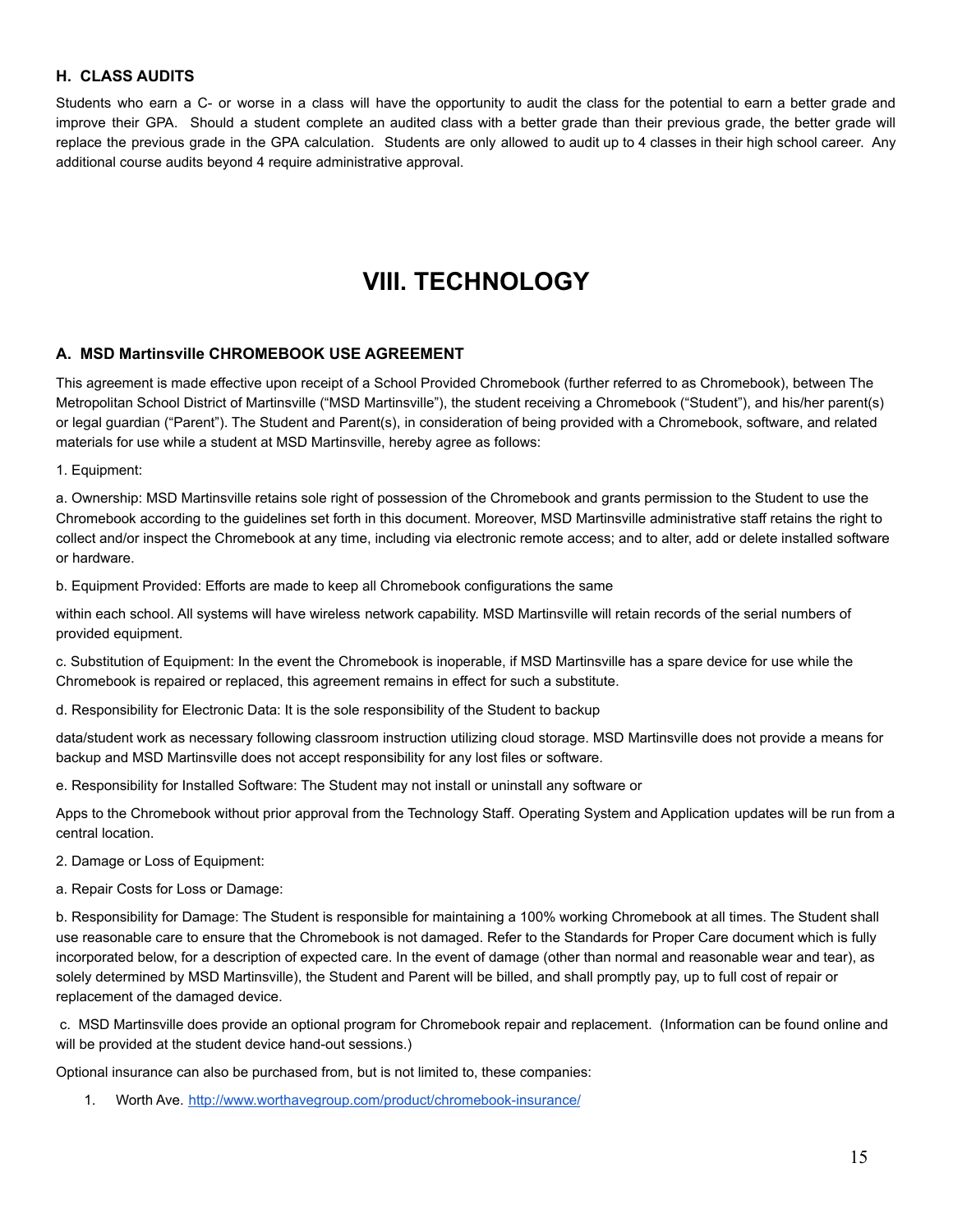### H. CLASS AUDITS

Students who earn a C- or worse in a class will have the opportunity to audit the class for the potential to earn a better grade and improve their GPA. Should a student complete an audited class with a better grade than their previous grade, the better grade will replace the previous grade in the GPA calculation. Students are only allowed to audit up to 4 classes in their high school career. Any additional course audits beyond 4 require administrative approval.

# VIII. TECHNOLOGY

### A. MSD Martinsville CHROMEBOOK USE AGREEMENT

This agreement is made effective upon receipt of a School Provided Chromebook (further referred to as Chromebook), between The Metropolitan School District of Martinsville ("MSD Martinsville"), the student receiving a Chromebook ("Student"), and his/her parent(s) or legal guardian ("Parent"). The Student and Parent(s), in consideration of being provided with a Chromebook, software, and related materials for use while a student at MSD Martinsville, hereby agree as follows:

1. Equipment:

a. Ownership: MSD Martinsville retains sole right of possession of the Chromebook and grants permission to the Student to use the Chromebook according to the guidelines set forth in this document. Moreover, MSD Martinsville administrative staff retains the right to collect and/or inspect the Chromebook at any time, including via electronic remote access; and to alter, add or delete installed software or hardware.

b. Equipment Provided: Efforts are made to keep all Chromebook configurations the same

within each school. All systems will have wireless network capability. MSD Martinsville will retain records of the serial numbers of provided equipment.

c. Substitution of Equipment: In the event the Chromebook is inoperable, if MSD Martinsville has a spare device for use while the Chromebook is repaired or replaced, this agreement remains in effect for such a substitute.

d. Responsibility for Electronic Data: It is the sole responsibility of the Student to backup

data/student work as necessary following classroom instruction utilizing cloud storage. MSD Martinsville does not provide a means for backup and MSD Martinsville does not accept responsibility for any lost files or software.

e. Responsibility for Installed Software: The Student may not install or uninstall any software or

Apps to the Chromebook without prior approval from the Technology Staff. Operating System and Application updates will be run from a central location.

2. Damage or Loss of Equipment:

a. Repair Costs for Loss or Damage:

b. Responsibility for Damage: The Student is responsible for maintaining a 100% working Chromebook at all times. The Student shall use reasonable care to ensure that the Chromebook is not damaged. Refer to the Standards for Proper Care document which is fully incorporated below, for a description of expected care. In the event of damage (other than normal and reasonable wear and tear), as solely determined by MSD Martinsville), the Student and Parent will be billed, and shall promptly pay, up to full cost of repair or replacement of the damaged device.

c. MSD Martinsville does provide an optional program for Chromebook repair and replacement. (Information can be found online and will be provided at the student device hand-out sessions.)

Optional insurance can also be purchased from, but is not limited to, these companies:

1. Worth Ave. [http://www.worthavegroup.com/product/chromebook-insurance/](http://www.worthavegroup.com/product/chromebook-insurance/)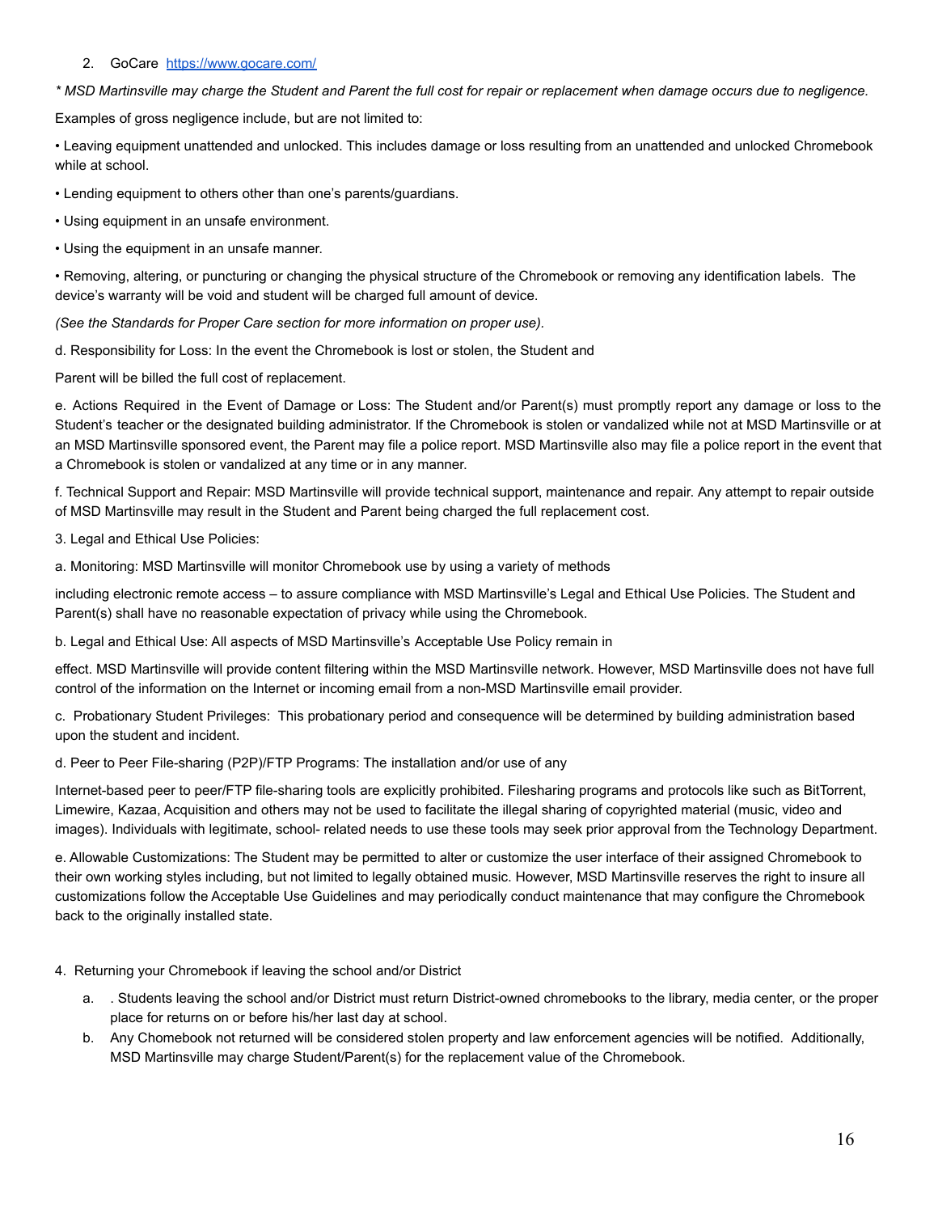2. GoCare https://www.gocare.com/

*\* MSD Martinsville may charge the Student and Parent the full cost for repair or replacement when damage occurs due to negligence.*

Examples of gross negligence include, but are not limited to:

• Leaving equipment unattended and unlocked. This includes damage or loss resulting from an unattended and unlocked Chromebook while at school.

• Lending equipment to others other than one's parents/guardians.

• Using equipment in an unsafe environment.

• Using the equipment in an unsafe manner.

• Removing, altering, or puncturing or changing the physical structure of the Chromebook or removing any identification labels. The device's warranty will be void and student will be charged full amount of device.

*(See the Standards for Proper Care section for more information on proper use).*

d. Responsibility for Loss: In the event the Chromebook is lost or stolen, the Student and

Parent will be billed the full cost of replacement.

e. Actions Required in the Event of Damage or Loss: The Student and/or Parent(s) must promptly report any damage or loss to the Student's teacher or the designated building administrator. If the Chromebook is stolen or vandalized while not at MSD Martinsville or at an MSD Martinsville sponsored event, the Parent may file a police report. MSD Martinsville also may file a police report in the event that a Chromebook is stolen or vandalized at any time or in any manner.

f. Technical Support and Repair: MSD Martinsville will provide technical support, maintenance and repair. Any attempt to repair outside of MSD Martinsville may result in the Student and Parent being charged the full replacement cost.

3. Legal and Ethical Use Policies:

a. Monitoring: MSD Martinsville will monitor Chromebook use by using a variety of methods

including electronic remote access – to assure compliance with MSD Martinsville's Legal and Ethical Use Policies. The Student and Parent(s) shall have no reasonable expectation of privacy while using the Chromebook.

b. Legal and Ethical Use: All aspects of MSD Martinsville's Acceptable Use Policy remain in

effect. MSD Martinsville will provide content filtering within the MSD Martinsville network. However, MSD Martinsville does not have full control of the information on the Internet or incoming email from a non-MSD Martinsville email provider.

c. Probationary Student Privileges: This probationary period and consequence will be determined by building administration based upon the student and incident.

d. Peer to Peer File-sharing (P2P)/FTP Programs: The installation and/or use of any

Internet-based peer to peer/FTP file-sharing tools are explicitly prohibited. Filesharing programs and protocols like such as BitTorrent, Limewire, Kazaa, Acquisition and others may not be used to facilitate the illegal sharing of copyrighted material (music, video and images). Individuals with legitimate, school- related needs to use these tools may seek prior approval from the Technology Department.

e. Allowable Customizations: The Student may be permitted to alter or customize the user interface of their assigned Chromebook to their own working styles including, but not limited to legally obtained music. However, MSD Martinsville reserves the right to insure all customizations follow the Acceptable Use Guidelines and may periodically conduct maintenance that may configure the Chromebook back to the originally installed state.

4. Returning your Chromebook if leaving the school and/or District

   a. . Students leaving the school and/or District must return District-owned chromebooks to the library, media center, or the proper place for returns on or before his/her last day at school.
   b. Any Chomebook not returned will be considered stolen property and law enforcement agencies will be notified. Additionally, MSD Martinsville may charge Student/Parent(s) for the replacement value of the Chromebook.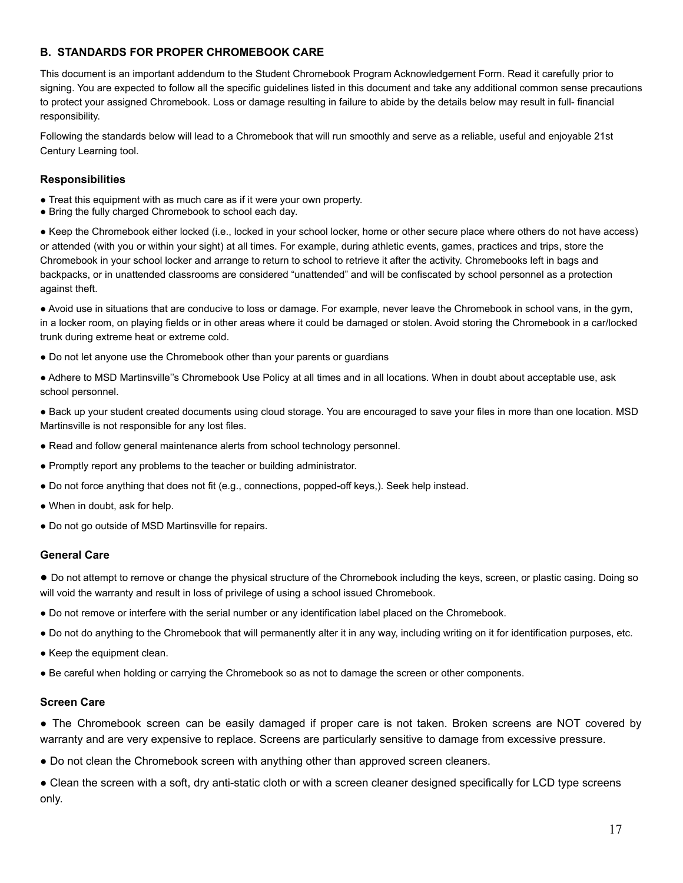## B. STANDARDS FOR PROPER CHROMEBOOK CARE

This document is an important addendum to the Student Chromebook Program Acknowledgement Form. Read it carefully prior to signing. You are expected to follow all the specific guidelines listed in this document and take any additional common sense precautions to protect your assigned Chromebook. Loss or damage resulting in failure to abide by the details below may result in full- financial responsibility.

Following the standards below will lead to a Chromebook that will run smoothly and serve as a reliable, useful and enjoyable 21st Century Learning tool.

### Responsibilities

● Treat this equipment with as much care as if it were your own property.
● Bring the fully charged Chromebook to school each day.

● Keep the Chromebook either locked (i.e., locked in your school locker, home or other secure place where others do not have access) or attended (with you or within your sight) at all times. For example, during athletic events, games, practices and trips, store the Chromebook in your school locker and arrange to return to school to retrieve it after the activity. Chromebooks left in bags and backpacks, or in unattended classrooms are considered "unattended" and will be confiscated by school personnel as a protection against theft.

● Avoid use in situations that are conducive to loss or damage. For example, never leave the Chromebook in school vans, in the gym, in a locker room, on playing fields or in other areas where it could be damaged or stolen. Avoid storing the Chromebook in a car/locked trunk during extreme heat or extreme cold.

● Do not let anyone use the Chromebook other than your parents or guardians

● Adhere to MSD Martinsville''s Chromebook Use Policy at all times and in all locations. When in doubt about acceptable use, ask school personnel.

● Back up your student created documents using cloud storage. You are encouraged to save your files in more than one location. MSD Martinsville is not responsible for any lost files.

● Read and follow general maintenance alerts from school technology personnel.

● Promptly report any problems to the teacher or building administrator.

● Do not force anything that does not fit (e.g., connections, popped-off keys,). Seek help instead.

● When in doubt, ask for help.

● Do not go outside of MSD Martinsville for repairs.

### General Care

● Do not attempt to remove or change the physical structure of the Chromebook including the keys, screen, or plastic casing. Doing so will void the warranty and result in loss of privilege of using a school issued Chromebook.

● Do not remove or interfere with the serial number or any identification label placed on the Chromebook.

● Do not do anything to the Chromebook that will permanently alter it in any way, including writing on it for identification purposes, etc.

● Keep the equipment clean.

● Be careful when holding or carrying the Chromebook so as not to damage the screen or other components.

### Screen Care

● The Chromebook screen can be easily damaged if proper care is not taken. Broken screens are NOT covered by warranty and are very expensive to replace. Screens are particularly sensitive to damage from excessive pressure.

● Do not clean the Chromebook screen with anything other than approved screen cleaners.

● Clean the screen with a soft, dry anti-static cloth or with a screen cleaner designed specifically for LCD type screens only.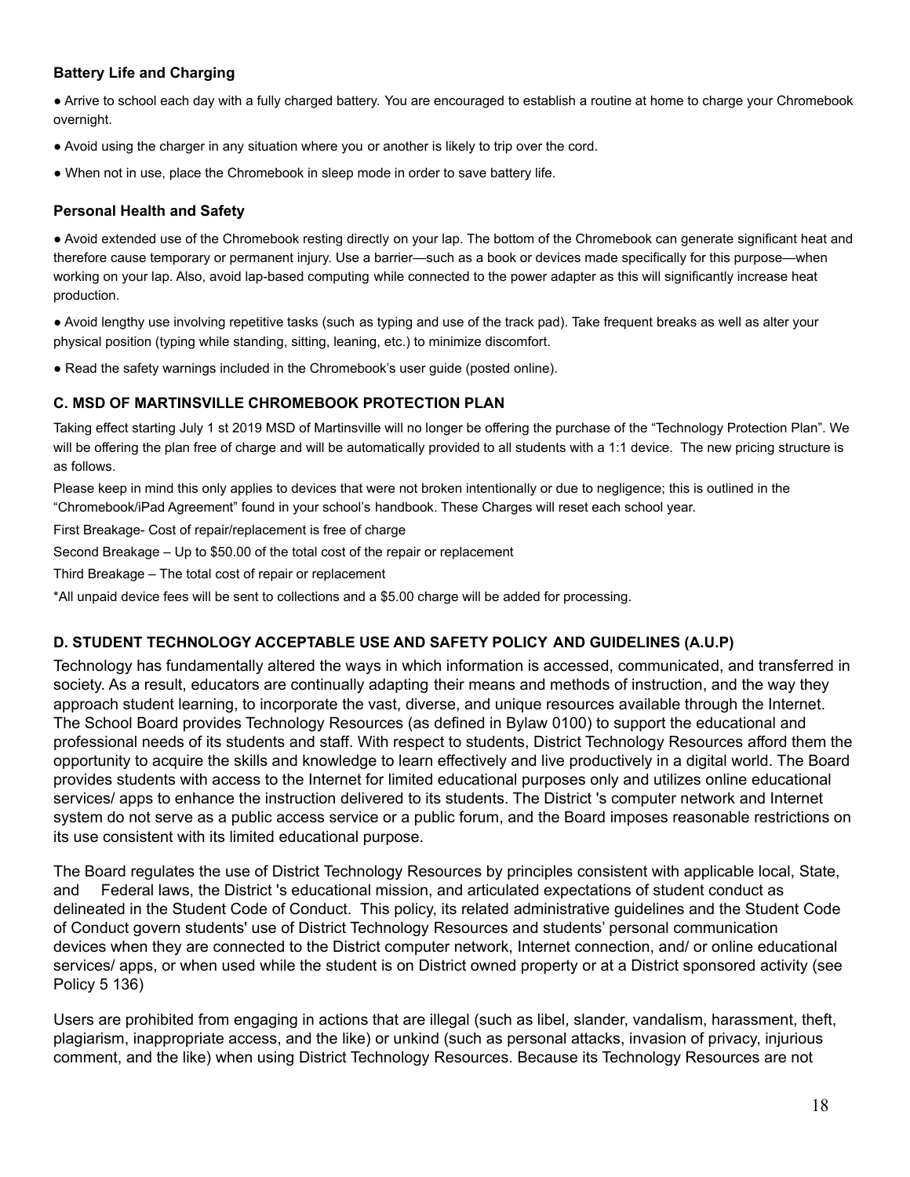### Battery Life and Charging

- Arrive to school each day with a fully charged battery. You are encouraged to establish a routine at home to charge your Chromebook overnight.
- Avoid using the charger in any situation where you or another is likely to trip over the cord.
- When not in use, place the Chromebook in sleep mode in order to save battery life.

### Personal Health and Safety

- Avoid extended use of the Chromebook resting directly on your lap. The bottom of the Chromebook can generate significant heat and therefore cause temporary or permanent injury. Use a barrier—such as a book or devices made specifically for this purpose—when working on your lap. Also, avoid lap-based computing while connected to the power adapter as this will significantly increase heat production.
- Avoid lengthy use involving repetitive tasks (such as typing and use of the track pad). Take frequent breaks as well as alter your physical position (typing while standing, sitting, leaning, etc.) to minimize discomfort.
- Read the safety warnings included in the Chromebook's user guide (posted online).

### C. MSD OF MARTINSVILLE CHROMEBOOK PROTECTION PLAN

Taking effect starting July 1 st 2019 MSD of Martinsville will no longer be offering the purchase of the "Technology Protection Plan". We will be offering the plan free of charge and will be automatically provided to all students with a 1:1 device. The new pricing structure is as follows.

Please keep in mind this only applies to devices that were not broken intentionally or due to negligence; this is outlined in the "Chromebook/iPad Agreement" found in your school's handbook. These Charges will reset each school year.

First Breakage- Cost of repair/replacement is free of charge

Second Breakage – Up to $50.00 of the total cost of the repair or replacement

Third Breakage – The total cost of repair or replacement

*All unpaid device fees will be sent to collections and a $5.00 charge will be added for processing.

### D. STUDENT TECHNOLOGY ACCEPTABLE USE AND SAFETY POLICY AND GUIDELINES (A.U.P)

Technology has fundamentally altered the ways in which information is accessed, communicated, and transferred in society. As a result, educators are continually adapting their means and methods of instruction, and the way they approach student learning, to incorporate the vast, diverse, and unique resources available through the Internet. The School Board provides Technology Resources (as defined in Bylaw 0100) to support the educational and professional needs of its students and staff. With respect to students, District Technology Resources afford them the opportunity to acquire the skills and knowledge to learn effectively and live productively in a digital world. The Board provides students with access to the Internet for limited educational purposes only and utilizes online educational services/ apps to enhance the instruction delivered to its students. The District 's computer network and Internet system do not serve as a public access service or a public forum, and the Board imposes reasonable restrictions on its use consistent with its limited educational purpose.

The Board regulates the use of District Technology Resources by principles consistent with applicable local, State, and Federal laws, the District 's educational mission, and articulated expectations of student conduct as delineated in the Student Code of Conduct. This policy, its related administrative guidelines and the Student Code of Conduct govern students' use of District Technology Resources and students' personal communication devices when they are connected to the District computer network, Internet connection, and/ or online educational services/ apps, or when used while the student is on District owned property or at a District sponsored activity (see Policy 5 136)

Users are prohibited from engaging in actions that are illegal (such as libel, slander, vandalism, harassment, theft, plagiarism, inappropriate access, and the like) or unkind (such as personal attacks, invasion of privacy, injurious comment, and the like) when using District Technology Resources. Because its Technology Resources are not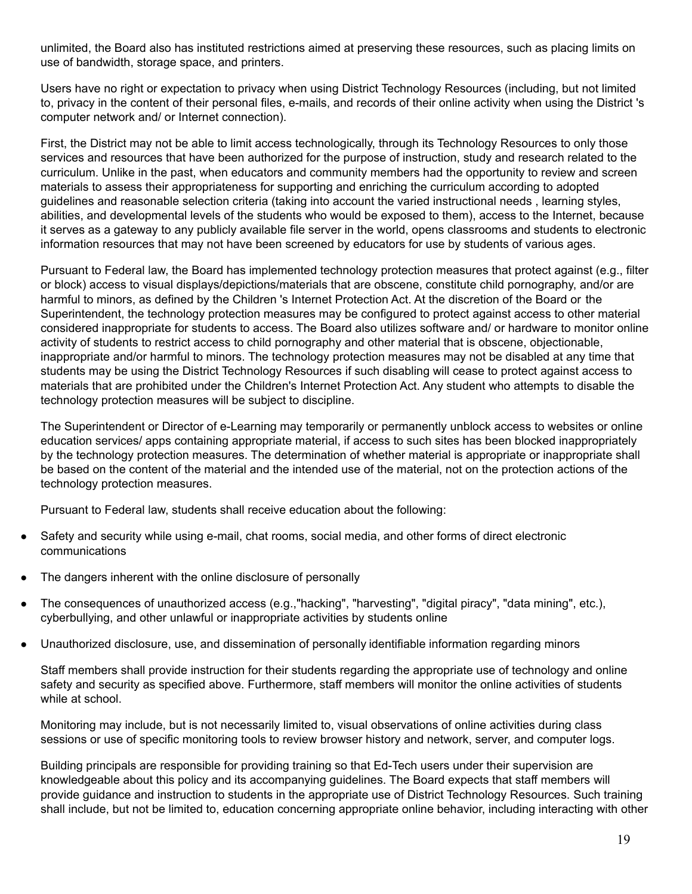unlimited, the Board also has instituted restrictions aimed at preserving these resources, such as placing limits on use of bandwidth, storage space, and printers.

Users have no right or expectation to privacy when using District Technology Resources (including, but not limited to, privacy in the content of their personal files, e-mails, and records of their online activity when using the District 's computer network and/ or Internet connection).

First, the District may not be able to limit access technologically, through its Technology Resources to only those services and resources that have been authorized for the purpose of instruction, study and research related to the curriculum. Unlike in the past, when educators and community members had the opportunity to review and screen materials to assess their appropriateness for supporting and enriching the curriculum according to adopted guidelines and reasonable selection criteria (taking into account the varied instructional needs , learning styles, abilities, and developmental levels of the students who would be exposed to them), access to the Internet, because it serves as a gateway to any publicly available file server in the world, opens classrooms and students to electronic information resources that may not have been screened by educators for use by students of various ages.

Pursuant to Federal law, the Board has implemented technology protection measures that protect against (e.g., filter or block) access to visual displays/depictions/materials that are obscene, constitute child pornography, and/or are harmful to minors, as defined by the Children 's Internet Protection Act. At the discretion of the Board or the Superintendent, the technology protection measures may be configured to protect against access to other material considered inappropriate for students to access. The Board also utilizes software and/ or hardware to monitor online activity of students to restrict access to child pornography and other material that is obscene, objectionable, inappropriate and/or harmful to minors. The technology protection measures may not be disabled at any time that students may be using the District Technology Resources if such disabling will cease to protect against access to materials that are prohibited under the Children's Internet Protection Act. Any student who attempts to disable the technology protection measures will be subject to discipline.

The Superintendent or Director of e-Learning may temporarily or permanently unblock access to websites or online education services/ apps containing appropriate material, if access to such sites has been blocked inappropriately by the technology protection measures. The determination of whether material is appropriate or inappropriate shall be based on the content of the material and the intended use of the material, not on the protection actions of the technology protection measures.

Pursuant to Federal law, students shall receive education about the following:

- Safety and security while using e-mail, chat rooms, social media, and other forms of direct electronic communications
- The dangers inherent with the online disclosure of personally
- The consequences of unauthorized access (e.g.,"hacking", "harvesting", "digital piracy", "data mining", etc.), cyberbullying, and other unlawful or inappropriate activities by students online
- Unauthorized disclosure, use, and dissemination of personally identifiable information regarding minors

Staff members shall provide instruction for their students regarding the appropriate use of technology and online safety and security as specified above. Furthermore, staff members will monitor the online activities of students while at school.

Monitoring may include, but is not necessarily limited to, visual observations of online activities during class sessions or use of specific monitoring tools to review browser history and network, server, and computer logs.

Building principals are responsible for providing training so that Ed-Tech users under their supervision are knowledgeable about this policy and its accompanying guidelines. The Board expects that staff members will provide guidance and instruction to students in the appropriate use of District Technology Resources. Such training shall include, but not be limited to, education concerning appropriate online behavior, including interacting with other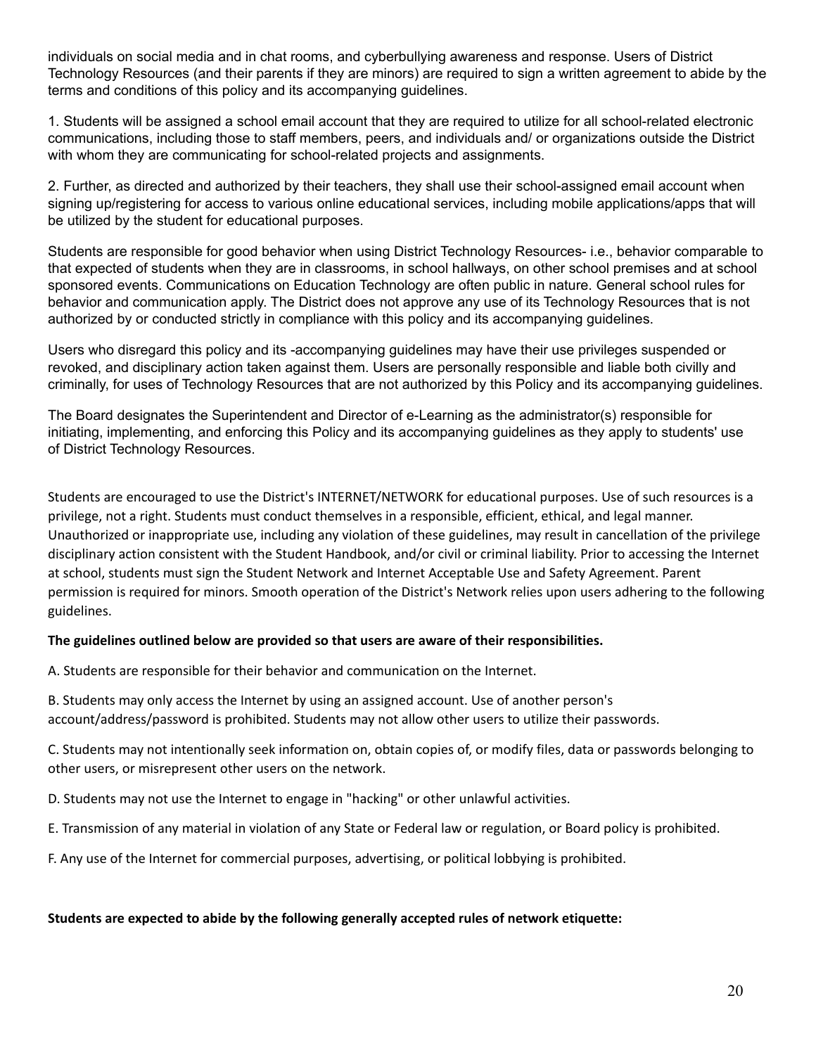individuals on social media and in chat rooms, and cyberbullying awareness and response. Users of District Technology Resources (and their parents if they are minors) are required to sign a written agreement to abide by the terms and conditions of this policy and its accompanying guidelines.

1. Students will be assigned a school email account that they are required to utilize for all school-related electronic communications, including those to staff members, peers, and individuals and/ or organizations outside the District with whom they are communicating for school-related projects and assignments.

2. Further, as directed and authorized by their teachers, they shall use their school-assigned email account when signing up/registering for access to various online educational services, including mobile applications/apps that will be utilized by the student for educational purposes.

Students are responsible for good behavior when using District Technology Resources- i.e., behavior comparable to that expected of students when they are in classrooms, in school hallways, on other school premises and at school sponsored events. Communications on Education Technology are often public in nature. General school rules for behavior and communication apply. The District does not approve any use of its Technology Resources that is not authorized by or conducted strictly in compliance with this policy and its accompanying guidelines.

Users who disregard this policy and its -accompanying guidelines may have their use privileges suspended or revoked, and disciplinary action taken against them. Users are personally responsible and liable both civilly and criminally, for uses of Technology Resources that are not authorized by this Policy and its accompanying guidelines.

The Board designates the Superintendent and Director of e-Learning as the administrator(s) responsible for initiating, implementing, and enforcing this Policy and its accompanying guidelines as they apply to students' use of District Technology Resources.

Students are encouraged to use the District's INTERNET/NETWORK for educational purposes. Use of such resources is a privilege, not a right. Students must conduct themselves in a responsible, efficient, ethical, and legal manner. Unauthorized or inappropriate use, including any violation of these guidelines, may result in cancellation of the privilege disciplinary action consistent with the Student Handbook, and/or civil or criminal liability. Prior to accessing the Internet at school, students must sign the Student Network and Internet Acceptable Use and Safety Agreement. Parent permission is required for minors. Smooth operation of the District's Network relies upon users adhering to the following guidelines.

**The guidelines outlined below are provided so that users are aware of their responsibilities.**

A. Students are responsible for their behavior and communication on the Internet.

B. Students may only access the Internet by using an assigned account. Use of another person's account/address/password is prohibited. Students may not allow other users to utilize their passwords.

C. Students may not intentionally seek information on, obtain copies of, or modify files, data or passwords belonging to other users, or misrepresent other users on the network.

D. Students may not use the Internet to engage in "hacking" or other unlawful activities.

E. Transmission of any material in violation of any State or Federal law or regulation, or Board policy is prohibited.

F. Any use of the Internet for commercial purposes, advertising, or political lobbying is prohibited.

**Students are expected to abide by the following generally accepted rules of network etiquette:**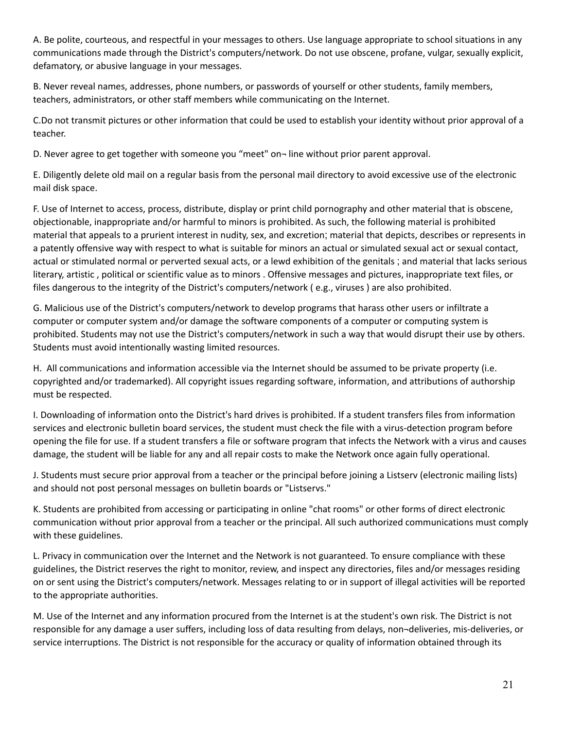A. Be polite, courteous, and respectful in your messages to others. Use language appropriate to school situations in any communications made through the District's computers/network. Do not use obscene, profane, vulgar, sexually explicit, defamatory, or abusive language in your messages.

B. Never reveal names, addresses, phone numbers, or passwords of yourself or other students, family members, teachers, administrators, or other staff members while communicating on the Internet.

C.Do not transmit pictures or other information that could be used to establish your identity without prior approval of a teacher.

D. Never agree to get together with someone you “meet" on¬ line without prior parent approval.

E. Diligently delete old mail on a regular basis from the personal mail directory to avoid excessive use of the electronic mail disk space.

F. Use of Internet to access, process, distribute, display or print child pornography and other material that is obscene, objectionable, inappropriate and/or harmful to minors is prohibited. As such, the following material is prohibited material that appeals to a prurient interest in nudity, sex, and excretion; material that depicts, describes or represents in a patently offensive way with respect to what is suitable for minors an actual or simulated sexual act or sexual contact, actual or stimulated normal or perverted sexual acts, or a lewd exhibition of the genitals ; and material that lacks serious literary, artistic , political or scientific value as to minors . Offensive messages and pictures, inappropriate text files, or files dangerous to the integrity of the District's computers/network ( e.g., viruses ) are also prohibited.

G. Malicious use of the District's computers/network to develop programs that harass other users or infiltrate a computer or computer system and/or damage the software components of a computer or computing system is prohibited. Students may not use the District's computers/network in such a way that would disrupt their use by others. Students must avoid intentionally wasting limited resources.

H. All communications and information accessible via the Internet should be assumed to be private property (i.e. copyrighted and/or trademarked). All copyright issues regarding software, information, and attributions of authorship must be respected.

I. Downloading of information onto the District's hard drives is prohibited. If a student transfers files from information services and electronic bulletin board services, the student must check the file with a virus-detection program before opening the file for use. If a student transfers a file or software program that infects the Network with a virus and causes damage, the student will be liable for any and all repair costs to make the Network once again fully operational.

J. Students must secure prior approval from a teacher or the principal before joining a Listserv (electronic mailing lists) and should not post personal messages on bulletin boards or "Listservs."

K. Students are prohibited from accessing or participating in online "chat rooms" or other forms of direct electronic communication without prior approval from a teacher or the principal. All such authorized communications must comply with these guidelines.

L. Privacy in communication over the Internet and the Network is not guaranteed. To ensure compliance with these guidelines, the District reserves the right to monitor, review, and inspect any directories, files and/or messages residing on or sent using the District's computers/network. Messages relating to or in support of illegal activities will be reported to the appropriate authorities.

M. Use of the Internet and any information procured from the Internet is at the student's own risk. The District is not responsible for any damage a user suffers, including loss of data resulting from delays, non¬deliveries, mis-deliveries, or service interruptions. The District is not responsible for the accuracy or quality of information obtained through its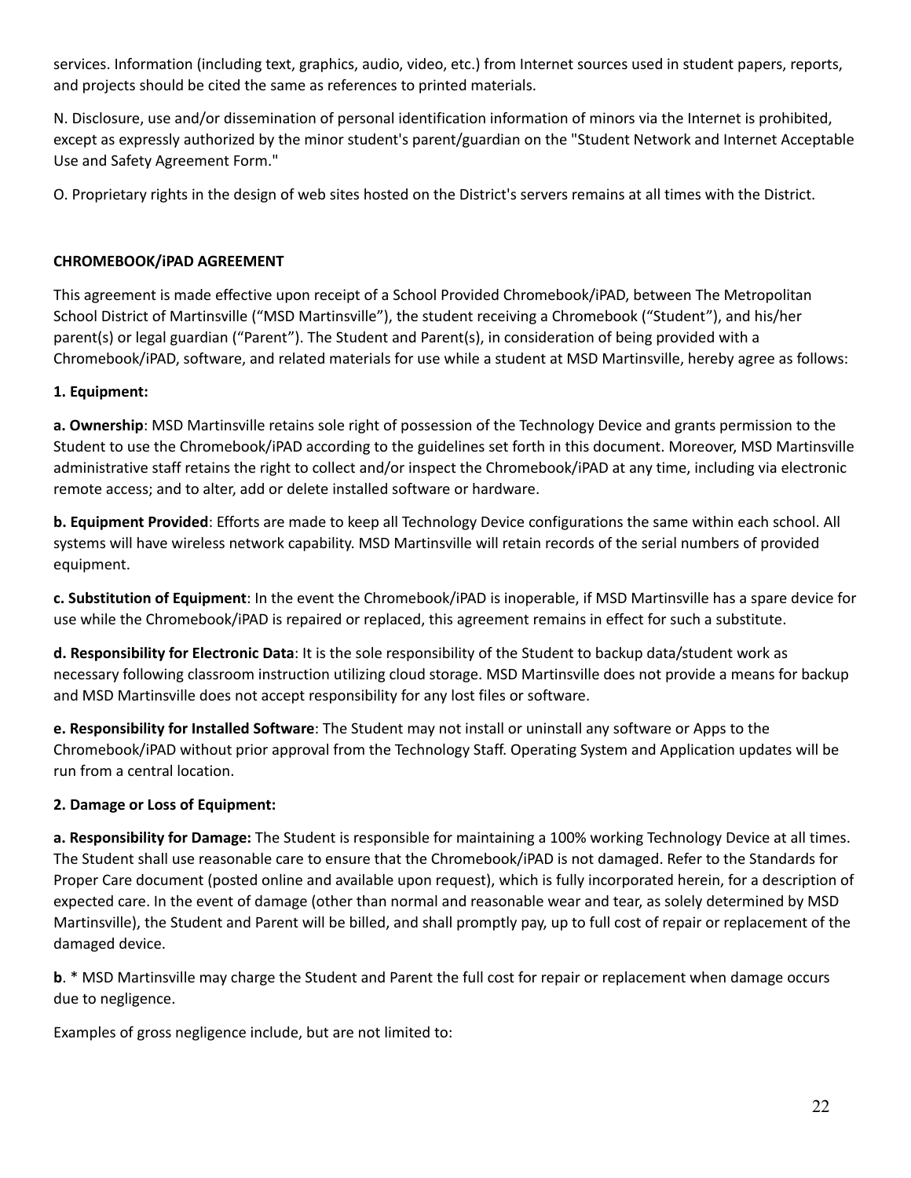services. Information (including text, graphics, audio, video, etc.) from Internet sources used in student papers, reports, and projects should be cited the same as references to printed materials.

N. Disclosure, use and/or dissemination of personal identification information of minors via the Internet is prohibited, except as expressly authorized by the minor student's parent/guardian on the "Student Network and Internet Acceptable Use and Safety Agreement Form."

O. Proprietary rights in the design of web sites hosted on the District's servers remains at all times with the District.

**CHROMEBOOK/iPAD AGREEMENT**

This agreement is made effective upon receipt of a School Provided Chromebook/iPAD, between The Metropolitan School District of Martinsville ("MSD Martinsville"), the student receiving a Chromebook ("Student"), and his/her parent(s) or legal guardian ("Parent"). The Student and Parent(s), in consideration of being provided with a Chromebook/iPAD, software, and related materials for use while a student at MSD Martinsville, hereby agree as follows:

**1. Equipment:**

**a. Ownership**: MSD Martinsville retains sole right of possession of the Technology Device and grants permission to the Student to use the Chromebook/iPAD according to the guidelines set forth in this document. Moreover, MSD Martinsville administrative staff retains the right to collect and/or inspect the Chromebook/iPAD at any time, including via electronic remote access; and to alter, add or delete installed software or hardware.

**b. Equipment Provided**: Efforts are made to keep all Technology Device configurations the same within each school. All systems will have wireless network capability. MSD Martinsville will retain records of the serial numbers of provided equipment.

**c. Substitution of Equipment**: In the event the Chromebook/iPAD is inoperable, if MSD Martinsville has a spare device for use while the Chromebook/iPAD is repaired or replaced, this agreement remains in effect for such a substitute.

**d. Responsibility for Electronic Data**: It is the sole responsibility of the Student to backup data/student work as necessary following classroom instruction utilizing cloud storage. MSD Martinsville does not provide a means for backup and MSD Martinsville does not accept responsibility for any lost files or software.

**e. Responsibility for Installed Software**: The Student may not install or uninstall any software or Apps to the Chromebook/iPAD without prior approval from the Technology Staff. Operating System and Application updates will be run from a central location.

**2. Damage or Loss of Equipment:**

**a. Responsibility for Damage:** The Student is responsible for maintaining a 100% working Technology Device at all times. The Student shall use reasonable care to ensure that the Chromebook/iPAD is not damaged. Refer to the Standards for Proper Care document (posted online and available upon request), which is fully incorporated herein, for a description of expected care. In the event of damage (other than normal and reasonable wear and tear, as solely determined by MSD Martinsville), the Student and Parent will be billed, and shall promptly pay, up to full cost of repair or replacement of the damaged device.

**b**. * MSD Martinsville may charge the Student and Parent the full cost for repair or replacement when damage occurs due to negligence.

Examples of gross negligence include, but are not limited to: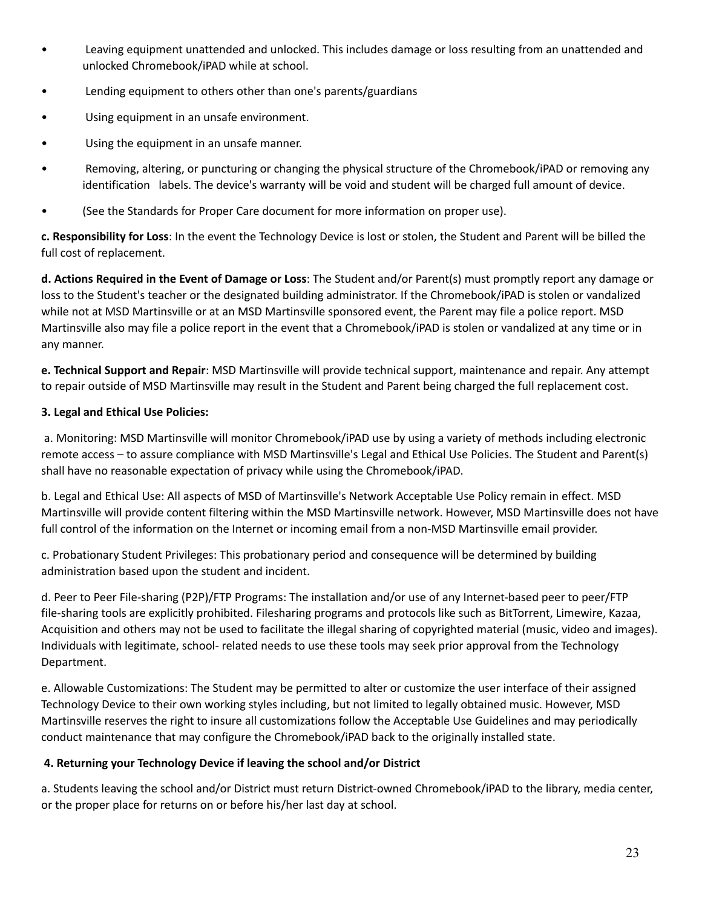- Leaving equipment unattended and unlocked. This includes damage or loss resulting from an unattended and unlocked Chromebook/iPAD while at school.
- Lending equipment to others other than one's parents/guardians
- Using equipment in an unsafe environment.
- Using the equipment in an unsafe manner.
- Removing, altering, or puncturing or changing the physical structure of the Chromebook/iPAD or removing any identification labels. The device's warranty will be void and student will be charged full amount of device.
- (See the Standards for Proper Care document for more information on proper use).

**c. Responsibility for Loss**: In the event the Technology Device is lost or stolen, the Student and Parent will be billed the full cost of replacement.

**d. Actions Required in the Event of Damage or Loss**: The Student and/or Parent(s) must promptly report any damage or loss to the Student's teacher or the designated building administrator. If the Chromebook/iPAD is stolen or vandalized while not at MSD Martinsville or at an MSD Martinsville sponsored event, the Parent may file a police report. MSD Martinsville also may file a police report in the event that a Chromebook/iPAD is stolen or vandalized at any time or in any manner.

**e. Technical Support and Repair**: MSD Martinsville will provide technical support, maintenance and repair. Any attempt to repair outside of MSD Martinsville may result in the Student and Parent being charged the full replacement cost.

**3. Legal and Ethical Use Policies:**

a. Monitoring: MSD Martinsville will monitor Chromebook/iPAD use by using a variety of methods including electronic remote access – to assure compliance with MSD Martinsville's Legal and Ethical Use Policies. The Student and Parent(s) shall have no reasonable expectation of privacy while using the Chromebook/iPAD.

b. Legal and Ethical Use: All aspects of MSD of Martinsville's Network Acceptable Use Policy remain in effect. MSD Martinsville will provide content filtering within the MSD Martinsville network. However, MSD Martinsville does not have full control of the information on the Internet or incoming email from a non-MSD Martinsville email provider.

c. Probationary Student Privileges: This probationary period and consequence will be determined by building administration based upon the student and incident.

d. Peer to Peer File-sharing (P2P)/FTP Programs: The installation and/or use of any Internet-based peer to peer/FTP file-sharing tools are explicitly prohibited. Filesharing programs and protocols like such as BitTorrent, Limewire, Kazaa, Acquisition and others may not be used to facilitate the illegal sharing of copyrighted material (music, video and images). Individuals with legitimate, school- related needs to use these tools may seek prior approval from the Technology Department.

e. Allowable Customizations: The Student may be permitted to alter or customize the user interface of their assigned Technology Device to their own working styles including, but not limited to legally obtained music. However, MSD Martinsville reserves the right to insure all customizations follow the Acceptable Use Guidelines and may periodically conduct maintenance that may configure the Chromebook/iPAD back to the originally installed state.

**4. Returning your Technology Device if leaving the school and/or District**

a. Students leaving the school and/or District must return District-owned Chromebook/iPAD to the library, media center, or the proper place for returns on or before his/her last day at school.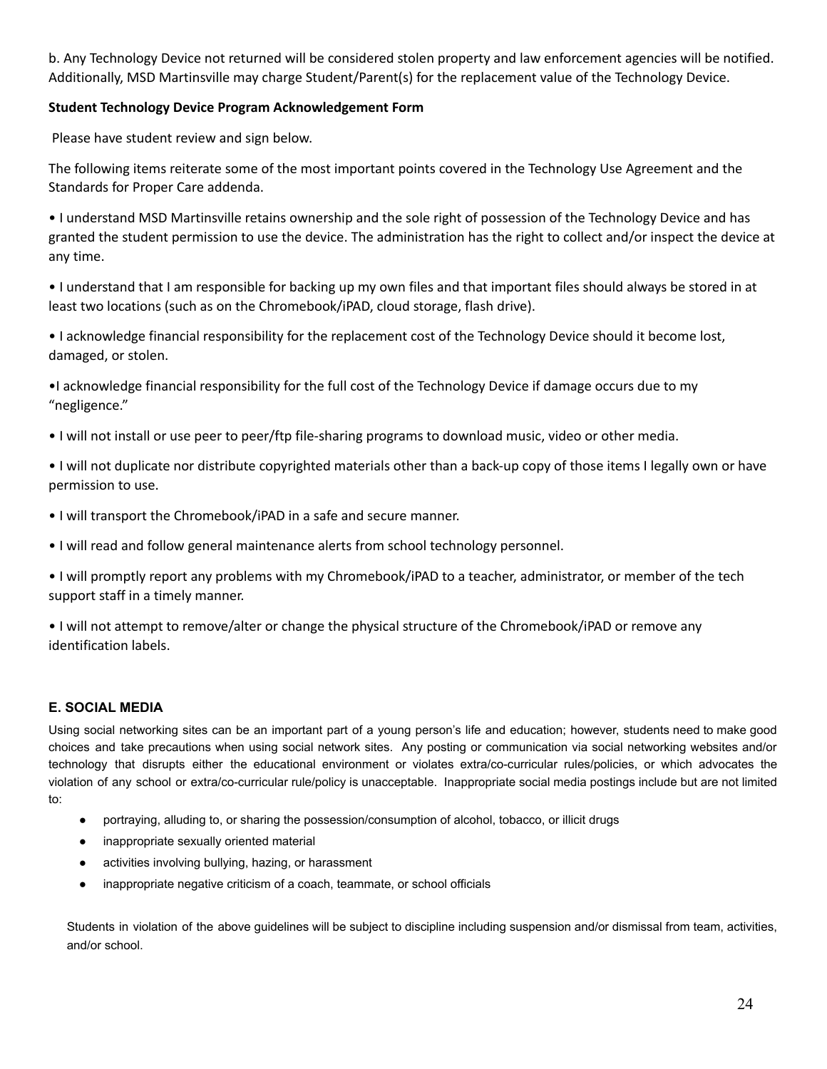b. Any Technology Device not returned will be considered stolen property and law enforcement agencies will be notified. Additionally, MSD Martinsville may charge Student/Parent(s) for the replacement value of the Technology Device.

**Student Technology Device Program Acknowledgement Form**

Please have student review and sign below.

The following items reiterate some of the most important points covered in the Technology Use Agreement and the Standards for Proper Care addenda.

• I understand MSD Martinsville retains ownership and the sole right of possession of the Technology Device and has granted the student permission to use the device. The administration has the right to collect and/or inspect the device at any time.

• I understand that I am responsible for backing up my own files and that important files should always be stored in at least two locations (such as on the Chromebook/iPAD, cloud storage, flash drive).

• I acknowledge financial responsibility for the replacement cost of the Technology Device should it become lost, damaged, or stolen.

•I acknowledge financial responsibility for the full cost of the Technology Device if damage occurs due to my "negligence."

• I will not install or use peer to peer/ftp file-sharing programs to download music, video or other media.

• I will not duplicate nor distribute copyrighted materials other than a back-up copy of those items I legally own or have permission to use.

• I will transport the Chromebook/iPAD in a safe and secure manner.

• I will read and follow general maintenance alerts from school technology personnel.

• I will promptly report any problems with my Chromebook/iPAD to a teacher, administrator, or member of the tech support staff in a timely manner.

• I will not attempt to remove/alter or change the physical structure of the Chromebook/iPAD or remove any identification labels.

### E. SOCIAL MEDIA

Using social networking sites can be an important part of a young person's life and education; however, students need to make good choices and take precautions when using social network sites. Any posting or communication via social networking websites and/or technology that disrupts either the educational environment or violates extra/co-curricular rules/policies, or which advocates the violation of any school or extra/co-curricular rule/policy is unacceptable. Inappropriate social media postings include but are not limited to:

- portraying, alluding to, or sharing the possession/consumption of alcohol, tobacco, or illicit drugs
- inappropriate sexually oriented material
- activities involving bullying, hazing, or harassment
- inappropriate negative criticism of a coach, teammate, or school officials

Students in violation of the above guidelines will be subject to discipline including suspension and/or dismissal from team, activities, and/or school.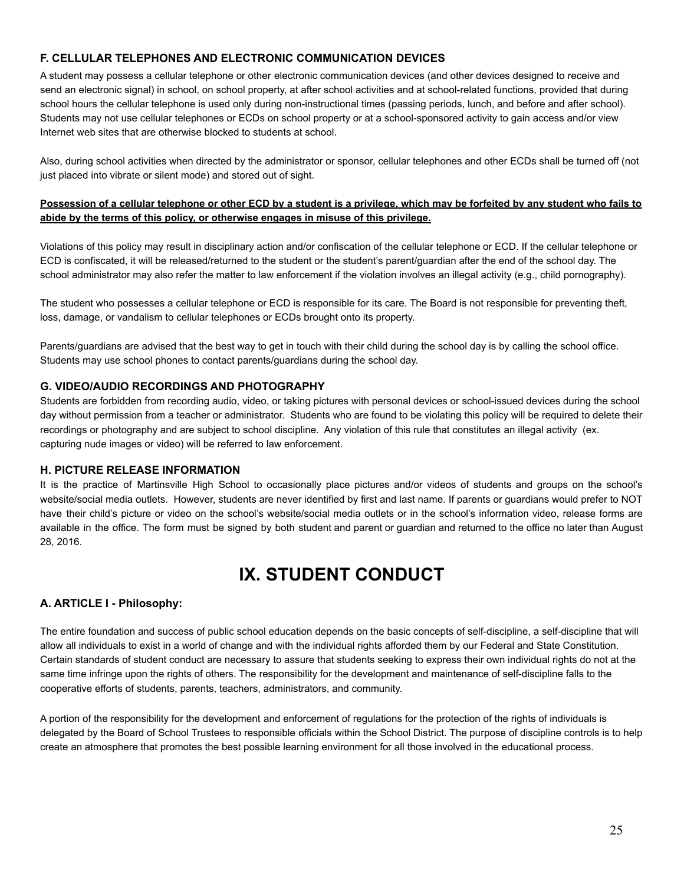### F. CELLULAR TELEPHONES AND ELECTRONIC COMMUNICATION DEVICES

A student may possess a cellular telephone or other electronic communication devices (and other devices designed to receive and send an electronic signal) in school, on school property, at after school activities and at school-related functions, provided that during school hours the cellular telephone is used only during non-instructional times (passing periods, lunch, and before and after school). Students may not use cellular telephones or ECDs on school property or at a school-sponsored activity to gain access and/or view Internet web sites that are otherwise blocked to students at school.

Also, during school activities when directed by the administrator or sponsor, cellular telephones and other ECDs shall be turned off (not just placed into vibrate or silent mode) and stored out of sight.

<u>**Possession of a cellular telephone or other ECD by a student is a privilege, which may be forfeited by any student who fails to abide by the terms of this policy, or otherwise engages in misuse of this privilege.**</u>

Violations of this policy may result in disciplinary action and/or confiscation of the cellular telephone or ECD. If the cellular telephone or ECD is confiscated, it will be released/returned to the student or the student's parent/guardian after the end of the school day. The school administrator may also refer the matter to law enforcement if the violation involves an illegal activity (e.g., child pornography).

The student who possesses a cellular telephone or ECD is responsible for its care. The Board is not responsible for preventing theft, loss, damage, or vandalism to cellular telephones or ECDs brought onto its property.

Parents/guardians are advised that the best way to get in touch with their child during the school day is by calling the school office. Students may use school phones to contact parents/guardians during the school day.

### G. VIDEO/AUDIO RECORDINGS AND PHOTOGRAPHY

Students are forbidden from recording audio, video, or taking pictures with personal devices or school-issued devices during the school day without permission from a teacher or administrator. Students who are found to be violating this policy will be required to delete their recordings or photography and are subject to school discipline. Any violation of this rule that constitutes an illegal activity (ex. capturing nude images or video) will be referred to law enforcement.

### H. PICTURE RELEASE INFORMATION

It is the practice of Martinsville High School to occasionally place pictures and/or videos of students and groups on the school's website/social media outlets. However, students are never identified by first and last name. If parents or guardians would prefer to NOT have their child's picture or video on the school's website/social media outlets or in the school's information video, release forms are available in the office. The form must be signed by both student and parent or guardian and returned to the office no later than August 28, 2016.

# IX. STUDENT CONDUCT

### A. ARTICLE I - Philosophy:

The entire foundation and success of public school education depends on the basic concepts of self-discipline, a self-discipline that will allow all individuals to exist in a world of change and with the individual rights afforded them by our Federal and State Constitution. Certain standards of student conduct are necessary to assure that students seeking to express their own individual rights do not at the same time infringe upon the rights of others. The responsibility for the development and maintenance of self-discipline falls to the cooperative efforts of students, parents, teachers, administrators, and community.

A portion of the responsibility for the development and enforcement of regulations for the protection of the rights of individuals is delegated by the Board of School Trustees to responsible officials within the School District. The purpose of discipline controls is to help create an atmosphere that promotes the best possible learning environment for all those involved in the educational process.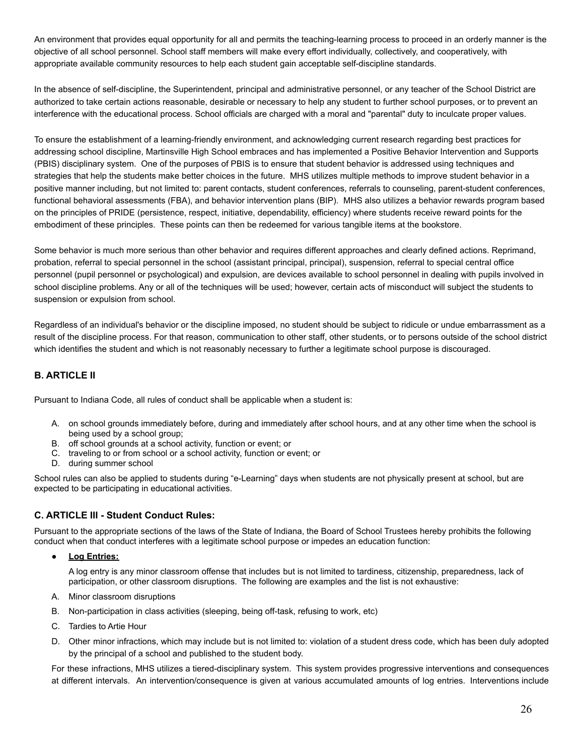An environment that provides equal opportunity for all and permits the teaching-learning process to proceed in an orderly manner is the objective of all school personnel. School staff members will make every effort individually, collectively, and cooperatively, with appropriate available community resources to help each student gain acceptable self-discipline standards.

In the absence of self-discipline, the Superintendent, principal and administrative personnel, or any teacher of the School District are authorized to take certain actions reasonable, desirable or necessary to help any student to further school purposes, or to prevent an interference with the educational process. School officials are charged with a moral and "parental" duty to inculcate proper values.

To ensure the establishment of a learning-friendly environment, and acknowledging current research regarding best practices for addressing school discipline, Martinsville High School embraces and has implemented a Positive Behavior Intervention and Supports (PBIS) disciplinary system. One of the purposes of PBIS is to ensure that student behavior is addressed using techniques and strategies that help the students make better choices in the future. MHS utilizes multiple methods to improve student behavior in a positive manner including, but not limited to: parent contacts, student conferences, referrals to counseling, parent-student conferences, functional behavioral assessments (FBA), and behavior intervention plans (BIP). MHS also utilizes a behavior rewards program based on the principles of PRIDE (persistence, respect, initiative, dependability, efficiency) where students receive reward points for the embodiment of these principles. These points can then be redeemed for various tangible items at the bookstore.

Some behavior is much more serious than other behavior and requires different approaches and clearly defined actions. Reprimand, probation, referral to special personnel in the school (assistant principal, principal), suspension, referral to special central office personnel (pupil personnel or psychological) and expulsion, are devices available to school personnel in dealing with pupils involved in school discipline problems. Any or all of the techniques will be used; however, certain acts of misconduct will subject the students to suspension or expulsion from school.

Regardless of an individual's behavior or the discipline imposed, no student should be subject to ridicule or undue embarrassment as a result of the discipline process. For that reason, communication to other staff, other students, or to persons outside of the school district which identifies the student and which is not reasonably necessary to further a legitimate school purpose is discouraged.

### B. ARTICLE II

Pursuant to Indiana Code, all rules of conduct shall be applicable when a student is:

A. on school grounds immediately before, during and immediately after school hours, and at any other time when the school is being used by a school group;
B. off school grounds at a school activity, function or event; or
C. traveling to or from school or a school activity, function or event; or
D. during summer school

School rules can also be applied to students during “e-Learning” days when students are not physically present at school, but are expected to be participating in educational activities.

### C. ARTICLE III - Student Conduct Rules:

Pursuant to the appropriate sections of the laws of the State of Indiana, the Board of School Trustees hereby prohibits the following conduct when that conduct interferes with a legitimate school purpose or impedes an education function:

- **Log Entries:**

  A log entry is any minor classroom offense that includes but is not limited to tardiness, citizenship, preparedness, lack of participation, or other classroom disruptions. The following are examples and the list is not exhaustive:

A. Minor classroom disruptions
B. Non-participation in class activities (sleeping, being off-task, refusing to work, etc)
C. Tardies to Artie Hour
D. Other minor infractions, which may include but is not limited to: violation of a student dress code, which has been duly adopted by the principal of a school and published to the student body.

For these infractions, MHS utilizes a tiered-disciplinary system. This system provides progressive interventions and consequences at different intervals. An intervention/consequence is given at various accumulated amounts of log entries. Interventions include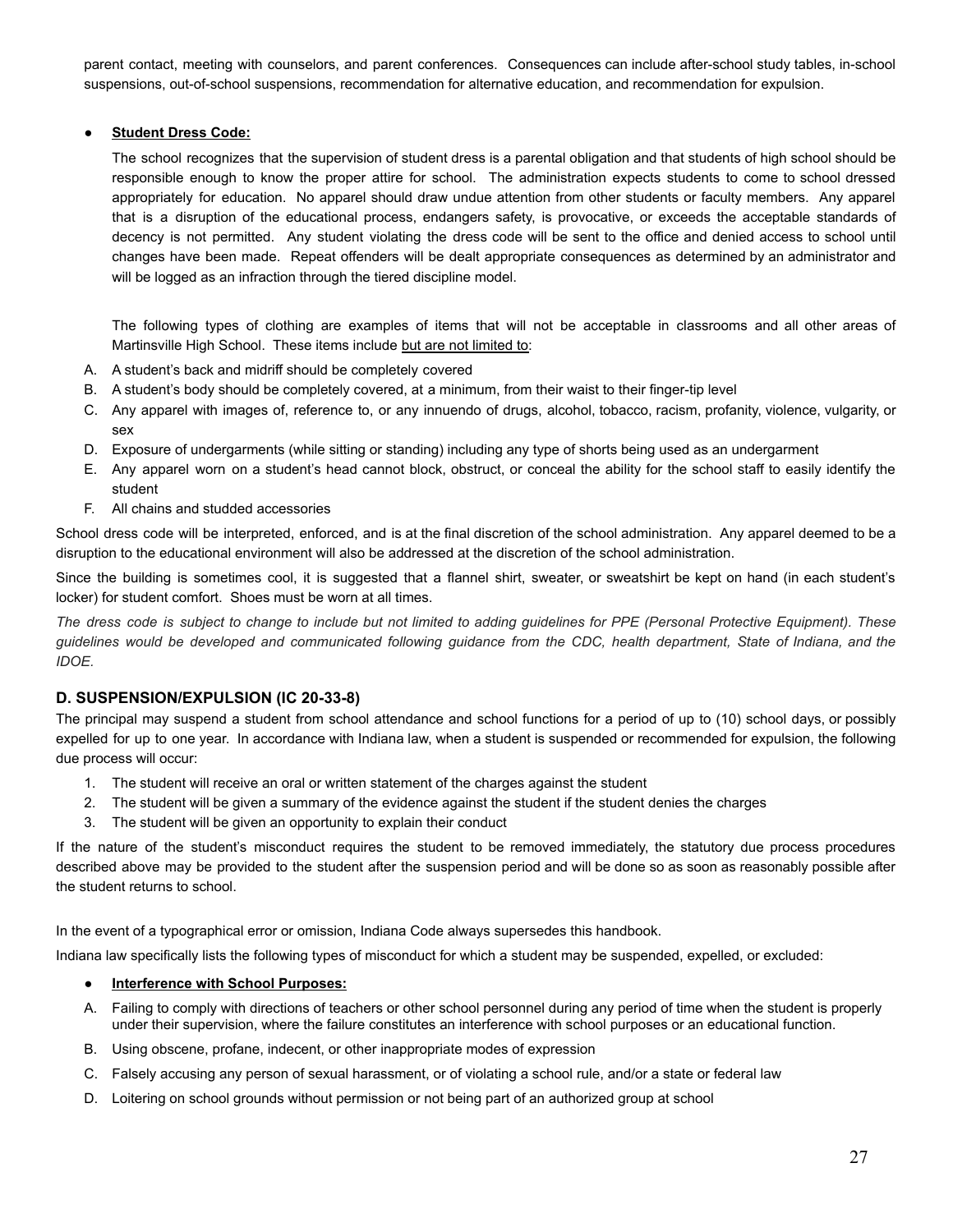parent contact, meeting with counselors, and parent conferences. Consequences can include after-school study tables, in-school suspensions, out-of-school suspensions, recommendation for alternative education, and recommendation for expulsion.

- **Student Dress Code:**

  The school recognizes that the supervision of student dress is a parental obligation and that students of high school should be responsible enough to know the proper attire for school. The administration expects students to come to school dressed appropriately for education. No apparel should draw undue attention from other students or faculty members. Any apparel that is a disruption of the educational process, endangers safety, is provocative, or exceeds the acceptable standards of decency is not permitted. Any student violating the dress code will be sent to the office and denied access to school until changes have been made. Repeat offenders will be dealt appropriate consequences as determined by an administrator and will be logged as an infraction through the tiered discipline model.

  The following types of clothing are examples of items that will not be acceptable in classrooms and all other areas of Martinsville High School. These items include <u>but are not limited to</u>:

A. A student's back and midriff should be completely covered
B. A student's body should be completely covered, at a minimum, from their waist to their finger-tip level
C. Any apparel with images of, reference to, or any innuendo of drugs, alcohol, tobacco, racism, profanity, violence, vulgarity, or sex
D. Exposure of undergarments (while sitting or standing) including any type of shorts being used as an undergarment
E. Any apparel worn on a student's head cannot block, obstruct, or conceal the ability for the school staff to easily identify the student
F. All chains and studded accessories

School dress code will be interpreted, enforced, and is at the final discretion of the school administration. Any apparel deemed to be a disruption to the educational environment will also be addressed at the discretion of the school administration.

Since the building is sometimes cool, it is suggested that a flannel shirt, sweater, or sweatshirt be kept on hand (in each student's locker) for student comfort. Shoes must be worn at all times.

*The dress code is subject to change to include but not limited to adding guidelines for PPE (Personal Protective Equipment). These guidelines would be developed and communicated following guidance from the CDC, health department, State of Indiana, and the IDOE.*

### D. SUSPENSION/EXPULSION (IC 20-33-8)

The principal may suspend a student from school attendance and school functions for a period of up to (10) school days, or possibly expelled for up to one year. In accordance with Indiana law, when a student is suspended or recommended for expulsion, the following due process will occur:

1. The student will receive an oral or written statement of the charges against the student
2. The student will be given a summary of the evidence against the student if the student denies the charges
3. The student will be given an opportunity to explain their conduct

If the nature of the student's misconduct requires the student to be removed immediately, the statutory due process procedures described above may be provided to the student after the suspension period and will be done so as soon as reasonably possible after the student returns to school.

In the event of a typographical error or omission, Indiana Code always supersedes this handbook.

Indiana law specifically lists the following types of misconduct for which a student may be suspended, expelled, or excluded:

- **Interference with School Purposes:**

A. Failing to comply with directions of teachers or other school personnel during any period of time when the student is properly under their supervision, where the failure constitutes an interference with school purposes or an educational function.
B. Using obscene, profane, indecent, or other inappropriate modes of expression
C. Falsely accusing any person of sexual harassment, or of violating a school rule, and/or a state or federal law
D. Loitering on school grounds without permission or not being part of an authorized group at school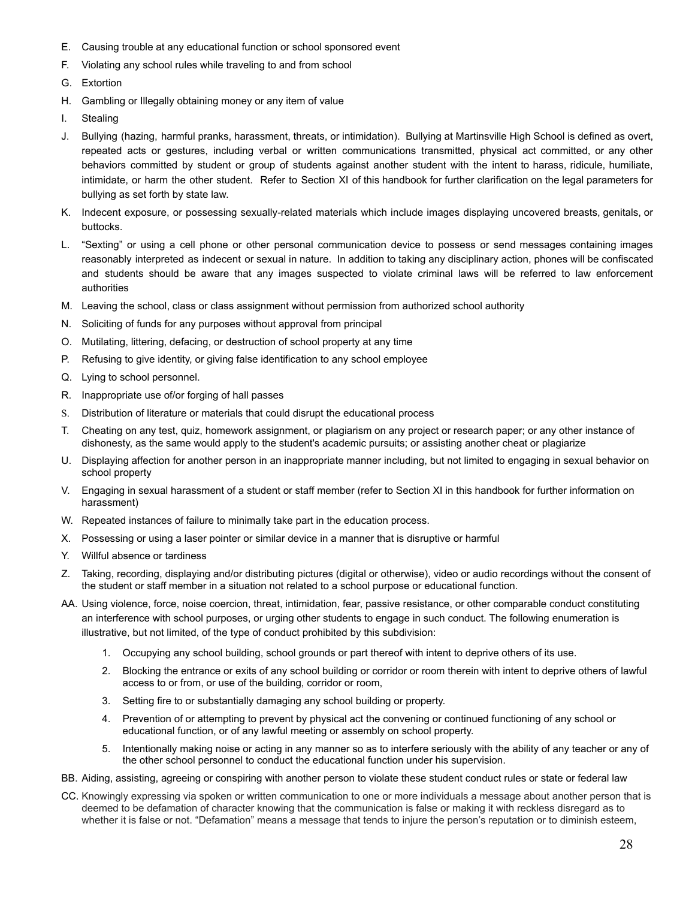E. Causing trouble at any educational function or school sponsored event

F. Violating any school rules while traveling to and from school

G. Extortion

H. Gambling or Illegally obtaining money or any item of value

I. Stealing

J. Bullying (hazing, harmful pranks, harassment, threats, or intimidation). Bullying at Martinsville High School is defined as overt, repeated acts or gestures, including verbal or written communications transmitted, physical act committed, or any other behaviors committed by student or group of students against another student with the intent to harass, ridicule, humiliate, intimidate, or harm the other student. Refer to Section XI of this handbook for further clarification on the legal parameters for bullying as set forth by state law.

K. Indecent exposure, or possessing sexually-related materials which include images displaying uncovered breasts, genitals, or buttocks.

L. "Sexting" or using a cell phone or other personal communication device to possess or send messages containing images reasonably interpreted as indecent or sexual in nature. In addition to taking any disciplinary action, phones will be confiscated and students should be aware that any images suspected to violate criminal laws will be referred to law enforcement authorities

M. Leaving the school, class or class assignment without permission from authorized school authority

N. Soliciting of funds for any purposes without approval from principal

O. Mutilating, littering, defacing, or destruction of school property at any time

P. Refusing to give identity, or giving false identification to any school employee

Q. Lying to school personnel.

R. Inappropriate use of/or forging of hall passes

S. Distribution of literature or materials that could disrupt the educational process

T. Cheating on any test, quiz, homework assignment, or plagiarism on any project or research paper; or any other instance of dishonesty, as the same would apply to the student's academic pursuits; or assisting another cheat or plagiarize

U. Displaying affection for another person in an inappropriate manner including, but not limited to engaging in sexual behavior on school property

V. Engaging in sexual harassment of a student or staff member (refer to Section XI in this handbook for further information on harassment)

W. Repeated instances of failure to minimally take part in the education process.

X. Possessing or using a laser pointer or similar device in a manner that is disruptive or harmful

Y. Willful absence or tardiness

Z. Taking, recording, displaying and/or distributing pictures (digital or otherwise), video or audio recordings without the consent of the student or staff member in a situation not related to a school purpose or educational function.

AA. Using violence, force, noise coercion, threat, intimidation, fear, passive resistance, or other comparable conduct constituting an interference with school purposes, or urging other students to engage in such conduct. The following enumeration is illustrative, but not limited, of the type of conduct prohibited by this subdivision:

1. Occupying any school building, school grounds or part thereof with intent to deprive others of its use.
2. Blocking the entrance or exits of any school building or corridor or room therein with intent to deprive others of lawful access to or from, or use of the building, corridor or room,
3. Setting fire to or substantially damaging any school building or property.
4. Prevention of or attempting to prevent by physical act the convening or continued functioning of any school or educational function, or of any lawful meeting or assembly on school property.
5. Intentionally making noise or acting in any manner so as to interfere seriously with the ability of any teacher or any of the other school personnel to conduct the educational function under his supervision.

BB. Aiding, assisting, agreeing or conspiring with another person to violate these student conduct rules or state or federal law

CC. Knowingly expressing via spoken or written communication to one or more individuals a message about another person that is deemed to be defamation of character knowing that the communication is false or making it with reckless disregard as to whether it is false or not. "Defamation" means a message that tends to injure the person's reputation or to diminish esteem,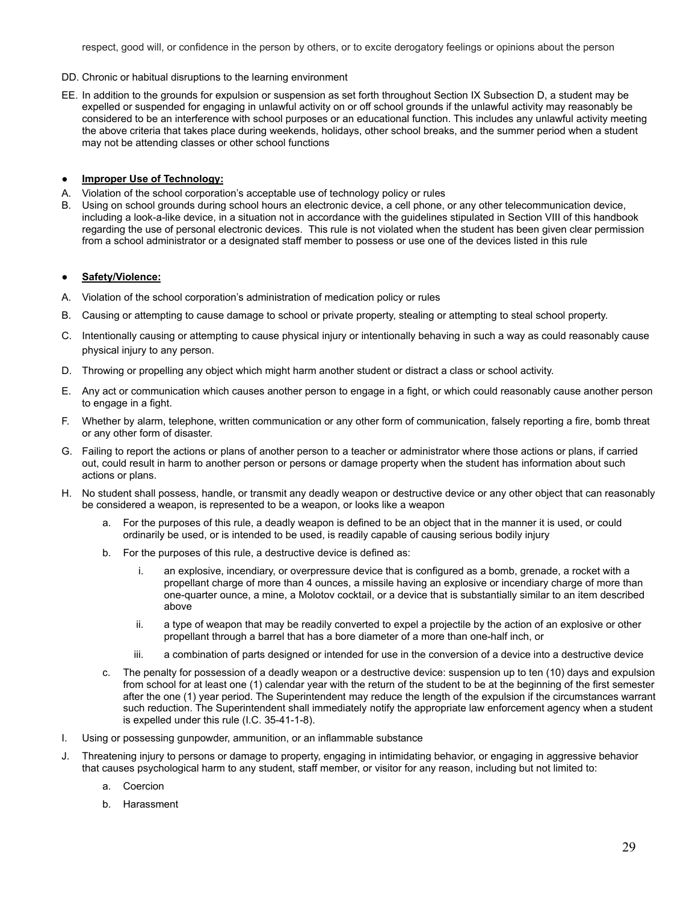respect, good will, or confidence in the person by others, or to excite derogatory feelings or opinions about the person

DD. Chronic or habitual disruptions to the learning environment

EE. In addition to the grounds for expulsion or suspension as set forth throughout Section IX Subsection D, a student may be expelled or suspended for engaging in unlawful activity on or off school grounds if the unlawful activity may reasonably be considered to be an interference with school purposes or an educational function. This includes any unlawful activity meeting the above criteria that takes place during weekends, holidays, other school breaks, and the summer period when a student may not be attending classes or other school functions

- **Improper Use of Technology:**

A. Violation of the school corporation's acceptable use of technology policy or rules

B. Using on school grounds during school hours an electronic device, a cell phone, or any other telecommunication device, including a look-a-like device, in a situation not in accordance with the guidelines stipulated in Section VIII of this handbook regarding the use of personal electronic devices. This rule is not violated when the student has been given clear permission from a school administrator or a designated staff member to possess or use one of the devices listed in this rule

- **Safety/Violence:**

A. Violation of the school corporation's administration of medication policy or rules

B. Causing or attempting to cause damage to school or private property, stealing or attempting to steal school property.

C. Intentionally causing or attempting to cause physical injury or intentionally behaving in such a way as could reasonably cause physical injury to any person.

D. Throwing or propelling any object which might harm another student or distract a class or school activity.

E. Any act or communication which causes another person to engage in a fight, or which could reasonably cause another person to engage in a fight.

F. Whether by alarm, telephone, written communication or any other form of communication, falsely reporting a fire, bomb threat or any other form of disaster.

G. Failing to report the actions or plans of another person to a teacher or administrator where those actions or plans, if carried out, could result in harm to another person or persons or damage property when the student has information about such actions or plans.

H. No student shall possess, handle, or transmit any deadly weapon or destructive device or any other object that can reasonably be considered a weapon, is represented to be a weapon, or looks like a weapon

   a. For the purposes of this rule, a deadly weapon is defined to be an object that in the manner it is used, or could ordinarily be used, or is intended to be used, is readily capable of causing serious bodily injury

   b. For the purposes of this rule, a destructive device is defined as:

      i. an explosive, incendiary, or overpressure device that is configured as a bomb, grenade, a rocket with a propellant charge of more than 4 ounces, a missile having an explosive or incendiary charge of more than one-quarter ounce, a mine, a Molotov cocktail, or a device that is substantially similar to an item described above

      ii. a type of weapon that may be readily converted to expel a projectile by the action of an explosive or other propellant through a barrel that has a bore diameter of a more than one-half inch, or

      iii. a combination of parts designed or intended for use in the conversion of a device into a destructive device

   c. The penalty for possession of a deadly weapon or a destructive device: suspension up to ten (10) days and expulsion from school for at least one (1) calendar year with the return of the student to be at the beginning of the first semester after the one (1) year period. The Superintendent may reduce the length of the expulsion if the circumstances warrant such reduction. The Superintendent shall immediately notify the appropriate law enforcement agency when a student is expelled under this rule (I.C. 35-41-1-8).

I. Using or possessing gunpowder, ammunition, or an inflammable substance

J. Threatening injury to persons or damage to property, engaging in intimidating behavior, or engaging in aggressive behavior that causes psychological harm to any student, staff member, or visitor for any reason, including but not limited to:

   a. Coercion

   b. Harassment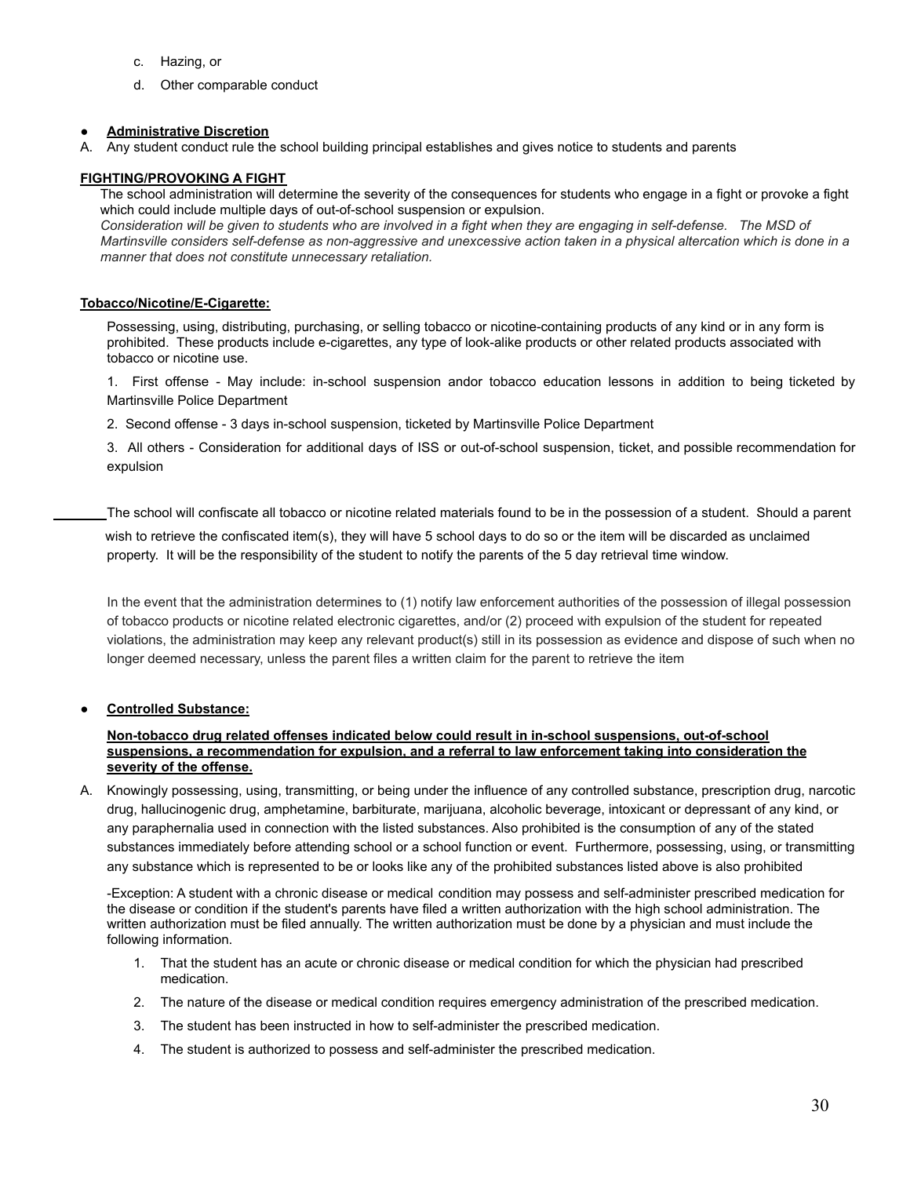c. Hazing, or

d. Other comparable conduct

- **<u>Administrative Discretion</u>**

A. Any student conduct rule the school building principal establishes and gives notice to students and parents

**<u>FIGHTING/PROVOKING A FIGHT</u>**

The school administration will determine the severity of the consequences for students who engage in a fight or provoke a fight which could include multiple days of out-of-school suspension or expulsion.

*Consideration will be given to students who are involved in a fight when they are engaging in self-defense. The MSD of Martinsville considers self-defense as non-aggressive and unexcessive action taken in a physical altercation which is done in a manner that does not constitute unnecessary retaliation.*

**<u>Tobacco/Nicotine/E-Cigarette:</u>**

Possessing, using, distributing, purchasing, or selling tobacco or nicotine-containing products of any kind or in any form is prohibited. These products include e-cigarettes, any type of look-alike products or other related products associated with tobacco or nicotine use.

1. First offense - May include: in-school suspension andor tobacco education lessons in addition to being ticketed by Martinsville Police Department

2. Second offense - 3 days in-school suspension, ticketed by Martinsville Police Department

3. All others - Consideration for additional days of ISS or out-of-school suspension, ticket, and possible recommendation for expulsion

The school will confiscate all tobacco or nicotine related materials found to be in the possession of a student. Should a parent wish to retrieve the confiscated item(s), they will have 5 school days to do so or the item will be discarded as unclaimed property. It will be the responsibility of the student to notify the parents of the 5 day retrieval time window.

In the event that the administration determines to (1) notify law enforcement authorities of the possession of illegal possession of tobacco products or nicotine related electronic cigarettes, and/or (2) proceed with expulsion of the student for repeated violations, the administration may keep any relevant product(s) still in its possession as evidence and dispose of such when no longer deemed necessary, unless the parent files a written claim for the parent to retrieve the item

- **<u>Controlled Substance:</u>**

**<u>Non-tobacco drug related offenses indicated below could result in in-school suspensions, out-of-school suspensions, a recommendation for expulsion, and a referral to law enforcement taking into consideration the severity of the offense.</u>**

A. Knowingly possessing, using, transmitting, or being under the influence of any controlled substance, prescription drug, narcotic drug, hallucinogenic drug, amphetamine, barbiturate, marijuana, alcoholic beverage, intoxicant or depressant of any kind, or any paraphernalia used in connection with the listed substances. Also prohibited is the consumption of any of the stated substances immediately before attending school or a school function or event. Furthermore, possessing, using, or transmitting any substance which is represented to be or looks like any of the prohibited substances listed above is also prohibited

-Exception: A student with a chronic disease or medical condition may possess and self-administer prescribed medication for the disease or condition if the student's parents have filed a written authorization with the high school administration. The written authorization must be filed annually. The written authorization must be done by a physician and must include the following information.

1. That the student has an acute or chronic disease or medical condition for which the physician had prescribed medication.
2. The nature of the disease or medical condition requires emergency administration of the prescribed medication.
3. The student has been instructed in how to self-administer the prescribed medication.
4. The student is authorized to possess and self-administer the prescribed medication.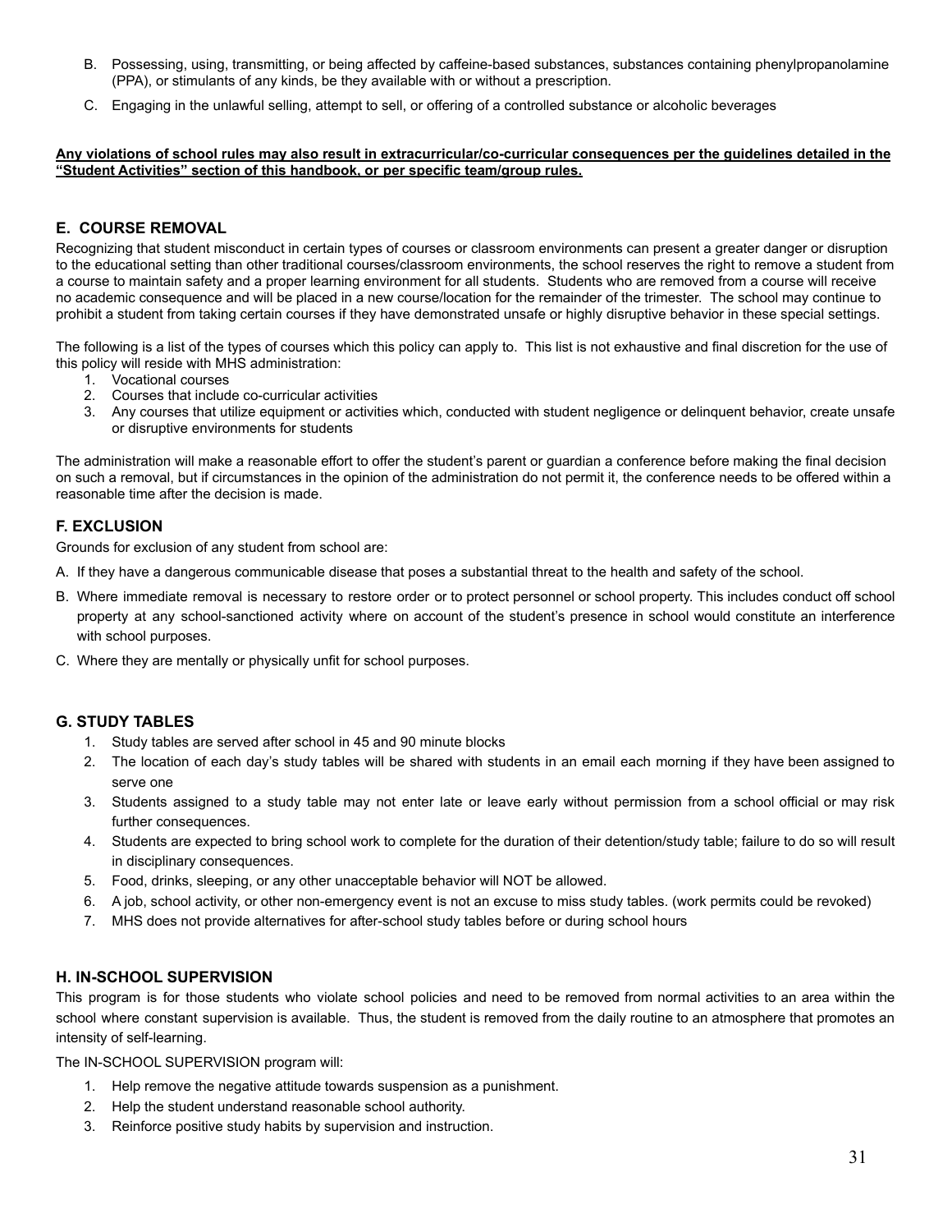B. Possessing, using, transmitting, or being affected by caffeine-based substances, substances containing phenylpropanolamine (PPA), or stimulants of any kinds, be they available with or without a prescription.

C. Engaging in the unlawful selling, attempt to sell, or offering of a controlled substance or alcoholic beverages

**Any violations of school rules may also result in extracurricular/co-curricular consequences per the guidelines detailed in the "Student Activities" section of this handbook, or per specific team/group rules.**

## E. COURSE REMOVAL

Recognizing that student misconduct in certain types of courses or classroom environments can present a greater danger or disruption to the educational setting than other traditional courses/classroom environments, the school reserves the right to remove a student from a course to maintain safety and a proper learning environment for all students. Students who are removed from a course will receive no academic consequence and will be placed in a new course/location for the remainder of the trimester. The school may continue to prohibit a student from taking certain courses if they have demonstrated unsafe or highly disruptive behavior in these special settings.

The following is a list of the types of courses which this policy can apply to. This list is not exhaustive and final discretion for the use of this policy will reside with MHS administration:

1. Vocational courses
2. Courses that include co-curricular activities
3. Any courses that utilize equipment or activities which, conducted with student negligence or delinquent behavior, create unsafe or disruptive environments for students

The administration will make a reasonable effort to offer the student's parent or guardian a conference before making the final decision on such a removal, but if circumstances in the opinion of the administration do not permit it, the conference needs to be offered within a reasonable time after the decision is made.

## F. EXCLUSION

Grounds for exclusion of any student from school are:

A. If they have a dangerous communicable disease that poses a substantial threat to the health and safety of the school.

B. Where immediate removal is necessary to restore order or to protect personnel or school property. This includes conduct off school property at any school-sanctioned activity where on account of the student's presence in school would constitute an interference with school purposes.

C. Where they are mentally or physically unfit for school purposes.

## G. STUDY TABLES

1. Study tables are served after school in 45 and 90 minute blocks
2. The location of each day's study tables will be shared with students in an email each morning if they have been assigned to serve one
3. Students assigned to a study table may not enter late or leave early without permission from a school official or may risk further consequences.
4. Students are expected to bring school work to complete for the duration of their detention/study table; failure to do so will result in disciplinary consequences.
5. Food, drinks, sleeping, or any other unacceptable behavior will NOT be allowed.
6. A job, school activity, or other non-emergency event is not an excuse to miss study tables. (work permits could be revoked)
7. MHS does not provide alternatives for after-school study tables before or during school hours

## H. IN-SCHOOL SUPERVISION

This program is for those students who violate school policies and need to be removed from normal activities to an area within the school where constant supervision is available. Thus, the student is removed from the daily routine to an atmosphere that promotes an intensity of self-learning.

The IN-SCHOOL SUPERVISION program will:

1. Help remove the negative attitude towards suspension as a punishment.
2. Help the student understand reasonable school authority.
3. Reinforce positive study habits by supervision and instruction.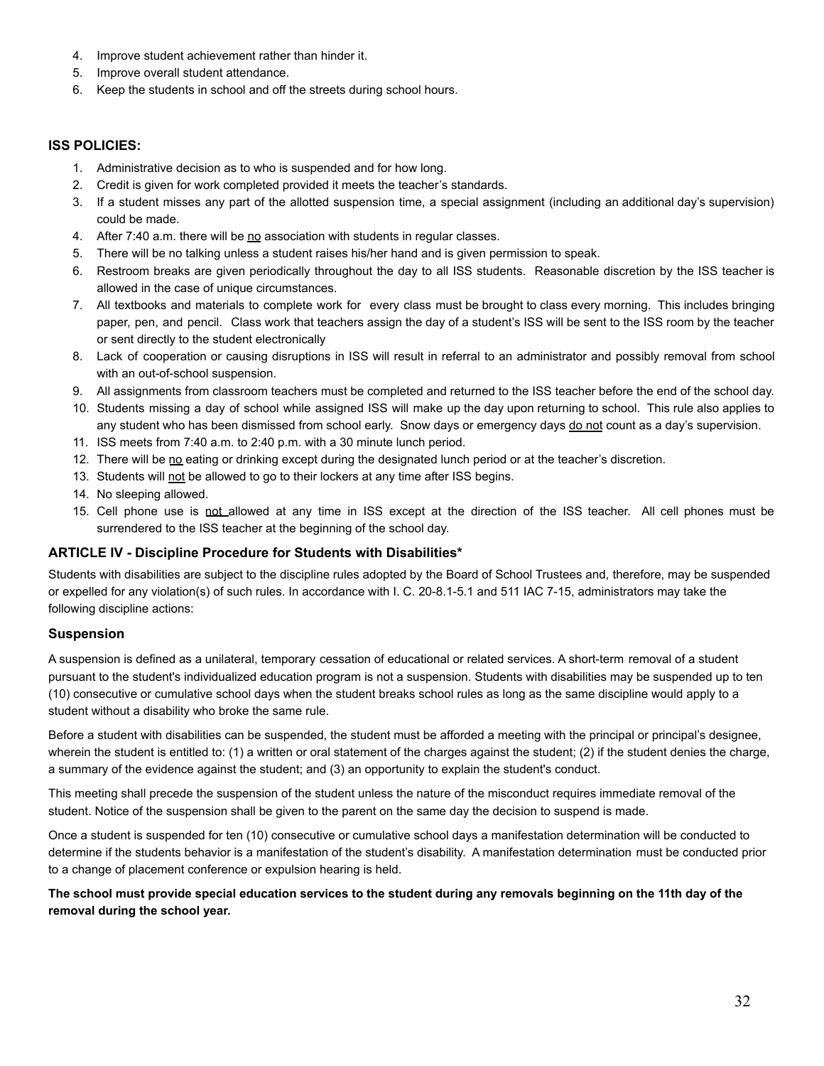4. Improve student achievement rather than hinder it.
5. Improve overall student attendance.
6. Keep the students in school and off the streets during school hours.

### ISS POLICIES:

1. Administrative decision as to who is suspended and for how long.
2. Credit is given for work completed provided it meets the teacher's standards.
3. If a student misses any part of the allotted suspension time, a special assignment (including an additional day's supervision) could be made.
4. After 7:40 a.m. there will be no association with students in regular classes.
5. There will be no talking unless a student raises his/her hand and is given permission to speak.
6. Restroom breaks are given periodically throughout the day to all ISS students. Reasonable discretion by the ISS teacher is allowed in the case of unique circumstances.
7. All textbooks and materials to complete work for every class must be brought to class every morning. This includes bringing paper, pen, and pencil. Class work that teachers assign the day of a student's ISS will be sent to the ISS room by the teacher or sent directly to the student electronically
8. Lack of cooperation or causing disruptions in ISS will result in referral to an administrator and possibly removal from school with an out-of-school suspension.
9. All assignments from classroom teachers must be completed and returned to the ISS teacher before the end of the school day.
10. Students missing a day of school while assigned ISS will make up the day upon returning to school. This rule also applies to any student who has been dismissed from school early. Snow days or emergency days do not count as a day's supervision.
11. ISS meets from 7:40 a.m. to 2:40 p.m. with a 30 minute lunch period.
12. There will be no eating or drinking except during the designated lunch period or at the teacher's discretion.
13. Students will not be allowed to go to their lockers at any time after ISS begins.
14. No sleeping allowed.
15. Cell phone use is not allowed at any time in ISS except at the direction of the ISS teacher. All cell phones must be surrendered to the ISS teacher at the beginning of the school day.

## ARTICLE IV - Discipline Procedure for Students with Disabilities*

Students with disabilities are subject to the discipline rules adopted by the Board of School Trustees and, therefore, may be suspended or expelled for any violation(s) of such rules. In accordance with I. C. 20-8.1-5.1 and 511 IAC 7-15, administrators may take the following discipline actions:

### Suspension

A suspension is defined as a unilateral, temporary cessation of educational or related services. A short-term removal of a student pursuant to the student's individualized education program is not a suspension. Students with disabilities may be suspended up to ten (10) consecutive or cumulative school days when the student breaks school rules as long as the same discipline would apply to a student without a disability who broke the same rule.

Before a student with disabilities can be suspended, the student must be afforded a meeting with the principal or principal's designee, wherein the student is entitled to: (1) a written or oral statement of the charges against the student; (2) if the student denies the charge, a summary of the evidence against the student; and (3) an opportunity to explain the student's conduct.

This meeting shall precede the suspension of the student unless the nature of the misconduct requires immediate removal of the student. Notice of the suspension shall be given to the parent on the same day the decision to suspend is made.

Once a student is suspended for ten (10) consecutive or cumulative school days a manifestation determination will be conducted to determine if the students behavior is a manifestation of the student's disability. A manifestation determination must be conducted prior to a change of placement conference or expulsion hearing is held.

**The school must provide special education services to the student during any removals beginning on the 11th day of the removal during the school year.**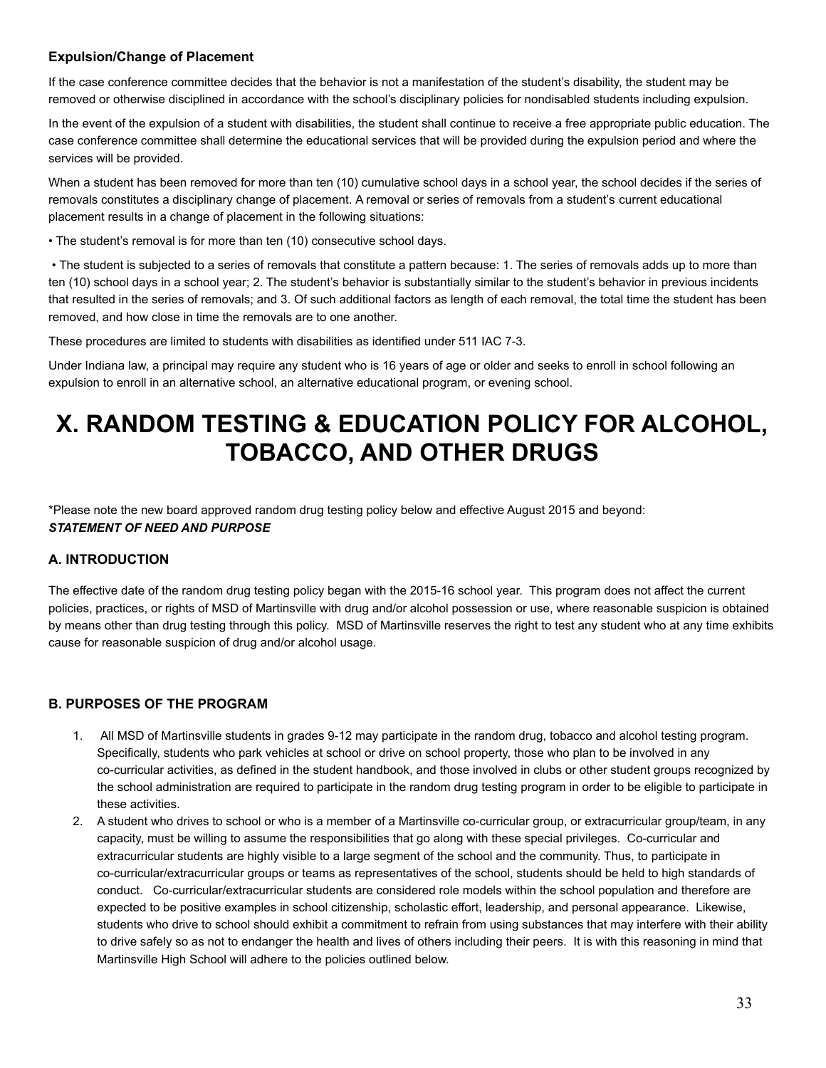### Expulsion/Change of Placement

If the case conference committee decides that the behavior is not a manifestation of the student's disability, the student may be removed or otherwise disciplined in accordance with the school's disciplinary policies for nondisabled students including expulsion.

In the event of the expulsion of a student with disabilities, the student shall continue to receive a free appropriate public education. The case conference committee shall determine the educational services that will be provided during the expulsion period and where the services will be provided.

When a student has been removed for more than ten (10) cumulative school days in a school year, the school decides if the series of removals constitutes a disciplinary change of placement. A removal or series of removals from a student's current educational placement results in a change of placement in the following situations:

• The student's removal is for more than ten (10) consecutive school days.

• The student is subjected to a series of removals that constitute a pattern because: 1. The series of removals adds up to more than ten (10) school days in a school year; 2. The student's behavior is substantially similar to the student's behavior in previous incidents that resulted in the series of removals; and 3. Of such additional factors as length of each removal, the total time the student has been removed, and how close in time the removals are to one another.

These procedures are limited to students with disabilities as identified under 511 IAC 7-3.

Under Indiana law, a principal may require any student who is 16 years of age or older and seeks to enroll in school following an expulsion to enroll in an alternative school, an alternative educational program, or evening school.

# X. RANDOM TESTING & EDUCATION POLICY FOR ALCOHOL, TOBACCO, AND OTHER DRUGS

*Please note the new board approved random drug testing policy below and effective August 2015 and beyond:
***STATEMENT OF NEED AND PURPOSE***

### A. INTRODUCTION

The effective date of the random drug testing policy began with the 2015-16 school year. This program does not affect the current policies, practices, or rights of MSD of Martinsville with drug and/or alcohol possession or use, where reasonable suspicion is obtained by means other than drug testing through this policy. MSD of Martinsville reserves the right to test any student who at any time exhibits cause for reasonable suspicion of drug and/or alcohol usage.

### B. PURPOSES OF THE PROGRAM

1. All MSD of Martinsville students in grades 9-12 may participate in the random drug, tobacco and alcohol testing program. Specifically, students who park vehicles at school or drive on school property, those who plan to be involved in any co-curricular activities, as defined in the student handbook, and those involved in clubs or other student groups recognized by the school administration are required to participate in the random drug testing program in order to be eligible to participate in these activities.
2. A student who drives to school or who is a member of a Martinsville co-curricular group, or extracurricular group/team, in any capacity, must be willing to assume the responsibilities that go along with these special privileges. Co-curricular and extracurricular students are highly visible to a large segment of the school and the community. Thus, to participate in co-curricular/extracurricular groups or teams as representatives of the school, students should be held to high standards of conduct. Co-curricular/extracurricular students are considered role models within the school population and therefore are expected to be positive examples in school citizenship, scholastic effort, leadership, and personal appearance. Likewise, students who drive to school should exhibit a commitment to refrain from using substances that may interfere with their ability to drive safely so as not to endanger the health and lives of others including their peers. It is with this reasoning in mind that Martinsville High School will adhere to the policies outlined below.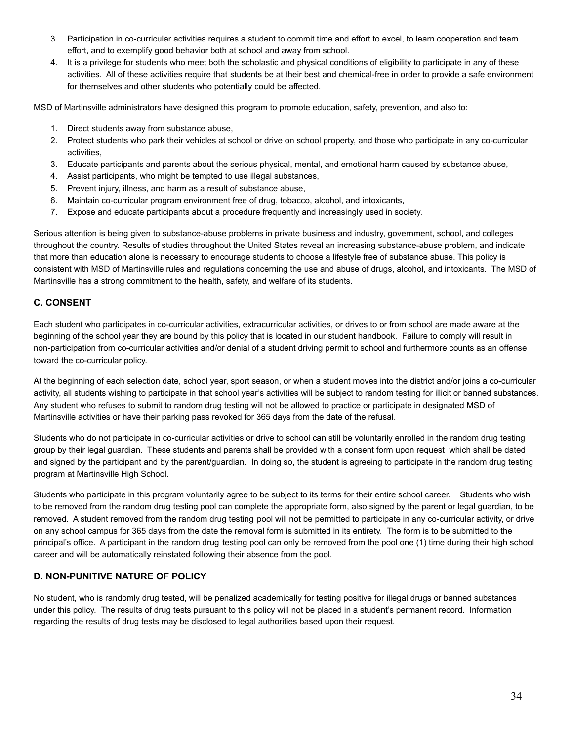3. Participation in co-curricular activities requires a student to commit time and effort to excel, to learn cooperation and team effort, and to exemplify good behavior both at school and away from school.
4. It is a privilege for students who meet both the scholastic and physical conditions of eligibility to participate in any of these activities. All of these activities require that students be at their best and chemical-free in order to provide a safe environment for themselves and other students who potentially could be affected.

MSD of Martinsville administrators have designed this program to promote education, safety, prevention, and also to:

1. Direct students away from substance abuse,
2. Protect students who park their vehicles at school or drive on school property, and those who participate in any co-curricular activities,
3. Educate participants and parents about the serious physical, mental, and emotional harm caused by substance abuse,
4. Assist participants, who might be tempted to use illegal substances,
5. Prevent injury, illness, and harm as a result of substance abuse,
6. Maintain co-curricular program environment free of drug, tobacco, alcohol, and intoxicants,
7. Expose and educate participants about a procedure frequently and increasingly used in society.

Serious attention is being given to substance-abuse problems in private business and industry, government, school, and colleges throughout the country. Results of studies throughout the United States reveal an increasing substance-abuse problem, and indicate that more than education alone is necessary to encourage students to choose a lifestyle free of substance abuse. This policy is consistent with MSD of Martinsville rules and regulations concerning the use and abuse of drugs, alcohol, and intoxicants. The MSD of Martinsville has a strong commitment to the health, safety, and welfare of its students.

### C. CONSENT

Each student who participates in co-curricular activities, extracurricular activities, or drives to or from school are made aware at the beginning of the school year they are bound by this policy that is located in our student handbook. Failure to comply will result in non-participation from co-curricular activities and/or denial of a student driving permit to school and furthermore counts as an offense toward the co-curricular policy.

At the beginning of each selection date, school year, sport season, or when a student moves into the district and/or joins a co-curricular activity, all students wishing to participate in that school year's activities will be subject to random testing for illicit or banned substances. Any student who refuses to submit to random drug testing will not be allowed to practice or participate in designated MSD of Martinsville activities or have their parking pass revoked for 365 days from the date of the refusal.

Students who do not participate in co-curricular activities or drive to school can still be voluntarily enrolled in the random drug testing group by their legal guardian. These students and parents shall be provided with a consent form upon request which shall be dated and signed by the participant and by the parent/guardian. In doing so, the student is agreeing to participate in the random drug testing program at Martinsville High School.

Students who participate in this program voluntarily agree to be subject to its terms for their entire school career. Students who wish to be removed from the random drug testing pool can complete the appropriate form, also signed by the parent or legal guardian, to be removed. A student removed from the random drug testing pool will not be permitted to participate in any co-curricular activity, or drive on any school campus for 365 days from the date the removal form is submitted in its entirety. The form is to be submitted to the principal's office. A participant in the random drug testing pool can only be removed from the pool one (1) time during their high school career and will be automatically reinstated following their absence from the pool.

### D. NON-PUNITIVE NATURE OF POLICY

No student, who is randomly drug tested, will be penalized academically for testing positive for illegal drugs or banned substances under this policy. The results of drug tests pursuant to this policy will not be placed in a student's permanent record. Information regarding the results of drug tests may be disclosed to legal authorities based upon their request.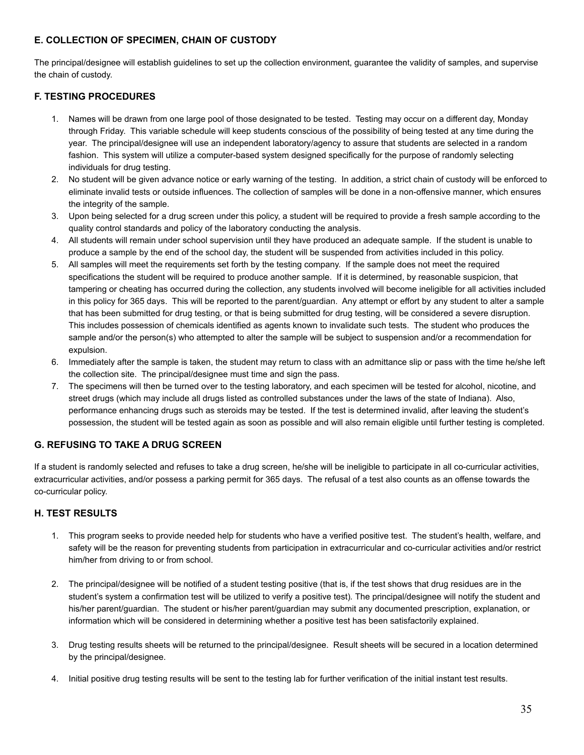### E. COLLECTION OF SPECIMEN, CHAIN OF CUSTODY

The principal/designee will establish guidelines to set up the collection environment, guarantee the validity of samples, and supervise the chain of custody.

### F. TESTING PROCEDURES

1. Names will be drawn from one large pool of those designated to be tested. Testing may occur on a different day, Monday through Friday. This variable schedule will keep students conscious of the possibility of being tested at any time during the year. The principal/designee will use an independent laboratory/agency to assure that students are selected in a random fashion. This system will utilize a computer-based system designed specifically for the purpose of randomly selecting individuals for drug testing.
2. No student will be given advance notice or early warning of the testing. In addition, a strict chain of custody will be enforced to eliminate invalid tests or outside influences. The collection of samples will be done in a non-offensive manner, which ensures the integrity of the sample.
3. Upon being selected for a drug screen under this policy, a student will be required to provide a fresh sample according to the quality control standards and policy of the laboratory conducting the analysis.
4. All students will remain under school supervision until they have produced an adequate sample. If the student is unable to produce a sample by the end of the school day, the student will be suspended from activities included in this policy.
5. All samples will meet the requirements set forth by the testing company. If the sample does not meet the required specifications the student will be required to produce another sample. If it is determined, by reasonable suspicion, that tampering or cheating has occurred during the collection, any students involved will become ineligible for all activities included in this policy for 365 days. This will be reported to the parent/guardian. Any attempt or effort by any student to alter a sample that has been submitted for drug testing, or that is being submitted for drug testing, will be considered a severe disruption. This includes possession of chemicals identified as agents known to invalidate such tests. The student who produces the sample and/or the person(s) who attempted to alter the sample will be subject to suspension and/or a recommendation for expulsion.
6. Immediately after the sample is taken, the student may return to class with an admittance slip or pass with the time he/she left the collection site. The principal/designee must time and sign the pass.
7. The specimens will then be turned over to the testing laboratory, and each specimen will be tested for alcohol, nicotine, and street drugs (which may include all drugs listed as controlled substances under the laws of the state of Indiana). Also, performance enhancing drugs such as steroids may be tested. If the test is determined invalid, after leaving the student's possession, the student will be tested again as soon as possible and will also remain eligible until further testing is completed.

### G. REFUSING TO TAKE A DRUG SCREEN

If a student is randomly selected and refuses to take a drug screen, he/she will be ineligible to participate in all co-curricular activities, extracurricular activities, and/or possess a parking permit for 365 days. The refusal of a test also counts as an offense towards the co-curricular policy.

### H. TEST RESULTS

1. This program seeks to provide needed help for students who have a verified positive test. The student's health, welfare, and safety will be the reason for preventing students from participation in extracurricular and co-curricular activities and/or restrict him/her from driving to or from school.

2. The principal/designee will be notified of a student testing positive (that is, if the test shows that drug residues are in the student's system a confirmation test will be utilized to verify a positive test). The principal/designee will notify the student and his/her parent/guardian. The student or his/her parent/guardian may submit any documented prescription, explanation, or information which will be considered in determining whether a positive test has been satisfactorily explained.

3. Drug testing results sheets will be returned to the principal/designee. Result sheets will be secured in a location determined by the principal/designee.

4. Initial positive drug testing results will be sent to the testing lab for further verification of the initial instant test results.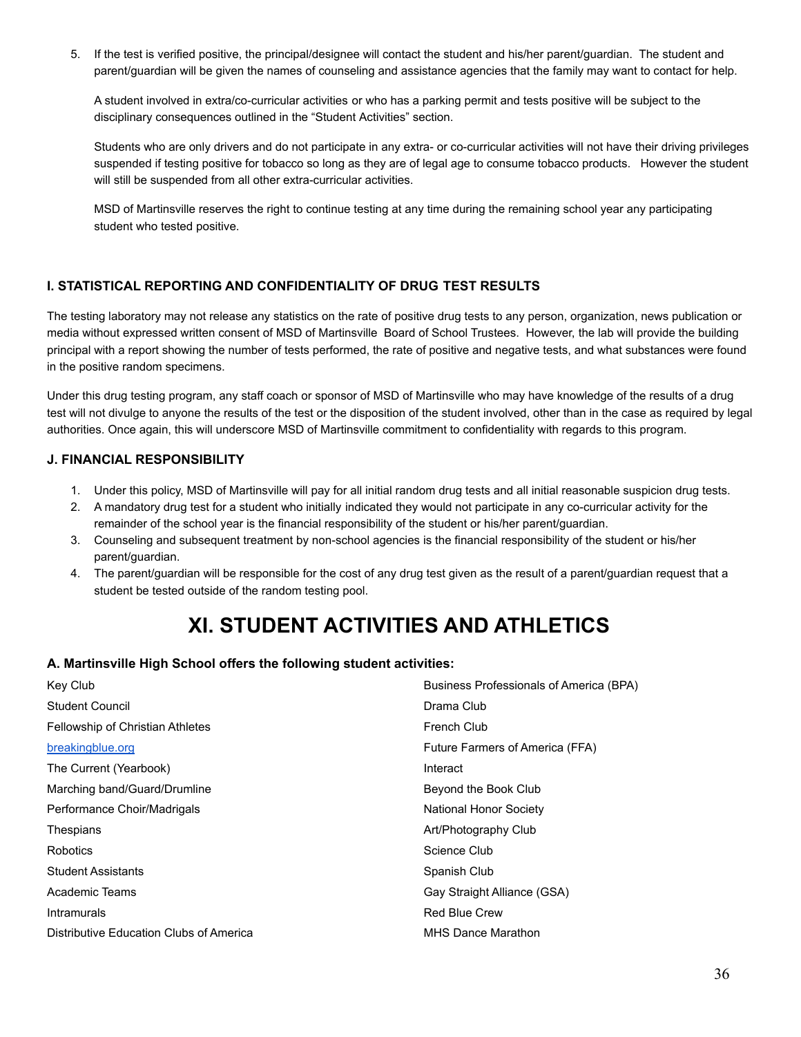5. If the test is verified positive, the principal/designee will contact the student and his/her parent/guardian. The student and parent/guardian will be given the names of counseling and assistance agencies that the family may want to contact for help.

   A student involved in extra/co-curricular activities or who has a parking permit and tests positive will be subject to the disciplinary consequences outlined in the "Student Activities" section.

   Students who are only drivers and do not participate in any extra- or co-curricular activities will not have their driving privileges suspended if testing positive for tobacco so long as they are of legal age to consume tobacco products. However the student will still be suspended from all other extra-curricular activities.

   MSD of Martinsville reserves the right to continue testing at any time during the remaining school year any participating student who tested positive.

### I. STATISTICAL REPORTING AND CONFIDENTIALITY OF DRUG TEST RESULTS

The testing laboratory may not release any statistics on the rate of positive drug tests to any person, organization, news publication or media without expressed written consent of MSD of Martinsville Board of School Trustees. However, the lab will provide the building principal with a report showing the number of tests performed, the rate of positive and negative tests, and what substances were found in the positive random specimens.

Under this drug testing program, any staff coach or sponsor of MSD of Martinsville who may have knowledge of the results of a drug test will not divulge to anyone the results of the test or the disposition of the student involved, other than in the case as required by legal authorities. Once again, this will underscore MSD of Martinsville commitment to confidentiality with regards to this program.

### J. FINANCIAL RESPONSIBILITY

1. Under this policy, MSD of Martinsville will pay for all initial random drug tests and all initial reasonable suspicion drug tests.
2. A mandatory drug test for a student who initially indicated they would not participate in any co-curricular activity for the remainder of the school year is the financial responsibility of the student or his/her parent/guardian.
3. Counseling and subsequent treatment by non-school agencies is the financial responsibility of the student or his/her parent/guardian.
4. The parent/guardian will be responsible for the cost of any drug test given as the result of a parent/guardian request that a student be tested outside of the random testing pool.

# XI. STUDENT ACTIVITIES AND ATHLETICS

### A. Martinsville High School offers the following student activities:

Key Club
Student Council
Fellowship of Christian Athletes
[breakingblue.org](breakingblue.org)
The Current (Yearbook)
Marching band/Guard/Drumline
Performance Choir/Madrigals
Thespians
Robotics
Student Assistants
Academic Teams
Intramurals
Distributive Education Clubs of America
Business Professionals of America (BPA)
Drama Club
French Club
Future Farmers of America (FFA)
Interact
Beyond the Book Club
National Honor Society
Art/Photography Club
Science Club
Spanish Club
Gay Straight Alliance (GSA)
Red Blue Crew
MHS Dance Marathon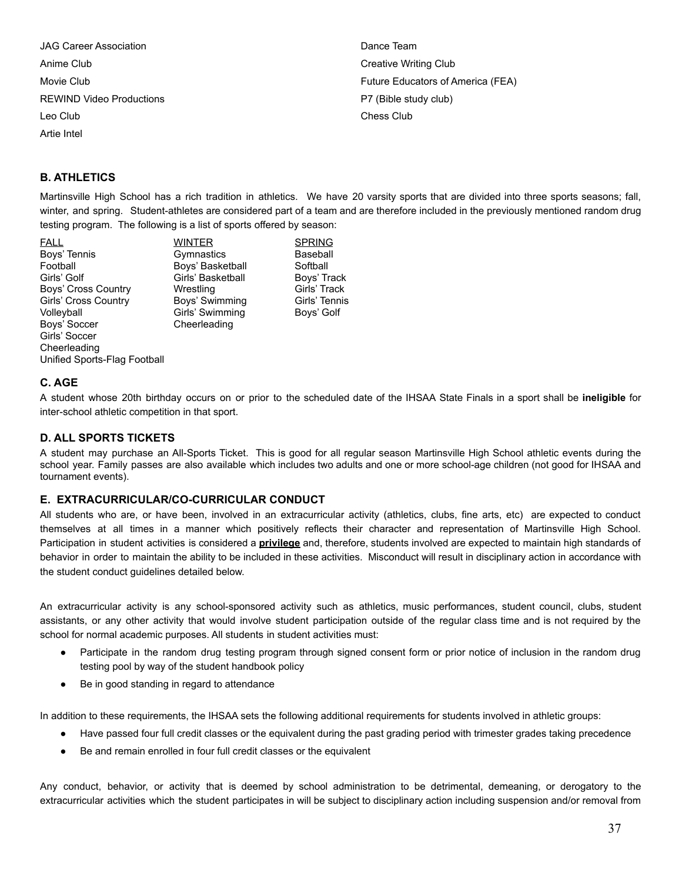JAG Career Association
Anime Club
Movie Club
REWIND Video Productions
Leo Club
Artie Intel
Dance Team
Creative Writing Club
Future Educators of America (FEA)
P7 (Bible study club)
Chess Club

### B. ATHLETICS

Martinsville High School has a rich tradition in athletics. We have 20 varsity sports that are divided into three sports seasons; fall, winter, and spring. Student-athletes are considered part of a team and are therefore included in the previously mentioned random drug testing program. The following is a list of sports offered by season:

| FALL | WINTER | SPRING |
|---|---|---|
| Boys' Tennis | Gymnastics | Baseball |
| Football | Boys' Basketball | Softball |
| Girls' Golf | Girls' Basketball | Boys' Track |
| Boys' Cross Country | Wrestling | Girls' Track |
| Girls' Cross Country | Boys' Swimming | Girls' Tennis |
| Volleyball | Girls' Swimming | Boys' Golf |
| Boys' Soccer | Cheerleading | |
| Girls' Soccer | | |
| Cheerleading | | |
| Unified Sports-Flag Football | | |

### C. AGE

A student whose 20th birthday occurs on or prior to the scheduled date of the IHSAA State Finals in a sport shall be **ineligible** for inter-school athletic competition in that sport.

### D. ALL SPORTS TICKETS

A student may purchase an All-Sports Ticket. This is good for all regular season Martinsville High School athletic events during the school year. Family passes are also available which includes two adults and one or more school-age children (not good for IHSAA and tournament events).

### E. EXTRACURRICULAR/CO-CURRICULAR CONDUCT

All students who are, or have been, involved in an extracurricular activity (athletics, clubs, fine arts, etc) are expected to conduct themselves at all times in a manner which positively reflects their character and representation of Martinsville High School. Participation in student activities is considered a **privilege** and, therefore, students involved are expected to maintain high standards of behavior in order to maintain the ability to be included in these activities. Misconduct will result in disciplinary action in accordance with the student conduct guidelines detailed below.

An extracurricular activity is any school-sponsored activity such as athletics, music performances, student council, clubs, student assistants, or any other activity that would involve student participation outside of the regular class time and is not required by the school for normal academic purposes. All students in student activities must:

- Participate in the random drug testing program through signed consent form or prior notice of inclusion in the random drug testing pool by way of the student handbook policy
- Be in good standing in regard to attendance

In addition to these requirements, the IHSAA sets the following additional requirements for students involved in athletic groups:

- Have passed four full credit classes or the equivalent during the past grading period with trimester grades taking precedence
- Be and remain enrolled in four full credit classes or the equivalent

Any conduct, behavior, or activity that is deemed by school administration to be detrimental, demeaning, or derogatory to the extracurricular activities which the student participates in will be subject to disciplinary action including suspension and/or removal from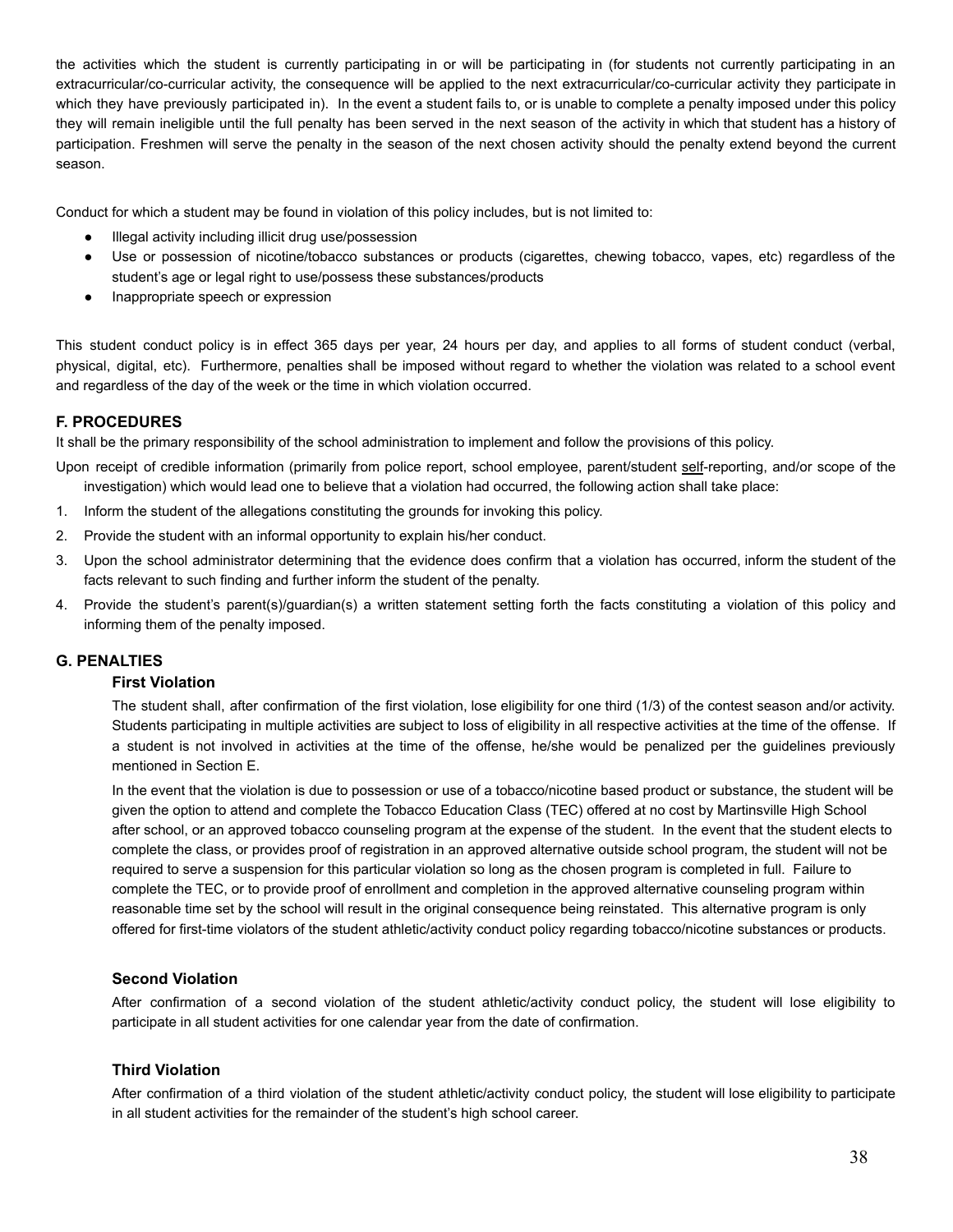the activities which the student is currently participating in or will be participating in (for students not currently participating in an extracurricular/co-curricular activity, the consequence will be applied to the next extracurricular/co-curricular activity they participate in which they have previously participated in). In the event a student fails to, or is unable to complete a penalty imposed under this policy they will remain ineligible until the full penalty has been served in the next season of the activity in which that student has a history of participation. Freshmen will serve the penalty in the season of the next chosen activity should the penalty extend beyond the current season.

Conduct for which a student may be found in violation of this policy includes, but is not limited to:

- Illegal activity including illicit drug use/possession
- Use or possession of nicotine/tobacco substances or products (cigarettes, chewing tobacco, vapes, etc) regardless of the student's age or legal right to use/possess these substances/products
- Inappropriate speech or expression

This student conduct policy is in effect 365 days per year, 24 hours per day, and applies to all forms of student conduct (verbal, physical, digital, etc). Furthermore, penalties shall be imposed without regard to whether the violation was related to a school event and regardless of the day of the week or the time in which violation occurred.

### F. PROCEDURES

It shall be the primary responsibility of the school administration to implement and follow the provisions of this policy.

Upon receipt of credible information (primarily from police report, school employee, parent/student self-reporting, and/or scope of the investigation) which would lead one to believe that a violation had occurred, the following action shall take place:

1. Inform the student of the allegations constituting the grounds for invoking this policy.
2. Provide the student with an informal opportunity to explain his/her conduct.
3. Upon the school administrator determining that the evidence does confirm that a violation has occurred, inform the student of the facts relevant to such finding and further inform the student of the penalty.
4. Provide the student's parent(s)/guardian(s) a written statement setting forth the facts constituting a violation of this policy and informing them of the penalty imposed.

### G. PENALTIES

#### First Violation

The student shall, after confirmation of the first violation, lose eligibility for one third (1/3) of the contest season and/or activity. Students participating in multiple activities are subject to loss of eligibility in all respective activities at the time of the offense. If a student is not involved in activities at the time of the offense, he/she would be penalized per the guidelines previously mentioned in Section E.

In the event that the violation is due to possession or use of a tobacco/nicotine based product or substance, the student will be given the option to attend and complete the Tobacco Education Class (TEC) offered at no cost by Martinsville High School after school, or an approved tobacco counseling program at the expense of the student. In the event that the student elects to complete the class, or provides proof of registration in an approved alternative outside school program, the student will not be required to serve a suspension for this particular violation so long as the chosen program is completed in full. Failure to complete the TEC, or to provide proof of enrollment and completion in the approved alternative counseling program within reasonable time set by the school will result in the original consequence being reinstated. This alternative program is only offered for first-time violators of the student athletic/activity conduct policy regarding tobacco/nicotine substances or products.

#### Second Violation

After confirmation of a second violation of the student athletic/activity conduct policy, the student will lose eligibility to participate in all student activities for one calendar year from the date of confirmation.

#### Third Violation

After confirmation of a third violation of the student athletic/activity conduct policy, the student will lose eligibility to participate in all student activities for the remainder of the student's high school career.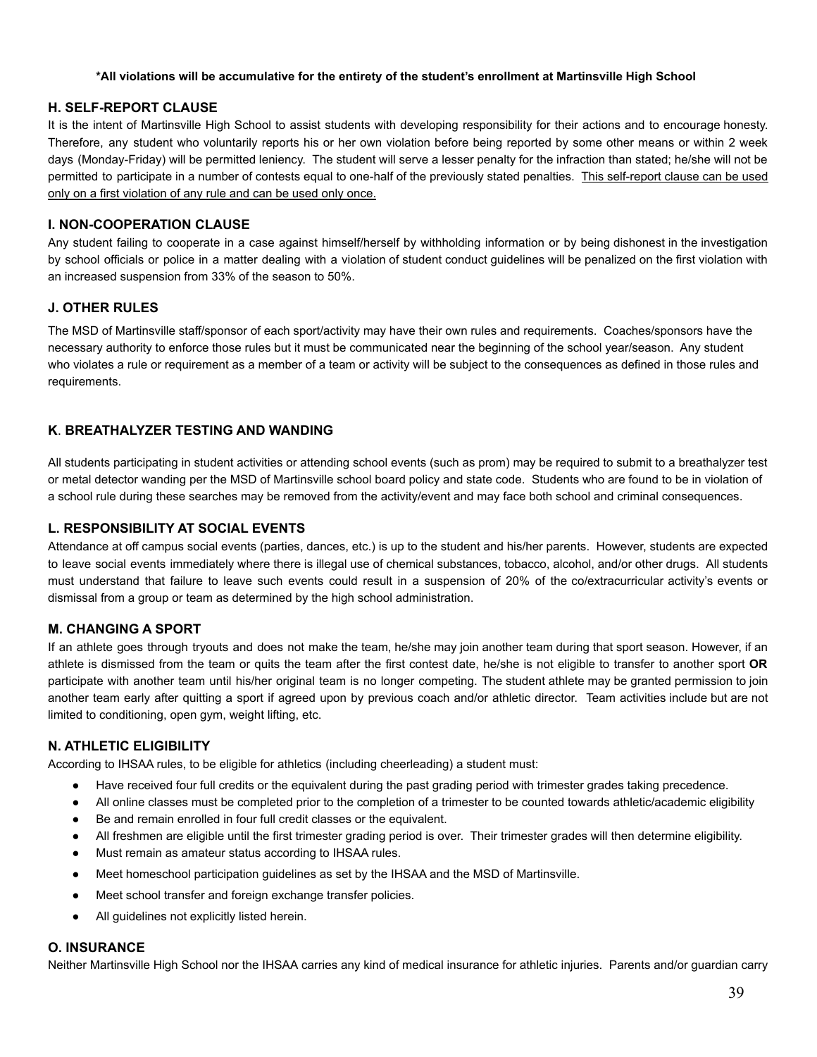**\*All violations will be accumulative for the entirety of the student's enrollment at Martinsville High School**

### H. SELF-REPORT CLAUSE

It is the intent of Martinsville High School to assist students with developing responsibility for their actions and to encourage honesty. Therefore, any student who voluntarily reports his or her own violation before being reported by some other means or within 2 week days (Monday-Friday) will be permitted leniency. The student will serve a lesser penalty for the infraction than stated; he/she will not be permitted to participate in a number of contests equal to one-half of the previously stated penalties. <u>This self-report clause can be used only on a first violation of any rule and can be used only once.</u>

### I. NON-COOPERATION CLAUSE

Any student failing to cooperate in a case against himself/herself by withholding information or by being dishonest in the investigation by school officials or police in a matter dealing with a violation of student conduct guidelines will be penalized on the first violation with an increased suspension from 33% of the season to 50%.

### J. OTHER RULES

The MSD of Martinsville staff/sponsor of each sport/activity may have their own rules and requirements. Coaches/sponsors have the necessary authority to enforce those rules but it must be communicated near the beginning of the school year/season. Any student who violates a rule or requirement as a member of a team or activity will be subject to the consequences as defined in those rules and requirements.

### K. BREATHALYZER TESTING AND WANDING

All students participating in student activities or attending school events (such as prom) may be required to submit to a breathalyzer test or metal detector wanding per the MSD of Martinsville school board policy and state code. Students who are found to be in violation of a school rule during these searches may be removed from the activity/event and may face both school and criminal consequences.

### L. RESPONSIBILITY AT SOCIAL EVENTS

Attendance at off campus social events (parties, dances, etc.) is up to the student and his/her parents. However, students are expected to leave social events immediately where there is illegal use of chemical substances, tobacco, alcohol, and/or other drugs. All students must understand that failure to leave such events could result in a suspension of 20% of the co/extracurricular activity's events or dismissal from a group or team as determined by the high school administration.

### M. CHANGING A SPORT

If an athlete goes through tryouts and does not make the team, he/she may join another team during that sport season. However, if an athlete is dismissed from the team or quits the team after the first contest date, he/she is not eligible to transfer to another sport **OR** participate with another team until his/her original team is no longer competing. The student athlete may be granted permission to join another team early after quitting a sport if agreed upon by previous coach and/or athletic director. Team activities include but are not limited to conditioning, open gym, weight lifting, etc.

### N. ATHLETIC ELIGIBILITY

According to IHSAA rules, to be eligible for athletics (including cheerleading) a student must:

- Have received four full credits or the equivalent during the past grading period with trimester grades taking precedence.
- All online classes must be completed prior to the completion of a trimester to be counted towards athletic/academic eligibility
- Be and remain enrolled in four full credit classes or the equivalent.
- All freshmen are eligible until the first trimester grading period is over. Their trimester grades will then determine eligibility.
- Must remain as amateur status according to IHSAA rules.
- Meet homeschool participation guidelines as set by the IHSAA and the MSD of Martinsville.
- Meet school transfer and foreign exchange transfer policies.
- All guidelines not explicitly listed herein.

### O. INSURANCE

Neither Martinsville High School nor the IHSAA carries any kind of medical insurance for athletic injuries. Parents and/or guardian carry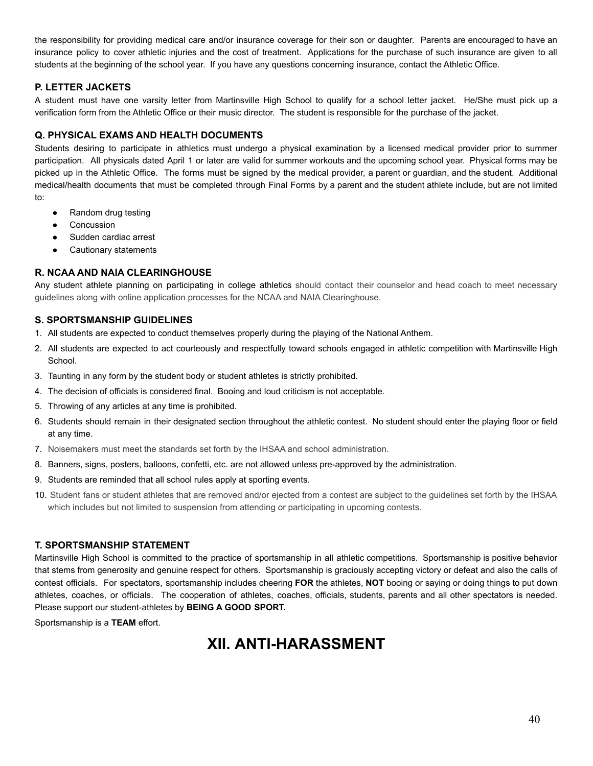the responsibility for providing medical care and/or insurance coverage for their son or daughter. Parents are encouraged to have an insurance policy to cover athletic injuries and the cost of treatment. Applications for the purchase of such insurance are given to all students at the beginning of the school year. If you have any questions concerning insurance, contact the Athletic Office.

### P. LETTER JACKETS

A student must have one varsity letter from Martinsville High School to qualify for a school letter jacket. He/She must pick up a verification form from the Athletic Office or their music director. The student is responsible for the purchase of the jacket.

### Q. PHYSICAL EXAMS AND HEALTH DOCUMENTS

Students desiring to participate in athletics must undergo a physical examination by a licensed medical provider prior to summer participation. All physicals dated April 1 or later are valid for summer workouts and the upcoming school year. Physical forms may be picked up in the Athletic Office. The forms must be signed by the medical provider, a parent or guardian, and the student. Additional medical/health documents that must be completed through Final Forms by a parent and the student athlete include, but are not limited to:

- Random drug testing
- Concussion
- Sudden cardiac arrest
- Cautionary statements

### R. NCAA AND NAIA CLEARINGHOUSE

Any student athlete planning on participating in college athletics should contact their counselor and head coach to meet necessary guidelines along with online application processes for the NCAA and NAIA Clearinghouse.

### S. SPORTSMANSHIP GUIDELINES

1. All students are expected to conduct themselves properly during the playing of the National Anthem.
2. All students are expected to act courteously and respectfully toward schools engaged in athletic competition with Martinsville High School.
3. Taunting in any form by the student body or student athletes is strictly prohibited.
4. The decision of officials is considered final. Booing and loud criticism is not acceptable.
5. Throwing of any articles at any time is prohibited.
6. Students should remain in their designated section throughout the athletic contest. No student should enter the playing floor or field at any time.
7. Noisemakers must meet the standards set forth by the IHSAA and school administration.
8. Banners, signs, posters, balloons, confetti, etc. are not allowed unless pre-approved by the administration.
9. Students are reminded that all school rules apply at sporting events.
10. Student fans or student athletes that are removed and/or ejected from a contest are subject to the guidelines set forth by the IHSAA which includes but not limited to suspension from attending or participating in upcoming contests.

### T. SPORTSMANSHIP STATEMENT

Martinsville High School is committed to the practice of sportsmanship in all athletic competitions. Sportsmanship is positive behavior that stems from generosity and genuine respect for others. Sportsmanship is graciously accepting victory or defeat and also the calls of contest officials. For spectators, sportsmanship includes cheering **FOR** the athletes, **NOT** booing or saying or doing things to put down athletes, coaches, or officials. The cooperation of athletes, coaches, officials, students, parents and all other spectators is needed. Please support our student-athletes by **BEING A GOOD SPORT.**

Sportsmanship is a **TEAM** effort.

# XII. ANTI-HARASSMENT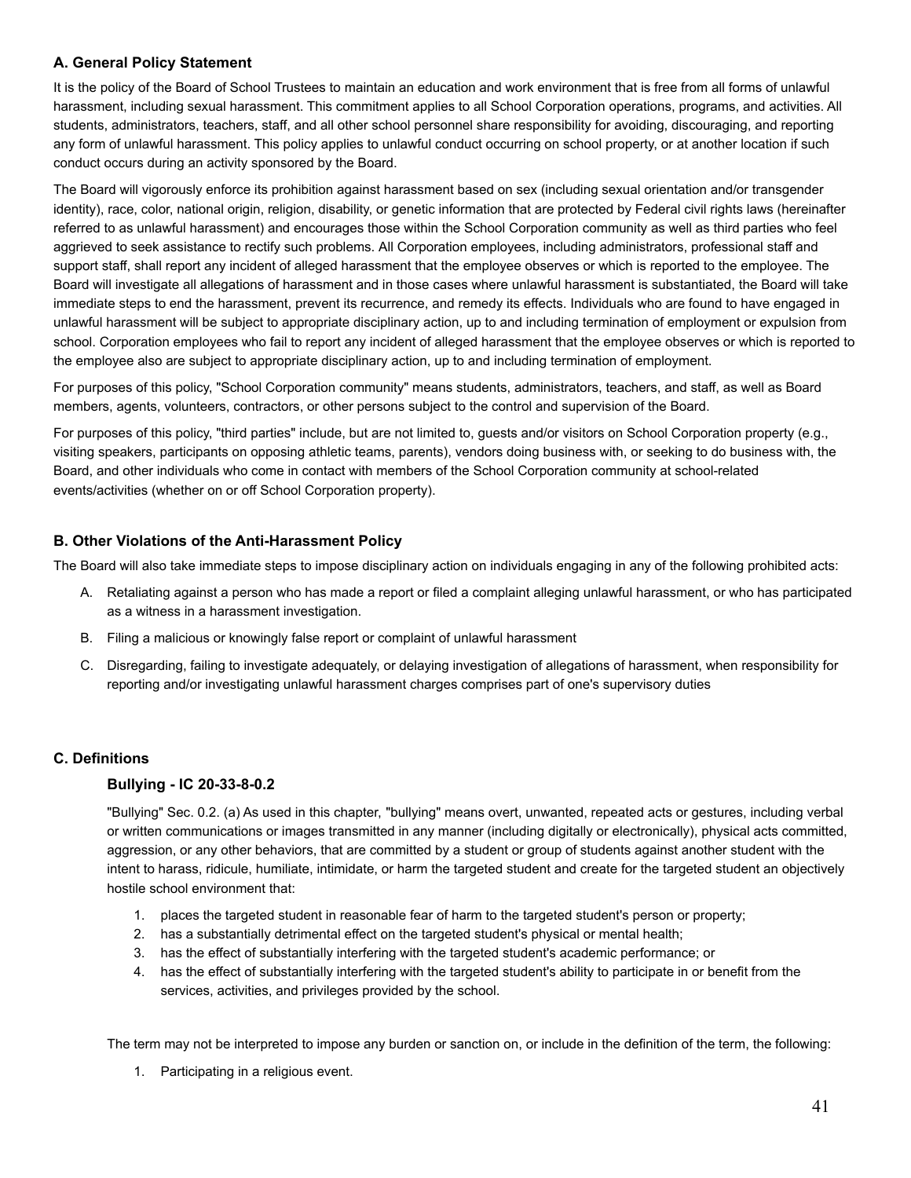### A. General Policy Statement

It is the policy of the Board of School Trustees to maintain an education and work environment that is free from all forms of unlawful harassment, including sexual harassment. This commitment applies to all School Corporation operations, programs, and activities. All students, administrators, teachers, staff, and all other school personnel share responsibility for avoiding, discouraging, and reporting any form of unlawful harassment. This policy applies to unlawful conduct occurring on school property, or at another location if such conduct occurs during an activity sponsored by the Board.

The Board will vigorously enforce its prohibition against harassment based on sex (including sexual orientation and/or transgender identity), race, color, national origin, religion, disability, or genetic information that are protected by Federal civil rights laws (hereinafter referred to as unlawful harassment) and encourages those within the School Corporation community as well as third parties who feel aggrieved to seek assistance to rectify such problems. All Corporation employees, including administrators, professional staff and support staff, shall report any incident of alleged harassment that the employee observes or which is reported to the employee. The Board will investigate all allegations of harassment and in those cases where unlawful harassment is substantiated, the Board will take immediate steps to end the harassment, prevent its recurrence, and remedy its effects. Individuals who are found to have engaged in unlawful harassment will be subject to appropriate disciplinary action, up to and including termination of employment or expulsion from school. Corporation employees who fail to report any incident of alleged harassment that the employee observes or which is reported to the employee also are subject to appropriate disciplinary action, up to and including termination of employment.

For purposes of this policy, "School Corporation community" means students, administrators, teachers, and staff, as well as Board members, agents, volunteers, contractors, or other persons subject to the control and supervision of the Board.

For purposes of this policy, "third parties" include, but are not limited to, guests and/or visitors on School Corporation property (e.g., visiting speakers, participants on opposing athletic teams, parents), vendors doing business with, or seeking to do business with, the Board, and other individuals who come in contact with members of the School Corporation community at school-related events/activities (whether on or off School Corporation property).

### B. Other Violations of the Anti-Harassment Policy

The Board will also take immediate steps to impose disciplinary action on individuals engaging in any of the following prohibited acts:

A. Retaliating against a person who has made a report or filed a complaint alleging unlawful harassment, or who has participated as a witness in a harassment investigation.
B. Filing a malicious or knowingly false report or complaint of unlawful harassment
C. Disregarding, failing to investigate adequately, or delaying investigation of allegations of harassment, when responsibility for reporting and/or investigating unlawful harassment charges comprises part of one's supervisory duties

### C. Definitions

#### Bullying - IC 20-33-8-0.2

"Bullying" Sec. 0.2. (a) As used in this chapter, "bullying" means overt, unwanted, repeated acts or gestures, including verbal or written communications or images transmitted in any manner (including digitally or electronically), physical acts committed, aggression, or any other behaviors, that are committed by a student or group of students against another student with the intent to harass, ridicule, humiliate, intimidate, or harm the targeted student and create for the targeted student an objectively hostile school environment that:

1. places the targeted student in reasonable fear of harm to the targeted student's person or property;
2. has a substantially detrimental effect on the targeted student's physical or mental health;
3. has the effect of substantially interfering with the targeted student's academic performance; or
4. has the effect of substantially interfering with the targeted student's ability to participate in or benefit from the services, activities, and privileges provided by the school.

The term may not be interpreted to impose any burden or sanction on, or include in the definition of the term, the following:

1. Participating in a religious event.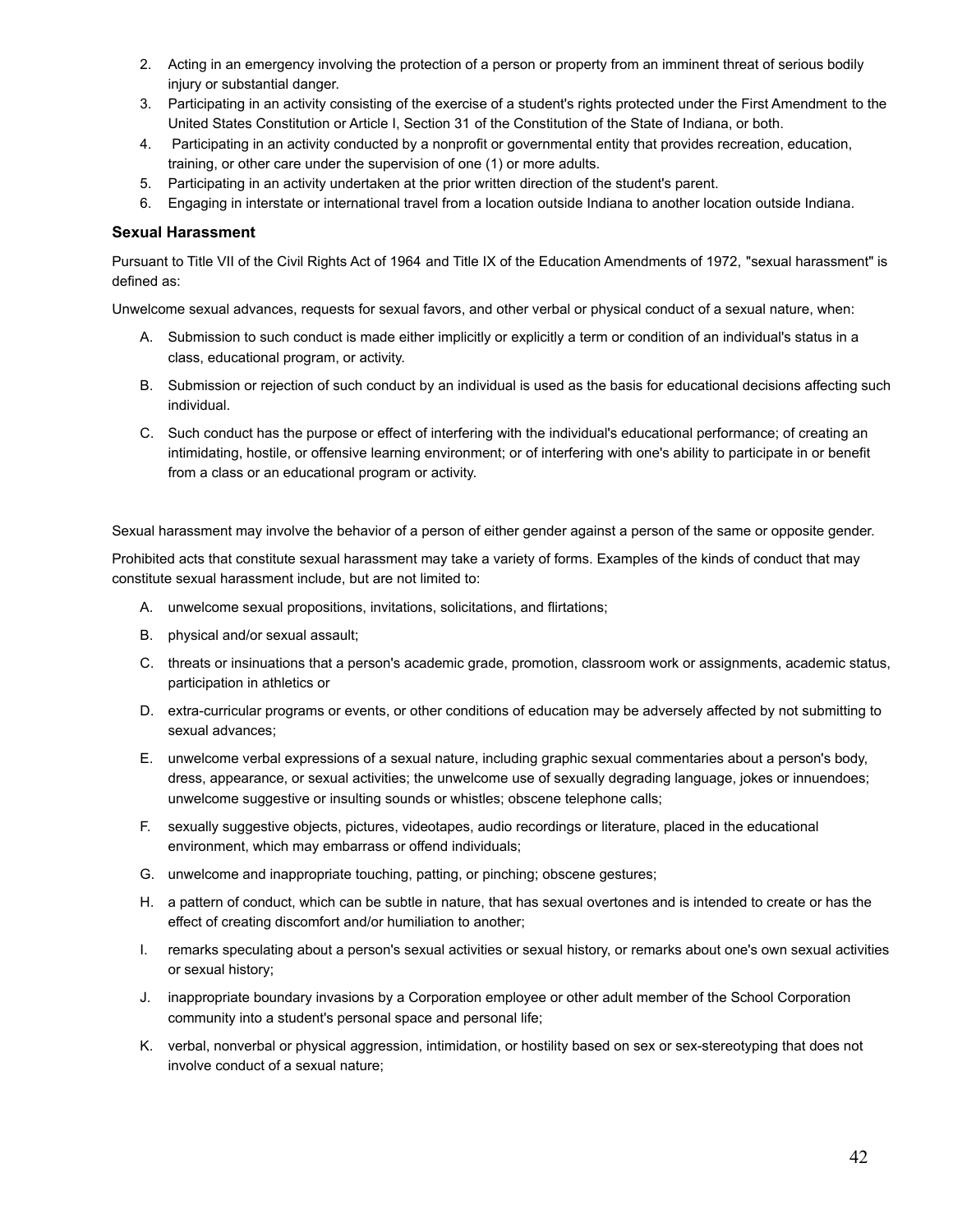2. Acting in an emergency involving the protection of a person or property from an imminent threat of serious bodily injury or substantial danger.
3. Participating in an activity consisting of the exercise of a student's rights protected under the First Amendment to the United States Constitution or Article I, Section 31 of the Constitution of the State of Indiana, or both.
4. Participating in an activity conducted by a nonprofit or governmental entity that provides recreation, education, training, or other care under the supervision of one (1) or more adults.
5. Participating in an activity undertaken at the prior written direction of the student's parent.
6. Engaging in interstate or international travel from a location outside Indiana to another location outside Indiana.

### Sexual Harassment

Pursuant to Title VII of the Civil Rights Act of 1964 and Title IX of the Education Amendments of 1972, "sexual harassment" is defined as:

Unwelcome sexual advances, requests for sexual favors, and other verbal or physical conduct of a sexual nature, when:

A. Submission to such conduct is made either implicitly or explicitly a term or condition of an individual's status in a class, educational program, or activity.

B. Submission or rejection of such conduct by an individual is used as the basis for educational decisions affecting such individual.

C. Such conduct has the purpose or effect of interfering with the individual's educational performance; of creating an intimidating, hostile, or offensive learning environment; or of interfering with one's ability to participate in or benefit from a class or an educational program or activity.

Sexual harassment may involve the behavior of a person of either gender against a person of the same or opposite gender.

Prohibited acts that constitute sexual harassment may take a variety of forms. Examples of the kinds of conduct that may constitute sexual harassment include, but are not limited to:

A. unwelcome sexual propositions, invitations, solicitations, and flirtations;

B. physical and/or sexual assault;

C. threats or insinuations that a person's academic grade, promotion, classroom work or assignments, academic status, participation in athletics or

D. extra-curricular programs or events, or other conditions of education may be adversely affected by not submitting to sexual advances;

E. unwelcome verbal expressions of a sexual nature, including graphic sexual commentaries about a person's body, dress, appearance, or sexual activities; the unwelcome use of sexually degrading language, jokes or innuendoes; unwelcome suggestive or insulting sounds or whistles; obscene telephone calls;

F. sexually suggestive objects, pictures, videotapes, audio recordings or literature, placed in the educational environment, which may embarrass or offend individuals;

G. unwelcome and inappropriate touching, patting, or pinching; obscene gestures;

H. a pattern of conduct, which can be subtle in nature, that has sexual overtones and is intended to create or has the effect of creating discomfort and/or humiliation to another;

I. remarks speculating about a person's sexual activities or sexual history, or remarks about one's own sexual activities or sexual history;

J. inappropriate boundary invasions by a Corporation employee or other adult member of the School Corporation community into a student's personal space and personal life;

K. verbal, nonverbal or physical aggression, intimidation, or hostility based on sex or sex-stereotyping that does not involve conduct of a sexual nature;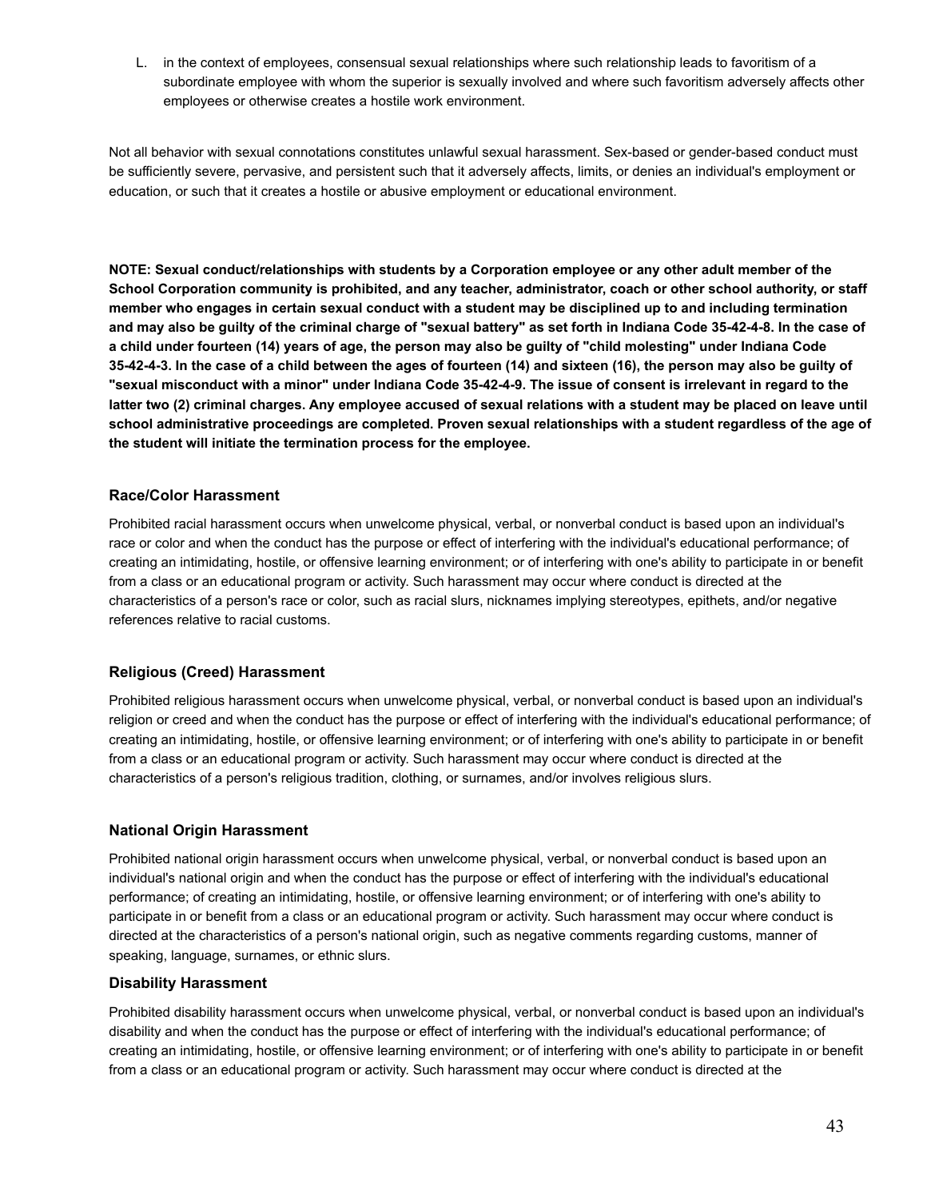L. in the context of employees, consensual sexual relationships where such relationship leads to favoritism of a subordinate employee with whom the superior is sexually involved and where such favoritism adversely affects other employees or otherwise creates a hostile work environment.

Not all behavior with sexual connotations constitutes unlawful sexual harassment. Sex-based or gender-based conduct must be sufficiently severe, pervasive, and persistent such that it adversely affects, limits, or denies an individual's employment or education, or such that it creates a hostile or abusive employment or educational environment.

**NOTE: Sexual conduct/relationships with students by a Corporation employee or any other adult member of the School Corporation community is prohibited, and any teacher, administrator, coach or other school authority, or staff member who engages in certain sexual conduct with a student may be disciplined up to and including termination and may also be guilty of the criminal charge of "sexual battery" as set forth in Indiana Code 35-42-4-8. In the case of a child under fourteen (14) years of age, the person may also be guilty of "child molesting" under Indiana Code 35-42-4-3. In the case of a child between the ages of fourteen (14) and sixteen (16), the person may also be guilty of "sexual misconduct with a minor" under Indiana Code 35-42-4-9. The issue of consent is irrelevant in regard to the latter two (2) criminal charges. Any employee accused of sexual relations with a student may be placed on leave until school administrative proceedings are completed. Proven sexual relationships with a student regardless of the age of the student will initiate the termination process for the employee.**

### Race/Color Harassment

Prohibited racial harassment occurs when unwelcome physical, verbal, or nonverbal conduct is based upon an individual's race or color and when the conduct has the purpose or effect of interfering with the individual's educational performance; of creating an intimidating, hostile, or offensive learning environment; or of interfering with one's ability to participate in or benefit from a class or an educational program or activity. Such harassment may occur where conduct is directed at the characteristics of a person's race or color, such as racial slurs, nicknames implying stereotypes, epithets, and/or negative references relative to racial customs.

### Religious (Creed) Harassment

Prohibited religious harassment occurs when unwelcome physical, verbal, or nonverbal conduct is based upon an individual's religion or creed and when the conduct has the purpose or effect of interfering with the individual's educational performance; of creating an intimidating, hostile, or offensive learning environment; or of interfering with one's ability to participate in or benefit from a class or an educational program or activity. Such harassment may occur where conduct is directed at the characteristics of a person's religious tradition, clothing, or surnames, and/or involves religious slurs.

### National Origin Harassment

Prohibited national origin harassment occurs when unwelcome physical, verbal, or nonverbal conduct is based upon an individual's national origin and when the conduct has the purpose or effect of interfering with the individual's educational performance; of creating an intimidating, hostile, or offensive learning environment; or of interfering with one's ability to participate in or benefit from a class or an educational program or activity. Such harassment may occur where conduct is directed at the characteristics of a person's national origin, such as negative comments regarding customs, manner of speaking, language, surnames, or ethnic slurs.

### Disability Harassment

Prohibited disability harassment occurs when unwelcome physical, verbal, or nonverbal conduct is based upon an individual's disability and when the conduct has the purpose or effect of interfering with the individual's educational performance; of creating an intimidating, hostile, or offensive learning environment; or of interfering with one's ability to participate in or benefit from a class or an educational program or activity. Such harassment may occur where conduct is directed at the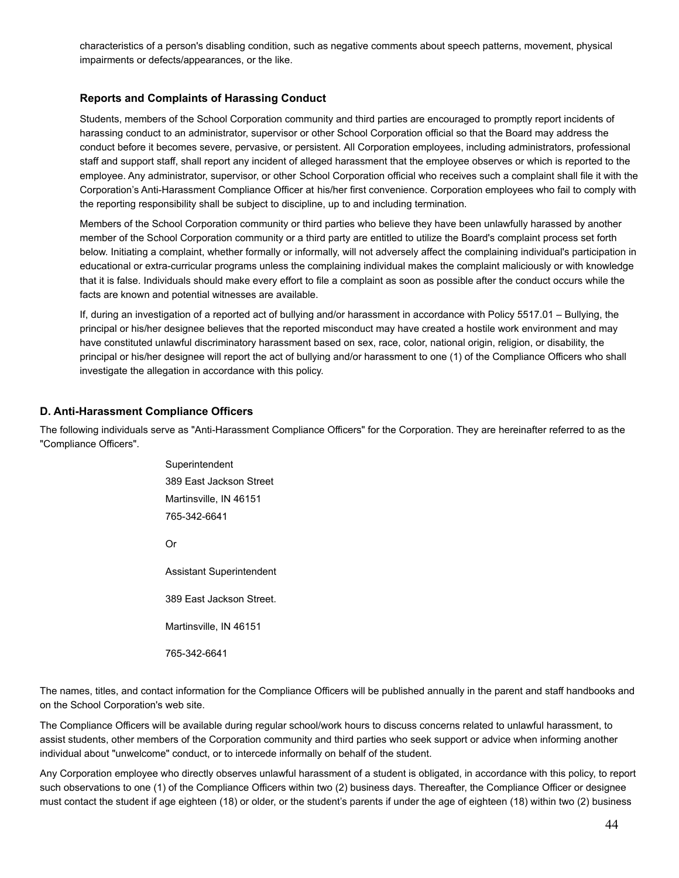characteristics of a person's disabling condition, such as negative comments about speech patterns, movement, physical impairments or defects/appearances, or the like.

### Reports and Complaints of Harassing Conduct

Students, members of the School Corporation community and third parties are encouraged to promptly report incidents of harassing conduct to an administrator, supervisor or other School Corporation official so that the Board may address the conduct before it becomes severe, pervasive, or persistent. All Corporation employees, including administrators, professional staff and support staff, shall report any incident of alleged harassment that the employee observes or which is reported to the employee. Any administrator, supervisor, or other School Corporation official who receives such a complaint shall file it with the Corporation's Anti-Harassment Compliance Officer at his/her first convenience. Corporation employees who fail to comply with the reporting responsibility shall be subject to discipline, up to and including termination.

Members of the School Corporation community or third parties who believe they have been unlawfully harassed by another member of the School Corporation community or a third party are entitled to utilize the Board's complaint process set forth below. Initiating a complaint, whether formally or informally, will not adversely affect the complaining individual's participation in educational or extra-curricular programs unless the complaining individual makes the complaint maliciously or with knowledge that it is false. Individuals should make every effort to file a complaint as soon as possible after the conduct occurs while the facts are known and potential witnesses are available.

If, during an investigation of a reported act of bullying and/or harassment in accordance with Policy 5517.01 – Bullying, the principal or his/her designee believes that the reported misconduct may have created a hostile work environment and may have constituted unlawful discriminatory harassment based on sex, race, color, national origin, religion, or disability, the principal or his/her designee will report the act of bullying and/or harassment to one (1) of the Compliance Officers who shall investigate the allegation in accordance with this policy.

## D. Anti-Harassment Compliance Officers

The following individuals serve as "Anti-Harassment Compliance Officers" for the Corporation. They are hereinafter referred to as the "Compliance Officers".

Superintendent
389 East Jackson Street
Martinsville, IN 46151
765-342-6641

Or

Assistant Superintendent

389 East Jackson Street.

Martinsville, IN 46151

765-342-6641

The names, titles, and contact information for the Compliance Officers will be published annually in the parent and staff handbooks and on the School Corporation's web site.

The Compliance Officers will be available during regular school/work hours to discuss concerns related to unlawful harassment, to assist students, other members of the Corporation community and third parties who seek support or advice when informing another individual about "unwelcome" conduct, or to intercede informally on behalf of the student.

Any Corporation employee who directly observes unlawful harassment of a student is obligated, in accordance with this policy, to report such observations to one (1) of the Compliance Officers within two (2) business days. Thereafter, the Compliance Officer or designee must contact the student if age eighteen (18) or older, or the student's parents if under the age of eighteen (18) within two (2) business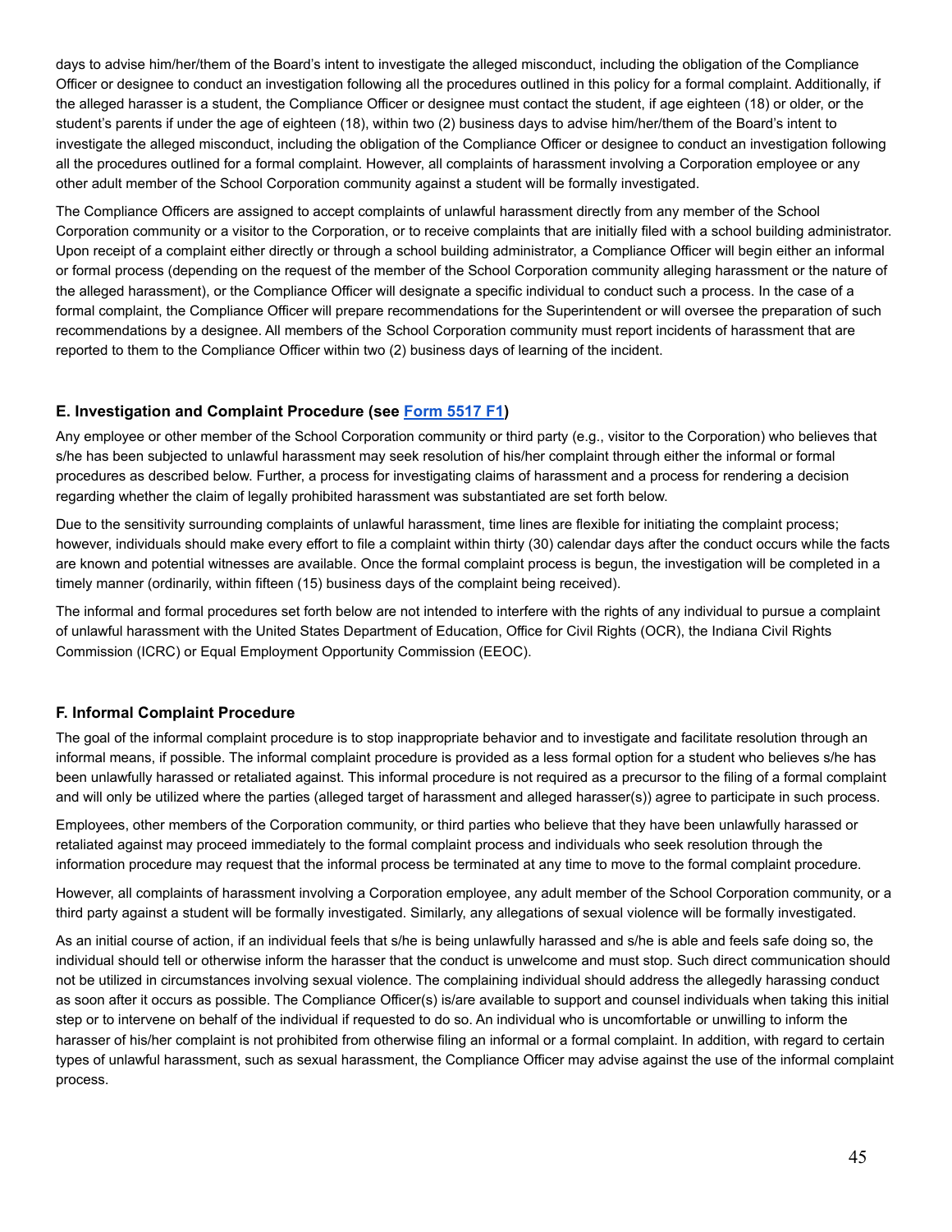days to advise him/her/them of the Board's intent to investigate the alleged misconduct, including the obligation of the Compliance Officer or designee to conduct an investigation following all the procedures outlined in this policy for a formal complaint. Additionally, if the alleged harasser is a student, the Compliance Officer or designee must contact the student, if age eighteen (18) or older, or the student's parents if under the age of eighteen (18), within two (2) business days to advise him/her/them of the Board's intent to investigate the alleged misconduct, including the obligation of the Compliance Officer or designee to conduct an investigation following all the procedures outlined for a formal complaint. However, all complaints of harassment involving a Corporation employee or any other adult member of the School Corporation community against a student will be formally investigated.

The Compliance Officers are assigned to accept complaints of unlawful harassment directly from any member of the School Corporation community or a visitor to the Corporation, or to receive complaints that are initially filed with a school building administrator. Upon receipt of a complaint either directly or through a school building administrator, a Compliance Officer will begin either an informal or formal process (depending on the request of the member of the School Corporation community alleging harassment or the nature of the alleged harassment), or the Compliance Officer will designate a specific individual to conduct such a process. In the case of a formal complaint, the Compliance Officer will prepare recommendations for the Superintendent or will oversee the preparation of such recommendations by a designee. All members of the School Corporation community must report incidents of harassment that are reported to them to the Compliance Officer within two (2) business days of learning of the incident.

### E. Investigation and Complaint Procedure (see Form 5517 F1)

Any employee or other member of the School Corporation community or third party (e.g., visitor to the Corporation) who believes that s/he has been subjected to unlawful harassment may seek resolution of his/her complaint through either the informal or formal procedures as described below. Further, a process for investigating claims of harassment and a process for rendering a decision regarding whether the claim of legally prohibited harassment was substantiated are set forth below.

Due to the sensitivity surrounding complaints of unlawful harassment, time lines are flexible for initiating the complaint process; however, individuals should make every effort to file a complaint within thirty (30) calendar days after the conduct occurs while the facts are known and potential witnesses are available. Once the formal complaint process is begun, the investigation will be completed in a timely manner (ordinarily, within fifteen (15) business days of the complaint being received).

The informal and formal procedures set forth below are not intended to interfere with the rights of any individual to pursue a complaint of unlawful harassment with the United States Department of Education, Office for Civil Rights (OCR), the Indiana Civil Rights Commission (ICRC) or Equal Employment Opportunity Commission (EEOC).

### F. Informal Complaint Procedure

The goal of the informal complaint procedure is to stop inappropriate behavior and to investigate and facilitate resolution through an informal means, if possible. The informal complaint procedure is provided as a less formal option for a student who believes s/he has been unlawfully harassed or retaliated against. This informal procedure is not required as a precursor to the filing of a formal complaint and will only be utilized where the parties (alleged target of harassment and alleged harasser(s)) agree to participate in such process.

Employees, other members of the Corporation community, or third parties who believe that they have been unlawfully harassed or retaliated against may proceed immediately to the formal complaint process and individuals who seek resolution through the information procedure may request that the informal process be terminated at any time to move to the formal complaint procedure.

However, all complaints of harassment involving a Corporation employee, any adult member of the School Corporation community, or a third party against a student will be formally investigated. Similarly, any allegations of sexual violence will be formally investigated.

As an initial course of action, if an individual feels that s/he is being unlawfully harassed and s/he is able and feels safe doing so, the individual should tell or otherwise inform the harasser that the conduct is unwelcome and must stop. Such direct communication should not be utilized in circumstances involving sexual violence. The complaining individual should address the allegedly harassing conduct as soon after it occurs as possible. The Compliance Officer(s) is/are available to support and counsel individuals when taking this initial step or to intervene on behalf of the individual if requested to do so. An individual who is uncomfortable or unwilling to inform the harasser of his/her complaint is not prohibited from otherwise filing an informal or a formal complaint. In addition, with regard to certain types of unlawful harassment, such as sexual harassment, the Compliance Officer may advise against the use of the informal complaint process.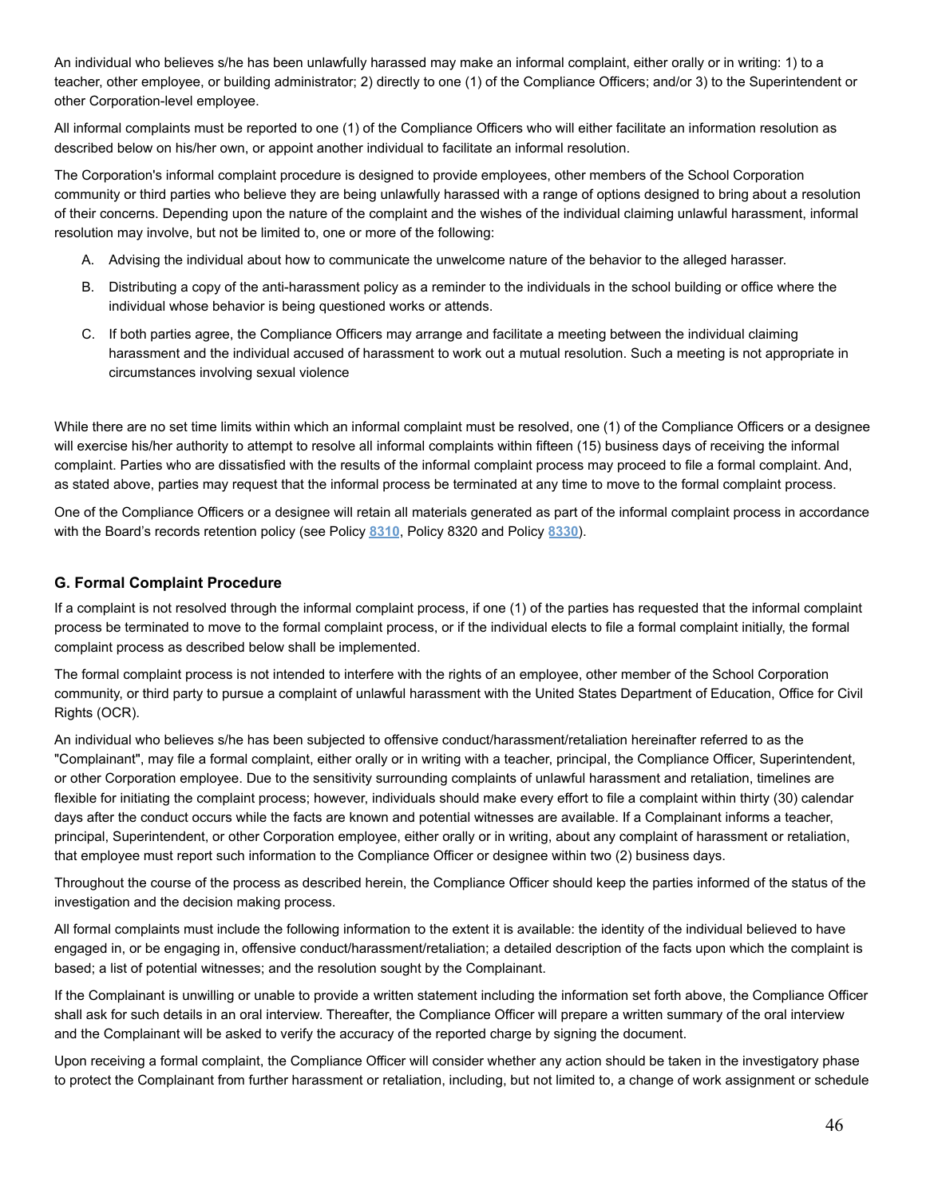An individual who believes s/he has been unlawfully harassed may make an informal complaint, either orally or in writing: 1) to a teacher, other employee, or building administrator; 2) directly to one (1) of the Compliance Officers; and/or 3) to the Superintendent or other Corporation-level employee.

All informal complaints must be reported to one (1) of the Compliance Officers who will either facilitate an information resolution as described below on his/her own, or appoint another individual to facilitate an informal resolution.

The Corporation's informal complaint procedure is designed to provide employees, other members of the School Corporation community or third parties who believe they are being unlawfully harassed with a range of options designed to bring about a resolution of their concerns. Depending upon the nature of the complaint and the wishes of the individual claiming unlawful harassment, informal resolution may involve, but not be limited to, one or more of the following:

A. Advising the individual about how to communicate the unwelcome nature of the behavior to the alleged harasser.

B. Distributing a copy of the anti-harassment policy as a reminder to the individuals in the school building or office where the individual whose behavior is being questioned works or attends.

C. If both parties agree, the Compliance Officers may arrange and facilitate a meeting between the individual claiming harassment and the individual accused of harassment to work out a mutual resolution. Such a meeting is not appropriate in circumstances involving sexual violence

While there are no set time limits within which an informal complaint must be resolved, one (1) of the Compliance Officers or a designee will exercise his/her authority to attempt to resolve all informal complaints within fifteen (15) business days of receiving the informal complaint. Parties who are dissatisfied with the results of the informal complaint process may proceed to file a formal complaint. And, as stated above, parties may request that the informal process be terminated at any time to move to the formal complaint process.

One of the Compliance Officers or a designee will retain all materials generated as part of the informal complaint process in accordance with the Board's records retention policy (see Policy **8310**, Policy 8320 and Policy **8330**).

### G. Formal Complaint Procedure

If a complaint is not resolved through the informal complaint process, if one (1) of the parties has requested that the informal complaint process be terminated to move to the formal complaint process, or if the individual elects to file a formal complaint initially, the formal complaint process as described below shall be implemented.

The formal complaint process is not intended to interfere with the rights of an employee, other member of the School Corporation community, or third party to pursue a complaint of unlawful harassment with the United States Department of Education, Office for Civil Rights (OCR).

An individual who believes s/he has been subjected to offensive conduct/harassment/retaliation hereinafter referred to as the "Complainant", may file a formal complaint, either orally or in writing with a teacher, principal, the Compliance Officer, Superintendent, or other Corporation employee. Due to the sensitivity surrounding complaints of unlawful harassment and retaliation, timelines are flexible for initiating the complaint process; however, individuals should make every effort to file a complaint within thirty (30) calendar days after the conduct occurs while the facts are known and potential witnesses are available. If a Complainant informs a teacher, principal, Superintendent, or other Corporation employee, either orally or in writing, about any complaint of harassment or retaliation, that employee must report such information to the Compliance Officer or designee within two (2) business days.

Throughout the course of the process as described herein, the Compliance Officer should keep the parties informed of the status of the investigation and the decision making process.

All formal complaints must include the following information to the extent it is available: the identity of the individual believed to have engaged in, or be engaging in, offensive conduct/harassment/retaliation; a detailed description of the facts upon which the complaint is based; a list of potential witnesses; and the resolution sought by the Complainant.

If the Complainant is unwilling or unable to provide a written statement including the information set forth above, the Compliance Officer shall ask for such details in an oral interview. Thereafter, the Compliance Officer will prepare a written summary of the oral interview and the Complainant will be asked to verify the accuracy of the reported charge by signing the document.

Upon receiving a formal complaint, the Compliance Officer will consider whether any action should be taken in the investigatory phase to protect the Complainant from further harassment or retaliation, including, but not limited to, a change of work assignment or schedule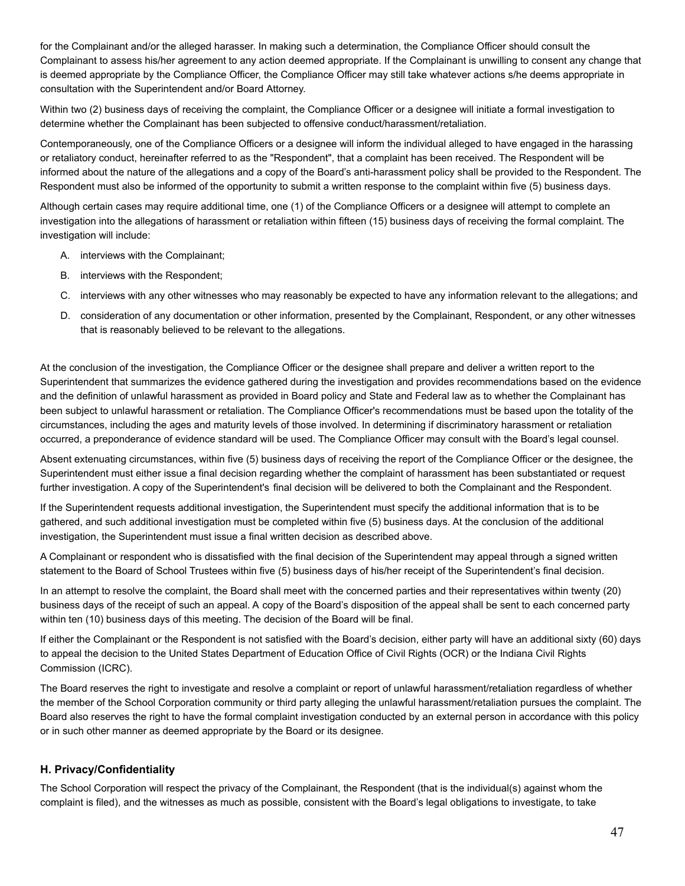for the Complainant and/or the alleged harasser. In making such a determination, the Compliance Officer should consult the Complainant to assess his/her agreement to any action deemed appropriate. If the Complainant is unwilling to consent any change that is deemed appropriate by the Compliance Officer, the Compliance Officer may still take whatever actions s/he deems appropriate in consultation with the Superintendent and/or Board Attorney.

Within two (2) business days of receiving the complaint, the Compliance Officer or a designee will initiate a formal investigation to determine whether the Complainant has been subjected to offensive conduct/harassment/retaliation.

Contemporaneously, one of the Compliance Officers or a designee will inform the individual alleged to have engaged in the harassing or retaliatory conduct, hereinafter referred to as the "Respondent", that a complaint has been received. The Respondent will be informed about the nature of the allegations and a copy of the Board's anti-harassment policy shall be provided to the Respondent. The Respondent must also be informed of the opportunity to submit a written response to the complaint within five (5) business days.

Although certain cases may require additional time, one (1) of the Compliance Officers or a designee will attempt to complete an investigation into the allegations of harassment or retaliation within fifteen (15) business days of receiving the formal complaint. The investigation will include:

A. interviews with the Complainant;

B. interviews with the Respondent;

C. interviews with any other witnesses who may reasonably be expected to have any information relevant to the allegations; and

D. consideration of any documentation or other information, presented by the Complainant, Respondent, or any other witnesses that is reasonably believed to be relevant to the allegations.

At the conclusion of the investigation, the Compliance Officer or the designee shall prepare and deliver a written report to the Superintendent that summarizes the evidence gathered during the investigation and provides recommendations based on the evidence and the definition of unlawful harassment as provided in Board policy and State and Federal law as to whether the Complainant has been subject to unlawful harassment or retaliation. The Compliance Officer's recommendations must be based upon the totality of the circumstances, including the ages and maturity levels of those involved. In determining if discriminatory harassment or retaliation occurred, a preponderance of evidence standard will be used. The Compliance Officer may consult with the Board's legal counsel.

Absent extenuating circumstances, within five (5) business days of receiving the report of the Compliance Officer or the designee, the Superintendent must either issue a final decision regarding whether the complaint of harassment has been substantiated or request further investigation. A copy of the Superintendent's final decision will be delivered to both the Complainant and the Respondent.

If the Superintendent requests additional investigation, the Superintendent must specify the additional information that is to be gathered, and such additional investigation must be completed within five (5) business days. At the conclusion of the additional investigation, the Superintendent must issue a final written decision as described above.

A Complainant or respondent who is dissatisfied with the final decision of the Superintendent may appeal through a signed written statement to the Board of School Trustees within five (5) business days of his/her receipt of the Superintendent's final decision.

In an attempt to resolve the complaint, the Board shall meet with the concerned parties and their representatives within twenty (20) business days of the receipt of such an appeal. A copy of the Board's disposition of the appeal shall be sent to each concerned party within ten (10) business days of this meeting. The decision of the Board will be final.

If either the Complainant or the Respondent is not satisfied with the Board's decision, either party will have an additional sixty (60) days to appeal the decision to the United States Department of Education Office of Civil Rights (OCR) or the Indiana Civil Rights Commission (ICRC).

The Board reserves the right to investigate and resolve a complaint or report of unlawful harassment/retaliation regardless of whether the member of the School Corporation community or third party alleging the unlawful harassment/retaliation pursues the complaint. The Board also reserves the right to have the formal complaint investigation conducted by an external person in accordance with this policy or in such other manner as deemed appropriate by the Board or its designee.

### H. Privacy/Confidentiality

The School Corporation will respect the privacy of the Complainant, the Respondent (that is the individual(s) against whom the complaint is filed), and the witnesses as much as possible, consistent with the Board's legal obligations to investigate, to take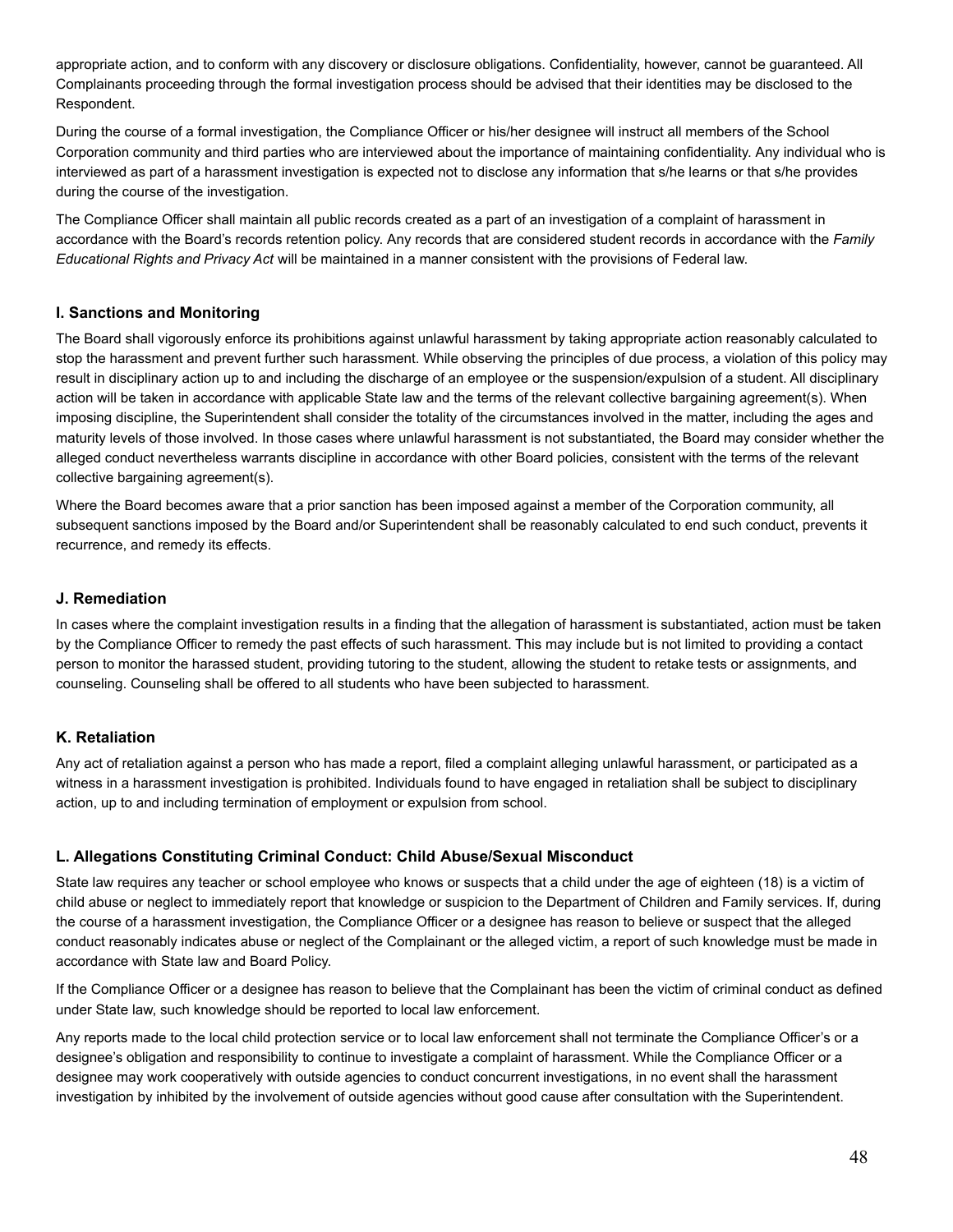appropriate action, and to conform with any discovery or disclosure obligations. Confidentiality, however, cannot be guaranteed. All Complainants proceeding through the formal investigation process should be advised that their identities may be disclosed to the Respondent.

During the course of a formal investigation, the Compliance Officer or his/her designee will instruct all members of the School Corporation community and third parties who are interviewed about the importance of maintaining confidentiality. Any individual who is interviewed as part of a harassment investigation is expected not to disclose any information that s/he learns or that s/he provides during the course of the investigation.

The Compliance Officer shall maintain all public records created as a part of an investigation of a complaint of harassment in accordance with the Board's records retention policy. Any records that are considered student records in accordance with the *Family Educational Rights and Privacy Act* will be maintained in a manner consistent with the provisions of Federal law.

### I. Sanctions and Monitoring

The Board shall vigorously enforce its prohibitions against unlawful harassment by taking appropriate action reasonably calculated to stop the harassment and prevent further such harassment. While observing the principles of due process, a violation of this policy may result in disciplinary action up to and including the discharge of an employee or the suspension/expulsion of a student. All disciplinary action will be taken in accordance with applicable State law and the terms of the relevant collective bargaining agreement(s). When imposing discipline, the Superintendent shall consider the totality of the circumstances involved in the matter, including the ages and maturity levels of those involved. In those cases where unlawful harassment is not substantiated, the Board may consider whether the alleged conduct nevertheless warrants discipline in accordance with other Board policies, consistent with the terms of the relevant collective bargaining agreement(s).

Where the Board becomes aware that a prior sanction has been imposed against a member of the Corporation community, all subsequent sanctions imposed by the Board and/or Superintendent shall be reasonably calculated to end such conduct, prevents it recurrence, and remedy its effects.

### J. Remediation

In cases where the complaint investigation results in a finding that the allegation of harassment is substantiated, action must be taken by the Compliance Officer to remedy the past effects of such harassment. This may include but is not limited to providing a contact person to monitor the harassed student, providing tutoring to the student, allowing the student to retake tests or assignments, and counseling. Counseling shall be offered to all students who have been subjected to harassment.

### K. Retaliation

Any act of retaliation against a person who has made a report, filed a complaint alleging unlawful harassment, or participated as a witness in a harassment investigation is prohibited. Individuals found to have engaged in retaliation shall be subject to disciplinary action, up to and including termination of employment or expulsion from school.

### L. Allegations Constituting Criminal Conduct: Child Abuse/Sexual Misconduct

State law requires any teacher or school employee who knows or suspects that a child under the age of eighteen (18) is a victim of child abuse or neglect to immediately report that knowledge or suspicion to the Department of Children and Family services. If, during the course of a harassment investigation, the Compliance Officer or a designee has reason to believe or suspect that the alleged conduct reasonably indicates abuse or neglect of the Complainant or the alleged victim, a report of such knowledge must be made in accordance with State law and Board Policy.

If the Compliance Officer or a designee has reason to believe that the Complainant has been the victim of criminal conduct as defined under State law, such knowledge should be reported to local law enforcement.

Any reports made to the local child protection service or to local law enforcement shall not terminate the Compliance Officer's or a designee's obligation and responsibility to continue to investigate a complaint of harassment. While the Compliance Officer or a designee may work cooperatively with outside agencies to conduct concurrent investigations, in no event shall the harassment investigation by inhibited by the involvement of outside agencies without good cause after consultation with the Superintendent.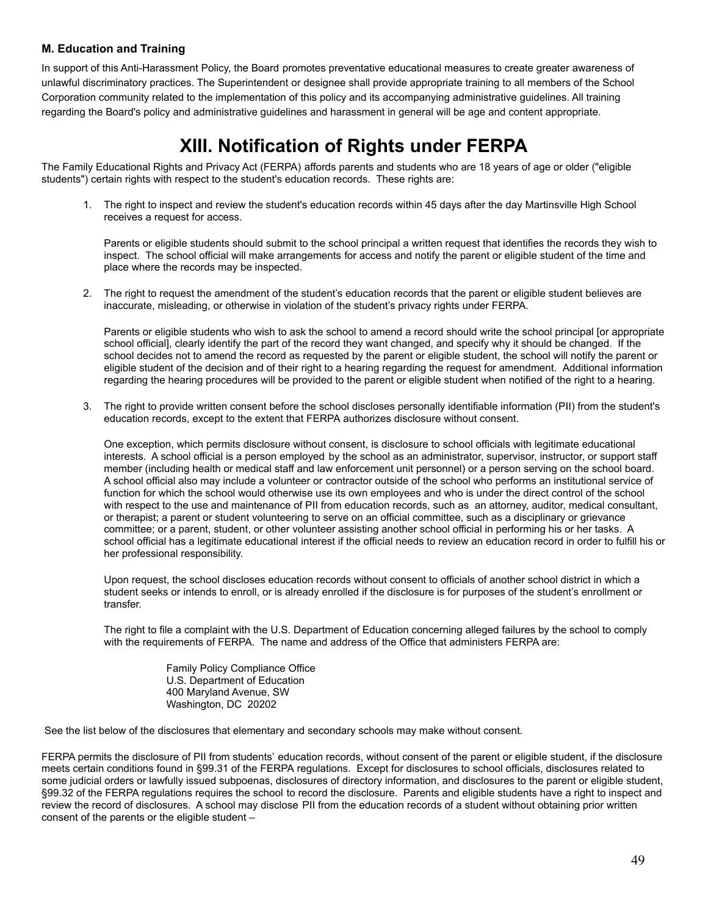**M. Education and Training**

In support of this Anti-Harassment Policy, the Board promotes preventative educational measures to create greater awareness of unlawful discriminatory practices. The Superintendent or designee shall provide appropriate training to all members of the School Corporation community related to the implementation of this policy and its accompanying administrative guidelines. All training regarding the Board's policy and administrative guidelines and harassment in general will be age and content appropriate.

# XIII. Notification of Rights under FERPA

The Family Educational Rights and Privacy Act (FERPA) affords parents and students who are 18 years of age or older ("eligible students") certain rights with respect to the student's education records. These rights are:

1. The right to inspect and review the student's education records within 45 days after the day Martinsville High School receives a request for access.

   Parents or eligible students should submit to the school principal a written request that identifies the records they wish to inspect. The school official will make arrangements for access and notify the parent or eligible student of the time and place where the records may be inspected.

2. The right to request the amendment of the student's education records that the parent or eligible student believes are inaccurate, misleading, or otherwise in violation of the student's privacy rights under FERPA.

   Parents or eligible students who wish to ask the school to amend a record should write the school principal [or appropriate school official], clearly identify the part of the record they want changed, and specify why it should be changed. If the school decides not to amend the record as requested by the parent or eligible student, the school will notify the parent or eligible student of the decision and of their right to a hearing regarding the request for amendment. Additional information regarding the hearing procedures will be provided to the parent or eligible student when notified of the right to a hearing.

3. The right to provide written consent before the school discloses personally identifiable information (PII) from the student's education records, except to the extent that FERPA authorizes disclosure without consent.

   One exception, which permits disclosure without consent, is disclosure to school officials with legitimate educational interests. A school official is a person employed by the school as an administrator, supervisor, instructor, or support staff member (including health or medical staff and law enforcement unit personnel) or a person serving on the school board. A school official also may include a volunteer or contractor outside of the school who performs an institutional service of function for which the school would otherwise use its own employees and who is under the direct control of the school with respect to the use and maintenance of PII from education records, such as an attorney, auditor, medical consultant, or therapist; a parent or student volunteering to serve on an official committee, such as a disciplinary or grievance committee; or a parent, student, or other volunteer assisting another school official in performing his or her tasks. A school official has a legitimate educational interest if the official needs to review an education record in order to fulfill his or her professional responsibility.

   Upon request, the school discloses education records without consent to officials of another school district in which a student seeks or intends to enroll, or is already enrolled if the disclosure is for purposes of the student's enrollment or transfer.

   The right to file a complaint with the U.S. Department of Education concerning alleged failures by the school to comply with the requirements of FERPA. The name and address of the Office that administers FERPA are:

   Family Policy Compliance Office
   U.S. Department of Education
   400 Maryland Avenue, SW
   Washington, DC 20202

See the list below of the disclosures that elementary and secondary schools may make without consent.

FERPA permits the disclosure of PII from students' education records, without consent of the parent or eligible student, if the disclosure meets certain conditions found in §99.31 of the FERPA regulations. Except for disclosures to school officials, disclosures related to some judicial orders or lawfully issued subpoenas, disclosures of directory information, and disclosures to the parent or eligible student, §99.32 of the FERPA regulations requires the school to record the disclosure. Parents and eligible students have a right to inspect and review the record of disclosures. A school may disclose PII from the education records of a student without obtaining prior written consent of the parents or the eligible student –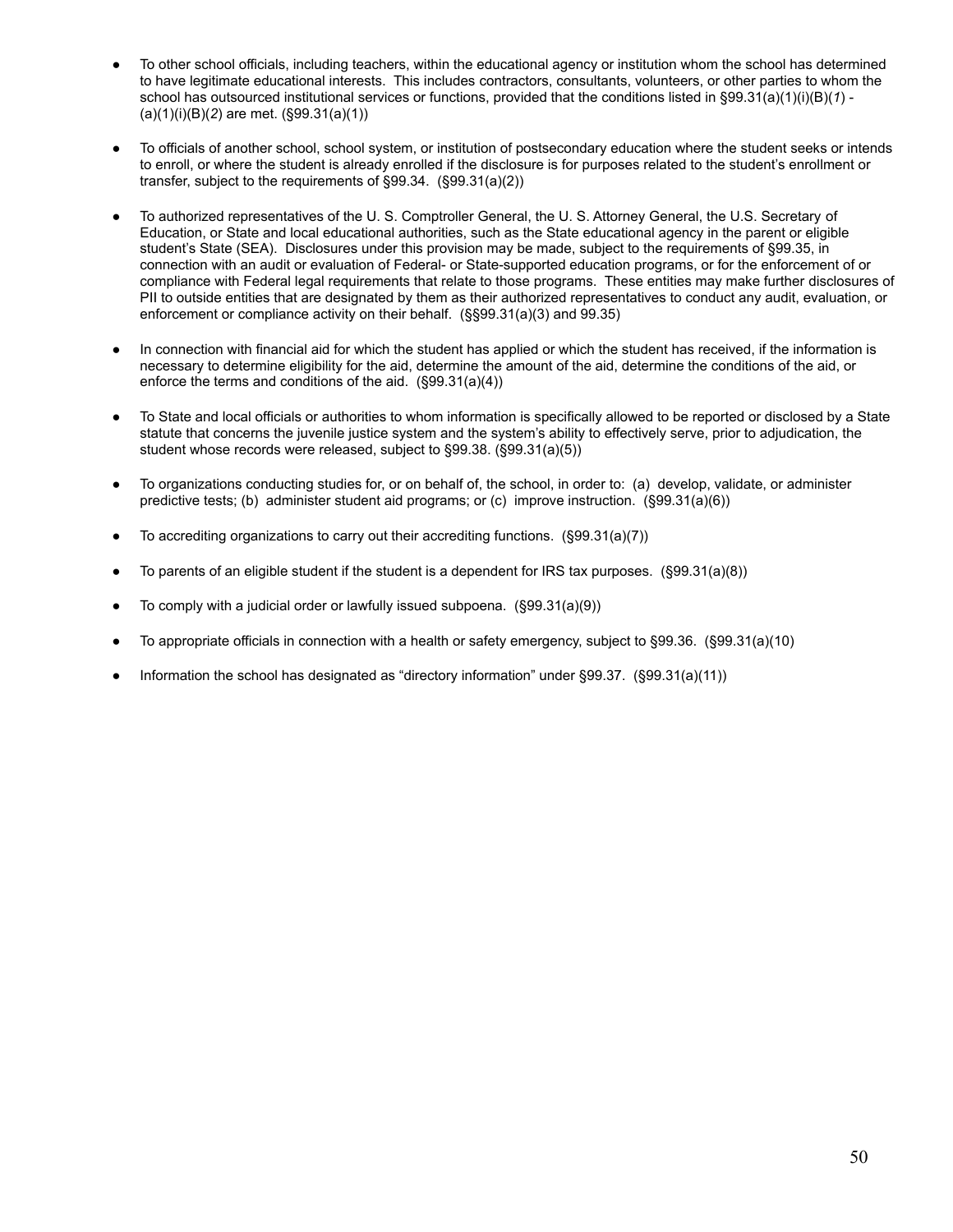- To other school officials, including teachers, within the educational agency or institution whom the school has determined to have legitimate educational interests. This includes contractors, consultants, volunteers, or other parties to whom the school has outsourced institutional services or functions, provided that the conditions listed in §99.31(a)(1)(i)(B)(*1*) - (a)(1)(i)(B)(*2*) are met. (§99.31(a)(1))

- To officials of another school, school system, or institution of postsecondary education where the student seeks or intends to enroll, or where the student is already enrolled if the disclosure is for purposes related to the student's enrollment or transfer, subject to the requirements of §99.34. (§99.31(a)(2))

- To authorized representatives of the U. S. Comptroller General, the U. S. Attorney General, the U.S. Secretary of Education, or State and local educational authorities, such as the State educational agency in the parent or eligible student's State (SEA). Disclosures under this provision may be made, subject to the requirements of §99.35, in connection with an audit or evaluation of Federal- or State-supported education programs, or for the enforcement of or compliance with Federal legal requirements that relate to those programs. These entities may make further disclosures of PII to outside entities that are designated by them as their authorized representatives to conduct any audit, evaluation, or enforcement or compliance activity on their behalf. (§§99.31(a)(3) and 99.35)

- In connection with financial aid for which the student has applied or which the student has received, if the information is necessary to determine eligibility for the aid, determine the amount of the aid, determine the conditions of the aid, or enforce the terms and conditions of the aid. (§99.31(a)(4))

- To State and local officials or authorities to whom information is specifically allowed to be reported or disclosed by a State statute that concerns the juvenile justice system and the system's ability to effectively serve, prior to adjudication, the student whose records were released, subject to §99.38. (§99.31(a)(5))

- To organizations conducting studies for, or on behalf of, the school, in order to: (a) develop, validate, or administer predictive tests; (b) administer student aid programs; or (c) improve instruction. (§99.31(a)(6))

- To accrediting organizations to carry out their accrediting functions. (§99.31(a)(7))

- To parents of an eligible student if the student is a dependent for IRS tax purposes. (§99.31(a)(8))

- To comply with a judicial order or lawfully issued subpoena. (§99.31(a)(9))

- To appropriate officials in connection with a health or safety emergency, subject to §99.36. (§99.31(a)(10)

- Information the school has designated as "directory information" under §99.37. (§99.31(a)(11))